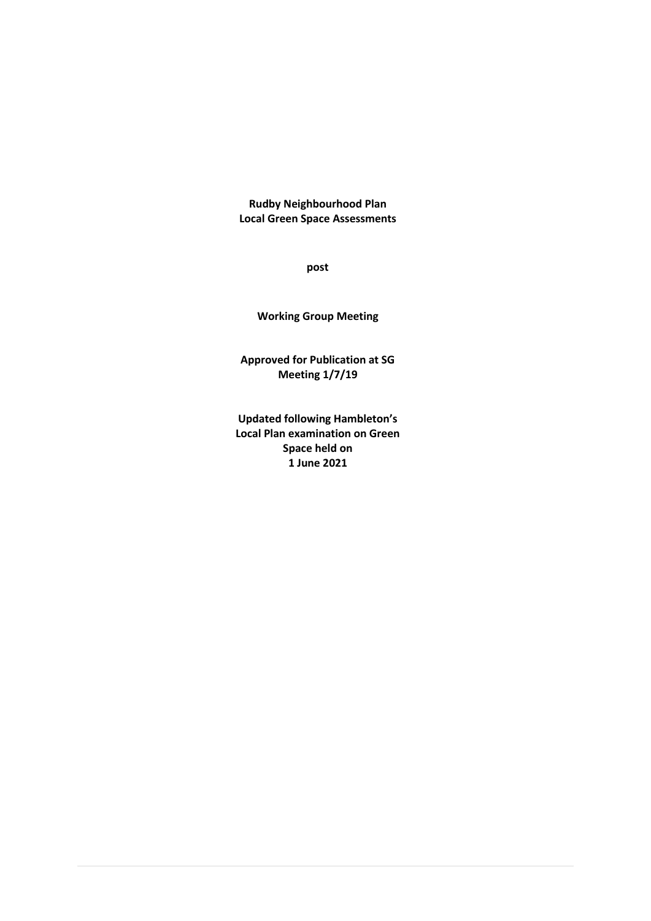**Rudby Neighbourhood Plan**
**Local Green Space Assessments**

**post**

**Working Group Meeting**

**Approved for Publication at SG Meeting 1/7/19**

**Updated following Hambleton's Local Plan examination on Green Space held on 1 June 2021**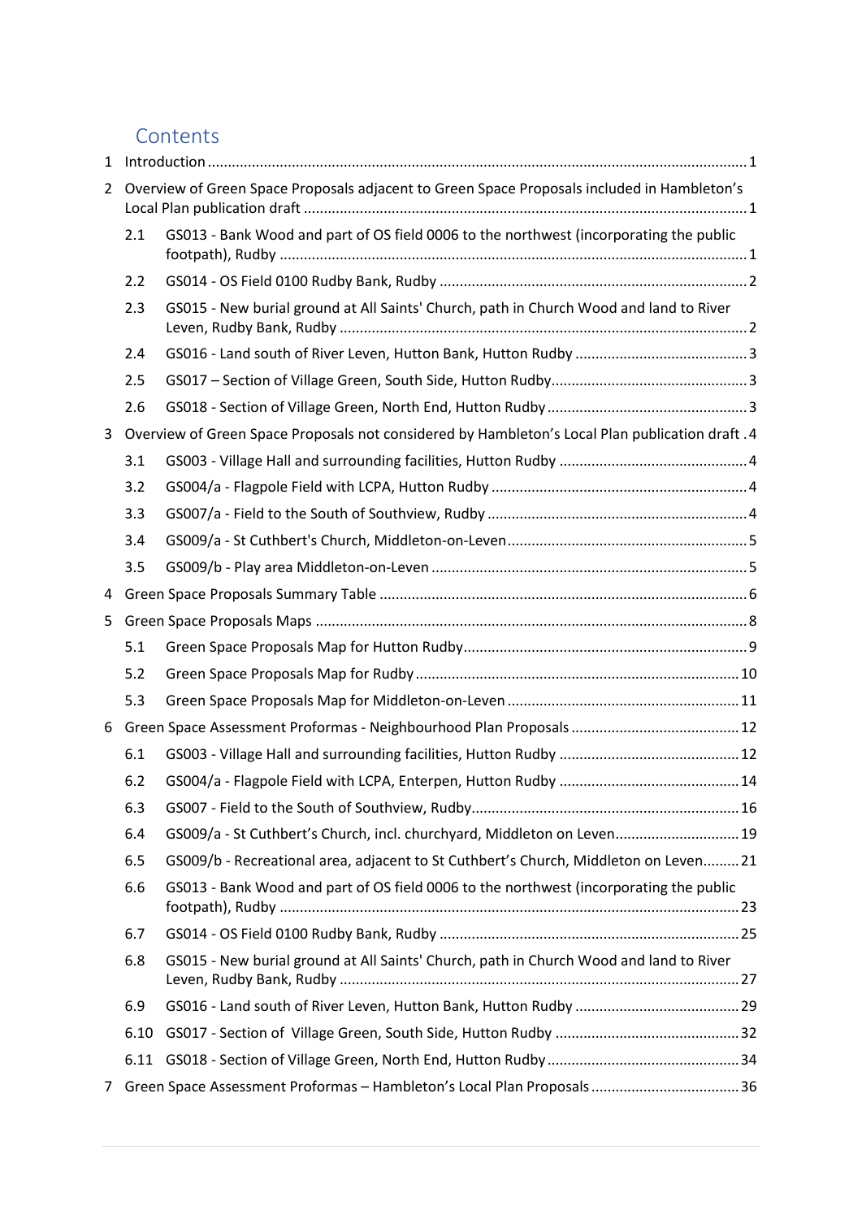# Contents

1 Introduction .......... 1

2 Overview of Green Space Proposals adjacent to Green Space Proposals included in Hambleton's Local Plan publication draft .......... 1

- 2.1 GS013 - Bank Wood and part of OS field 0006 to the northwest (incorporating the public footpath), Rudby .......... 1
- 2.2 GS014 - OS Field 0100 Rudby Bank, Rudby .......... 2
- 2.3 GS015 - New burial ground at All Saints' Church, path in Church Wood and land to River Leven, Rudby Bank, Rudby .......... 2
- 2.4 GS016 - Land south of River Leven, Hutton Bank, Hutton Rudby .......... 3
- 2.5 GS017 – Section of Village Green, South Side, Hutton Rudby .......... 3
- 2.6 GS018 - Section of Village Green, North End, Hutton Rudby .......... 3

3 Overview of Green Space Proposals not considered by Hambleton's Local Plan publication draft .......... 4

- 3.1 GS003 - Village Hall and surrounding facilities, Hutton Rudby .......... 4
- 3.2 GS004/a - Flagpole Field with LCPA, Hutton Rudby .......... 4
- 3.3 GS007/a - Field to the South of Southview, Rudby .......... 4
- 3.4 GS009/a - St Cuthbert's Church, Middleton-on-Leven .......... 5
- 3.5 GS009/b - Play area Middleton-on-Leven .......... 5

4 Green Space Proposals Summary Table .......... 6

5 Green Space Proposals Maps .......... 8

- 5.1 Green Space Proposals Map for Hutton Rudby .......... 9
- 5.2 Green Space Proposals Map for Rudby .......... 10
- 5.3 Green Space Proposals Map for Middleton-on-Leven .......... 11

6 Green Space Assessment Proformas - Neighbourhood Plan Proposals .......... 12

- 6.1 GS003 - Village Hall and surrounding facilities, Hutton Rudby .......... 12
- 6.2 GS004/a - Flagpole Field with LCPA, Enterpen, Hutton Rudby .......... 14
- 6.3 GS007 - Field to the South of Southview, Rudby .......... 16
- 6.4 GS009/a - St Cuthbert's Church, incl. churchyard, Middleton on Leven .......... 19
- 6.5 GS009/b - Recreational area, adjacent to St Cuthbert's Church, Middleton on Leven .......... 21
- 6.6 GS013 - Bank Wood and part of OS field 0006 to the northwest (incorporating the public footpath), Rudby .......... 23
- 6.7 GS014 - OS Field 0100 Rudby Bank, Rudby .......... 25
- 6.8 GS015 - New burial ground at All Saints' Church, path in Church Wood and land to River Leven, Rudby Bank, Rudby .......... 27
- 6.9 GS016 - Land south of River Leven, Hutton Bank, Hutton Rudby .......... 29
- 6.10 GS017 - Section of Village Green, South Side, Hutton Rudby .......... 32
- 6.11 GS018 - Section of Village Green, North End, Hutton Rudby .......... 34

7 Green Space Assessment Proformas – Hambleton's Local Plan Proposals .......... 36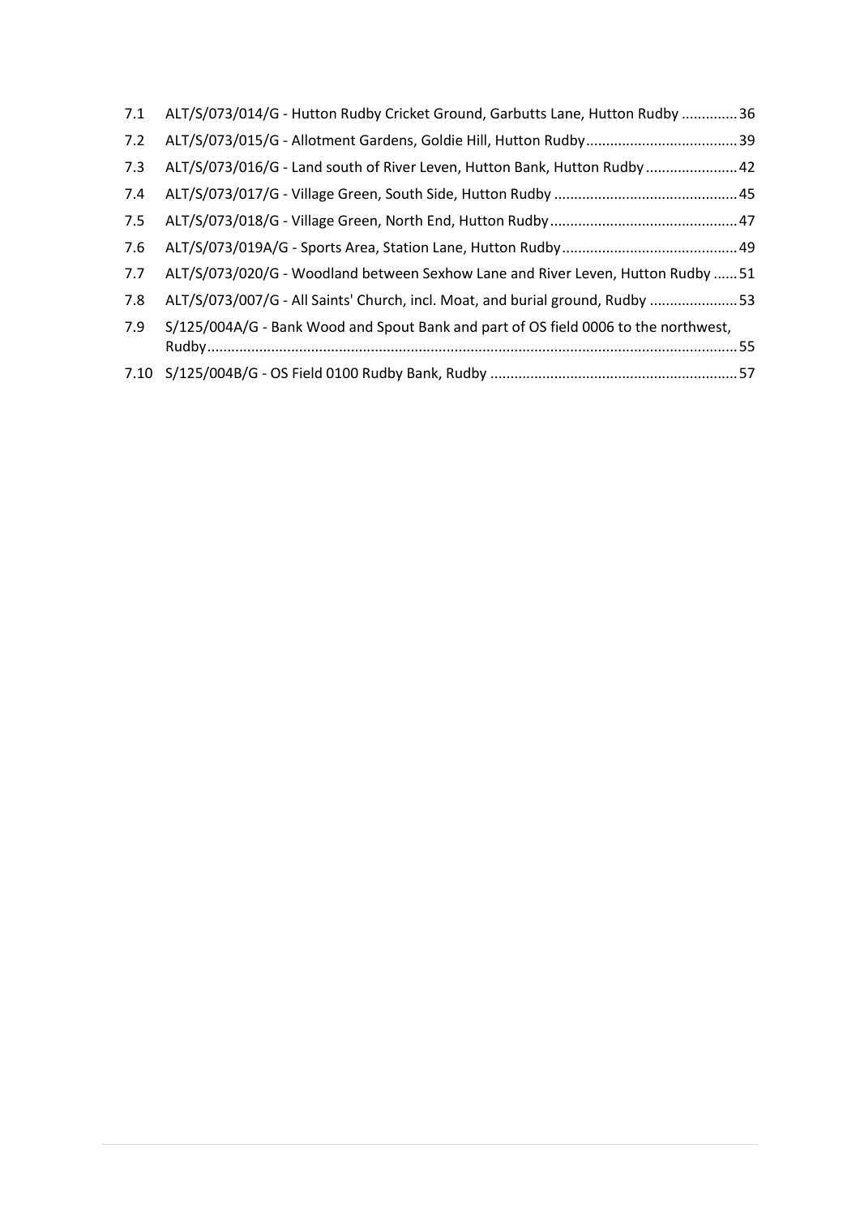7.1 ALT/S/073/014/G - Hutton Rudby Cricket Ground, Garbutts Lane, Hutton Rudby ..............36

7.2 ALT/S/073/015/G - Allotment Gardens, Goldie Hill, Hutton Rudby......................................39

7.3 ALT/S/073/016/G - Land south of River Leven, Hutton Bank, Hutton Rudby .......................42

7.4 ALT/S/073/017/G - Village Green, South Side, Hutton Rudby .............................................45

7.5 ALT/S/073/018/G - Village Green, North End, Hutton Rudby ...............................................47

7.6 ALT/S/073/019A/G - Sports Area, Station Lane, Hutton Rudby............................................49

7.7 ALT/S/073/020/G - Woodland between Sexhow Lane and River Leven, Hutton Rudby ......51

7.8 ALT/S/073/007/G - All Saints' Church, incl. Moat, and burial ground, Rudby ......................53

7.9 S/125/004A/G - Bank Wood and Spout Bank and part of OS field 0006 to the northwest, Rudby....................................................................................................................................55

7.10 S/125/004B/G - OS Field 0100 Rudby Bank, Rudby .............................................................57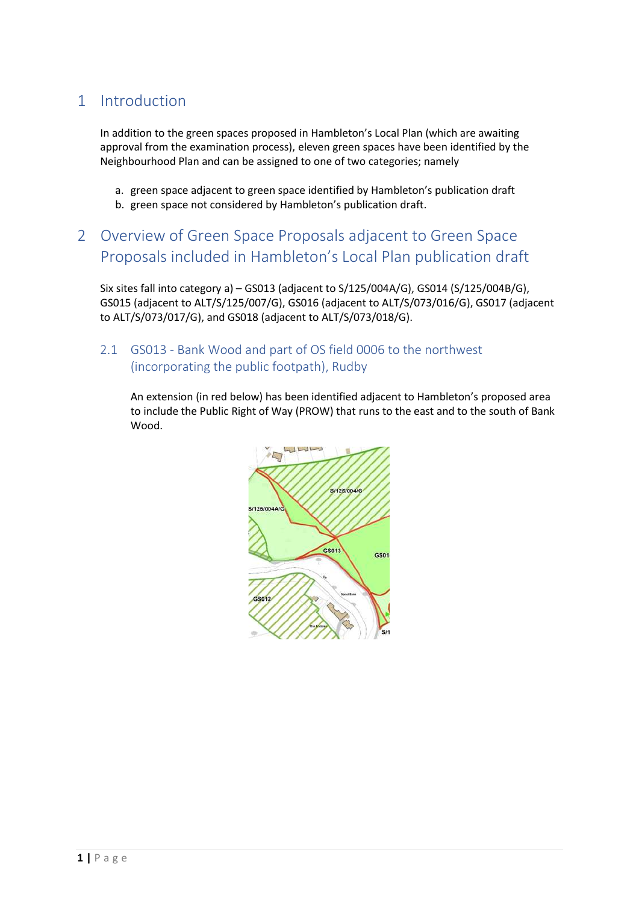# 1 Introduction

In addition to the green spaces proposed in Hambleton's Local Plan (which are awaiting approval from the examination process), eleven green spaces have been identified by the Neighbourhood Plan and can be assigned to one of two categories; namely

a. green space adjacent to green space identified by Hambleton's publication draft
b. green space not considered by Hambleton's publication draft.

# 2 Overview of Green Space Proposals adjacent to Green Space Proposals included in Hambleton's Local Plan publication draft

Six sites fall into category a) – GS013 (adjacent to S/125/004A/G), GS014 (S/125/004B/G), GS015 (adjacent to ALT/S/125/007/G), GS016 (adjacent to ALT/S/073/016/G), GS017 (adjacent to ALT/S/073/017/G), and GS018 (adjacent to ALT/S/073/018/G).

## 2.1 GS013 - Bank Wood and part of OS field 0006 to the northwest (incorporating the public footpath), Rudby

An extension (in red below) has been identified adjacent to Hambleton's proposed area to include the Public Right of Way (PROW) that runs to the east and to the south of Bank Wood.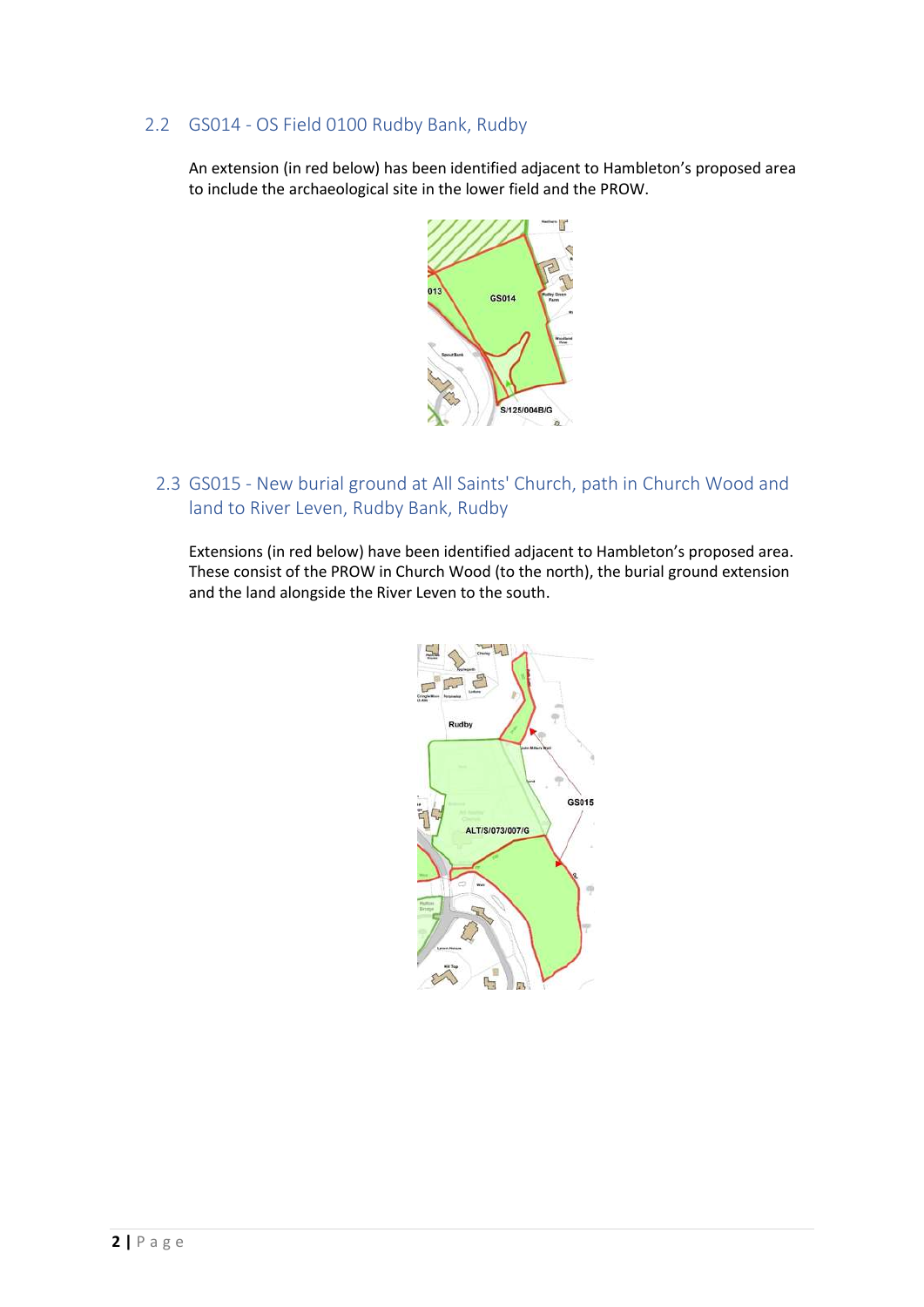## 2.2 GS014 - OS Field 0100 Rudby Bank, Rudby

An extension (in red below) has been identified adjacent to Hambleton's proposed area to include the archaeological site in the lower field and the PROW.

## 2.3 GS015 - New burial ground at All Saints' Church, path in Church Wood and land to River Leven, Rudby Bank, Rudby

Extensions (in red below) have been identified adjacent to Hambleton's proposed area. These consist of the PROW in Church Wood (to the north), the burial ground extension and the land alongside the River Leven to the south.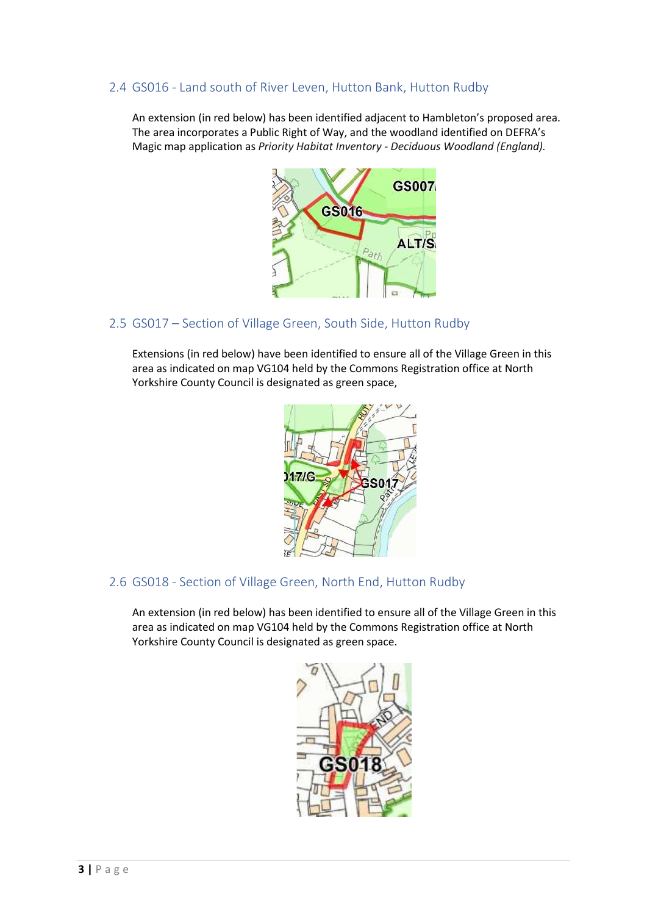## 2.4 GS016 - Land south of River Leven, Hutton Bank, Hutton Rudby

An extension (in red below) has been identified adjacent to Hambleton's proposed area. The area incorporates a Public Right of Way, and the woodland identified on DEFRA's Magic map application as *Priority Habitat Inventory - Deciduous Woodland (England).*

## 2.5 GS017 – Section of Village Green, South Side, Hutton Rudby

Extensions (in red below) have been identified to ensure all of the Village Green in this area as indicated on map VG104 held by the Commons Registration office at North Yorkshire County Council is designated as green space,

## 2.6 GS018 - Section of Village Green, North End, Hutton Rudby

An extension (in red below) has been identified to ensure all of the Village Green in this area as indicated on map VG104 held by the Commons Registration office at North Yorkshire County Council is designated as green space.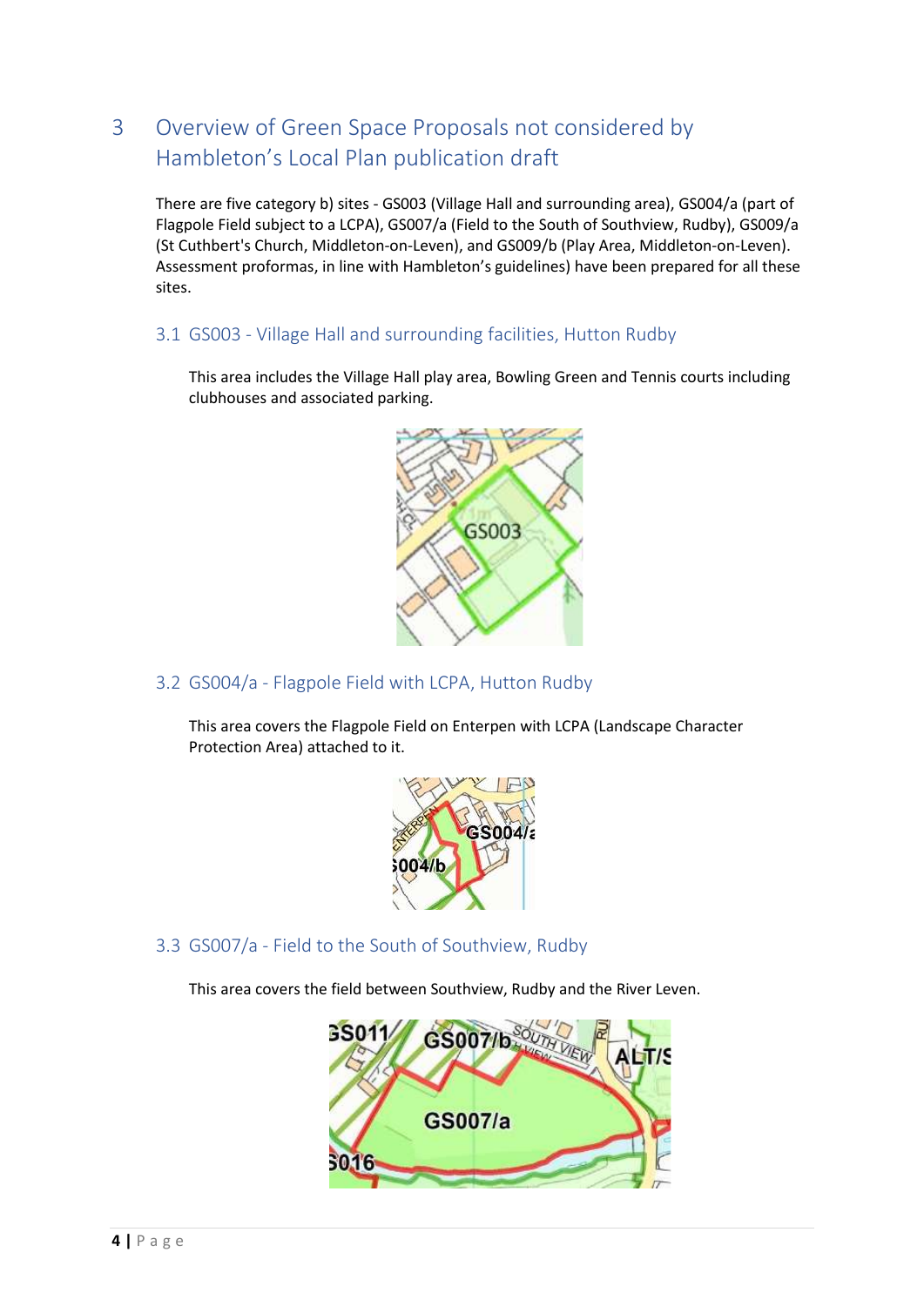# 3 Overview of Green Space Proposals not considered by Hambleton's Local Plan publication draft

There are five category b) sites - GS003 (Village Hall and surrounding area), GS004/a (part of Flagpole Field subject to a LCPA), GS007/a (Field to the South of Southview, Rudby), GS009/a (St Cuthbert's Church, Middleton-on-Leven), and GS009/b (Play Area, Middleton-on-Leven). Assessment proformas, in line with Hambleton's guidelines) have been prepared for all these sites.

## 3.1 GS003 - Village Hall and surrounding facilities, Hutton Rudby

This area includes the Village Hall play area, Bowling Green and Tennis courts including clubhouses and associated parking.

## 3.2 GS004/a - Flagpole Field with LCPA, Hutton Rudby

This area covers the Flagpole Field on Enterpen with LCPA (Landscape Character Protection Area) attached to it.

## 3.3 GS007/a - Field to the South of Southview, Rudby

This area covers the field between Southview, Rudby and the River Leven.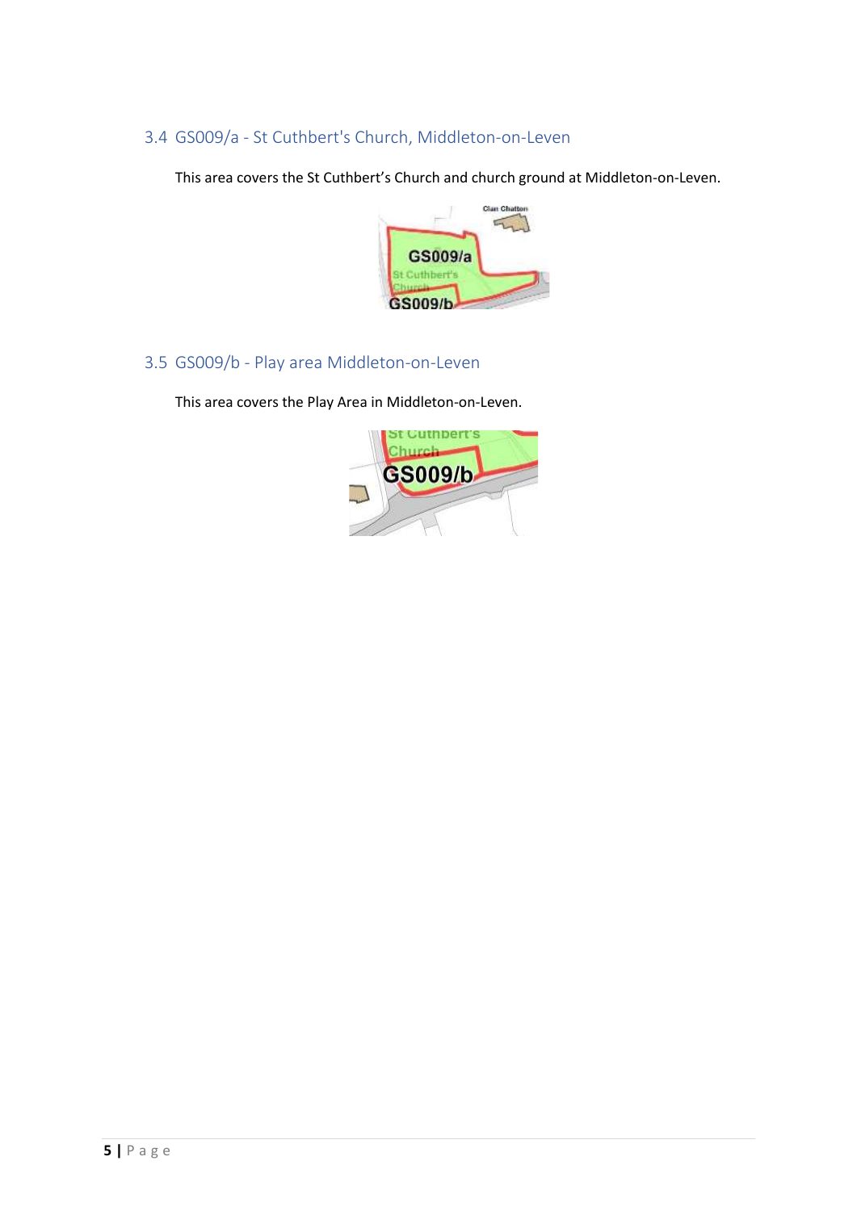## 3.4 GS009/a - St Cuthbert's Church, Middleton-on-Leven

This area covers the St Cuthbert's Church and church ground at Middleton-on-Leven.

## 3.5 GS009/b - Play area Middleton-on-Leven

This area covers the Play Area in Middleton-on-Leven.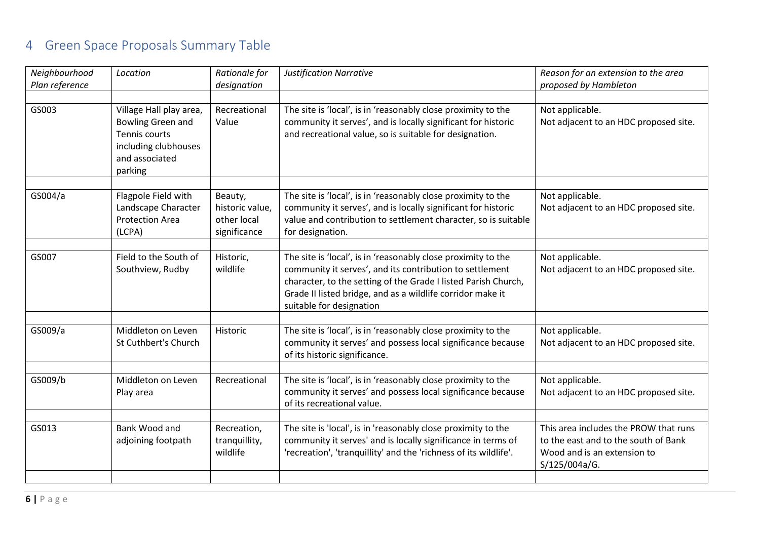# 4 Green Space Proposals Summary Table

| *Neighbourhood Plan reference* | *Location* | *Rationale for designation* | *Justification Narrative* | *Reason for an extension to the area proposed by Hambleton* |
|---|---|---|---|---|
| GS003 | Village Hall play area, Bowling Green and Tennis courts including clubhouses and associated parking | Recreational Value | The site is 'local', is in 'reasonably close proximity to the community it serves', and is locally significant for historic and recreational value, so is suitable for designation. | Not applicable. Not adjacent to an HDC proposed site. |
| GS004/a | Flagpole Field with Landscape Character Protection Area (LCPA) | Beauty, historic value, other local significance | The site is 'local', is in 'reasonably close proximity to the community it serves', and is locally significant for historic value and contribution to settlement character, so is suitable for designation. | Not applicable. Not adjacent to an HDC proposed site. |
| GS007 | Field to the South of Southview, Rudby | Historic, wildlife | The site is 'local', is in 'reasonably close proximity to the community it serves', and its contribution to settlement character, to the setting of the Grade I listed Parish Church, Grade II listed bridge, and as a wildlife corridor make it suitable for designation | Not applicable. Not adjacent to an HDC proposed site. |
| GS009/a | Middleton on Leven St Cuthbert's Church | Historic | The site is 'local', is in 'reasonably close proximity to the community it serves' and possess local significance because of its historic significance. | Not applicable. Not adjacent to an HDC proposed site. |
| GS009/b | Middleton on Leven Play area | Recreational | The site is 'local', is in 'reasonably close proximity to the community it serves' and possess local significance because of its recreational value. | Not applicable. Not adjacent to an HDC proposed site. |
| GS013 | Bank Wood and adjoining footpath | Recreation, tranquillity, wildlife | The site is 'local', is in 'reasonably close proximity to the community it serves' and is locally significance in terms of 'recreation', 'tranquillity' and the 'richness of its wildlife'. | This area includes the PROW that runs to the east and to the south of Bank Wood and is an extension to S/125/004a/G. |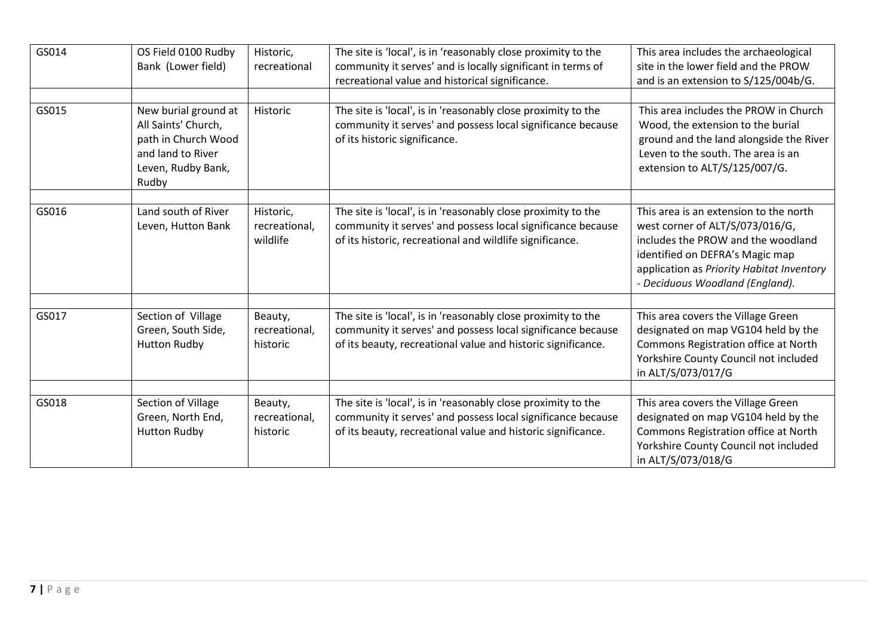| GS014 | OS Field 0100 Rudby Bank (Lower field) | Historic, recreational | The site is 'local', is in 'reasonably close proximity to the community it serves' and is locally significant in terms of recreational value and historical significance. | This area includes the archaeological site in the lower field and the PROW and is an extension to S/125/004b/G. |
|---|---|---|---|---|
| | | | | |
| GS015 | New burial ground at All Saints' Church, path in Church Wood and land to River Leven, Rudby Bank, Rudby | Historic | The site is 'local', is in 'reasonably close proximity to the community it serves' and possess local significance because of its historic significance. | This area includes the PROW in Church Wood, the extension to the burial ground and the land alongside the River Leven to the south. The area is an extension to ALT/S/125/007/G. |
| | | | | |
| GS016 | Land south of River Leven, Hutton Bank | Historic, recreational, wildlife | The site is 'local', is in 'reasonably close proximity to the community it serves' and possess local significance because of its historic, recreational and wildlife significance. | This area is an extension to the north west corner of ALT/S/073/016/G, includes the PROW and the woodland identified on DEFRA's Magic map application as *Priority Habitat Inventory - Deciduous Woodland (England).* |
| | | | | |
| GS017 | Section of Village Green, South Side, Hutton Rudby | Beauty, recreational, historic | The site is 'local', is in 'reasonably close proximity to the community it serves' and possess local significance because of its beauty, recreational value and historic significance. | This area covers the Village Green designated on map VG104 held by the Commons Registration office at North Yorkshire County Council not included in ALT/S/073/017/G |
| | | | | |
| GS018 | Section of Village Green, North End, Hutton Rudby | Beauty, recreational, historic | The site is 'local', is in 'reasonably close proximity to the community it serves' and possess local significance because of its beauty, recreational value and historic significance. | This area covers the Village Green designated on map VG104 held by the Commons Registration office at North Yorkshire County Council not included in ALT/S/073/018/G |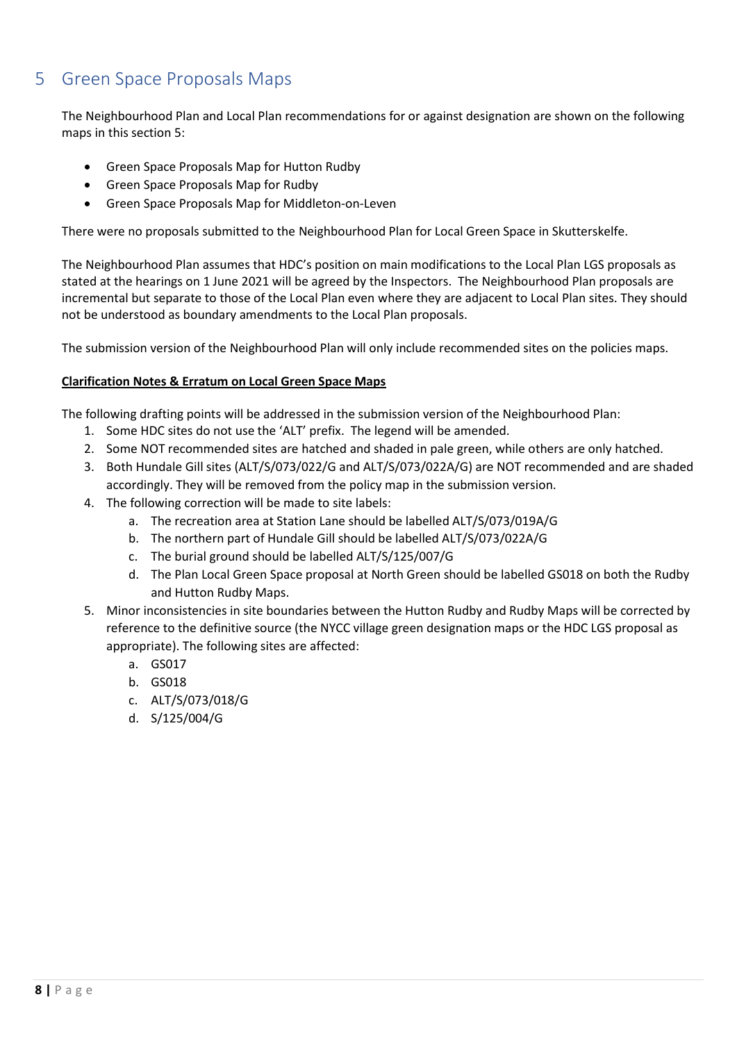# 5 Green Space Proposals Maps

The Neighbourhood Plan and Local Plan recommendations for or against designation are shown on the following maps in this section 5:

- Green Space Proposals Map for Hutton Rudby
- Green Space Proposals Map for Rudby
- Green Space Proposals Map for Middleton-on-Leven

There were no proposals submitted to the Neighbourhood Plan for Local Green Space in Skutterskelfe.

The Neighbourhood Plan assumes that HDC's position on main modifications to the Local Plan LGS proposals as stated at the hearings on 1 June 2021 will be agreed by the Inspectors. The Neighbourhood Plan proposals are incremental but separate to those of the Local Plan even where they are adjacent to Local Plan sites. They should not be understood as boundary amendments to the Local Plan proposals.

The submission version of the Neighbourhood Plan will only include recommended sites on the policies maps.

**Clarification Notes & Erratum on Local Green Space Maps**

The following drafting points will be addressed in the submission version of the Neighbourhood Plan:

1. Some HDC sites do not use the 'ALT' prefix. The legend will be amended.
2. Some NOT recommended sites are hatched and shaded in pale green, while others are only hatched.
3. Both Hundale Gill sites (ALT/S/073/022/G and ALT/S/073/022A/G) are NOT recommended and are shaded accordingly. They will be removed from the policy map in the submission version.
4. The following correction will be made to site labels:
    a. The recreation area at Station Lane should be labelled ALT/S/073/019A/G
    b. The northern part of Hundale Gill should be labelled ALT/S/073/022A/G
    c. The burial ground should be labelled ALT/S/125/007/G
    d. The Plan Local Green Space proposal at North Green should be labelled GS018 on both the Rudby and Hutton Rudby Maps.
5. Minor inconsistencies in site boundaries between the Hutton Rudby and Rudby Maps will be corrected by reference to the definitive source (the NYCC village green designation maps or the HDC LGS proposal as appropriate). The following sites are affected:
    a. GS017
    b. GS018
    c. ALT/S/073/018/G
    d. S/125/004/G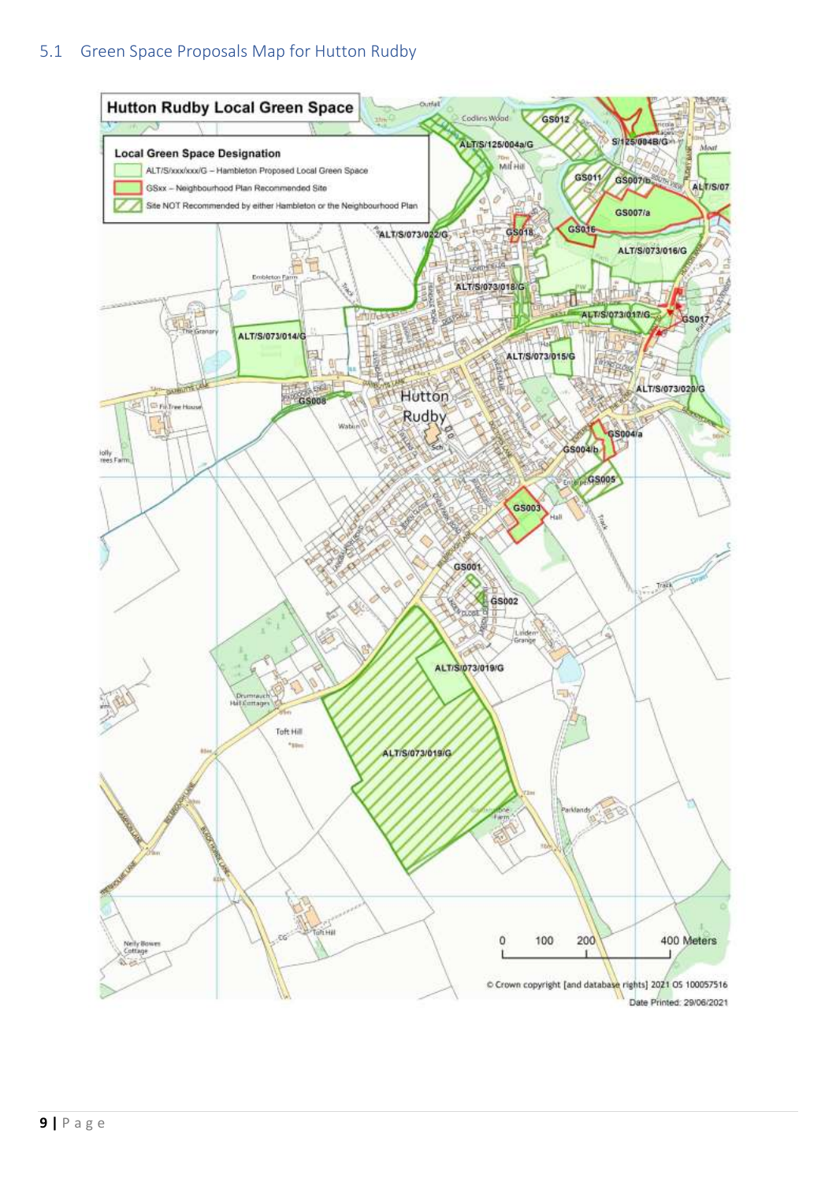## 5.1 Green Space Proposals Map for Hutton Rudby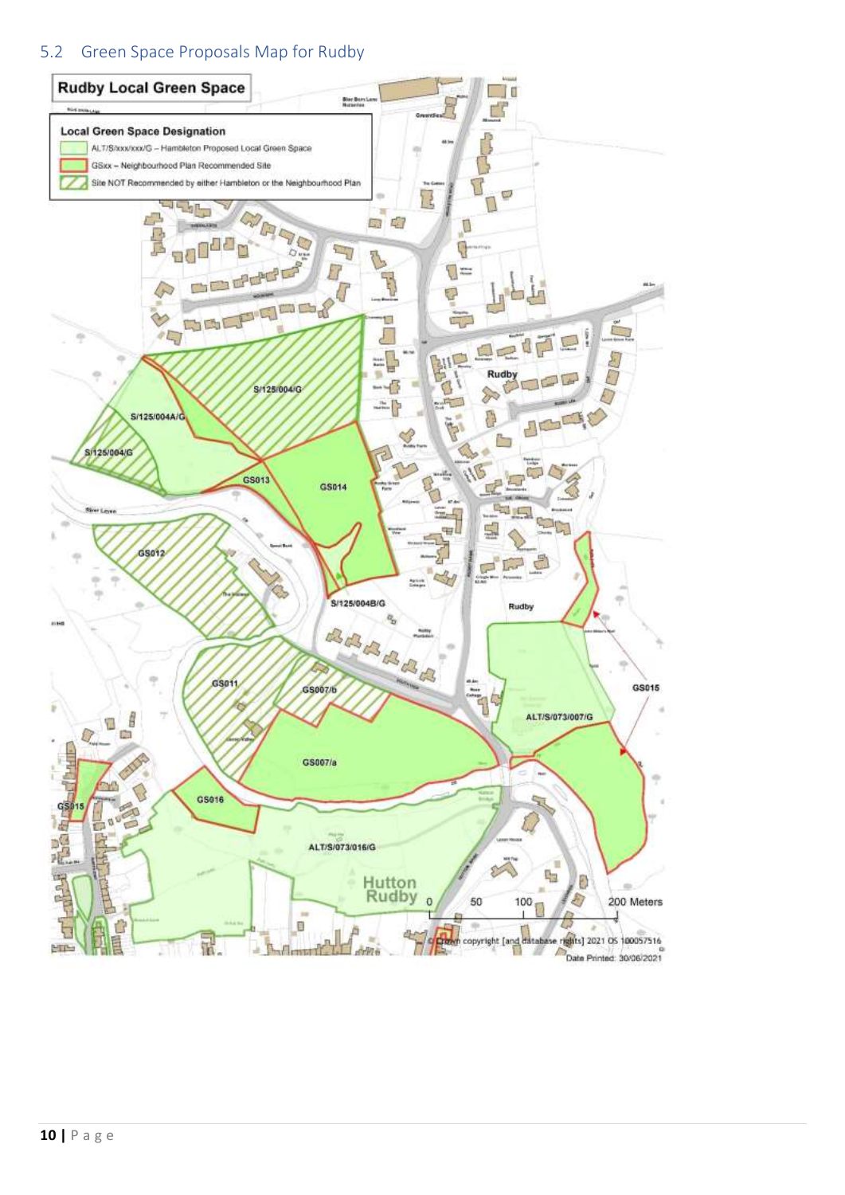## 5.2 Green Space Proposals Map for Rudby

**Rudby Local Green Space**

**Local Green Space Designation**

- ALT/S/xxx/xxx/G – Hambleton Proposed Local Green Space
- GSxx – Neighbourhood Plan Recommended Site
- Site NOT Recommended by either Hambleton or the Neighbourhood Plan

S/125/004/G

S/125/004A/G

S/125/004/G

GS013

GS014

GS012

S/125/004B/G

GS011

GS007/b

GS007/a

GS016

GS015

GS015

ALT/S/073/007/G

ALT/S/073/016/G

Rudby

Rudby

Hutton Rudby

0 50 100 200 Meters

© Crown copyright [and database rights] 2021 OS 100057516

Date Printed: 30/06/2021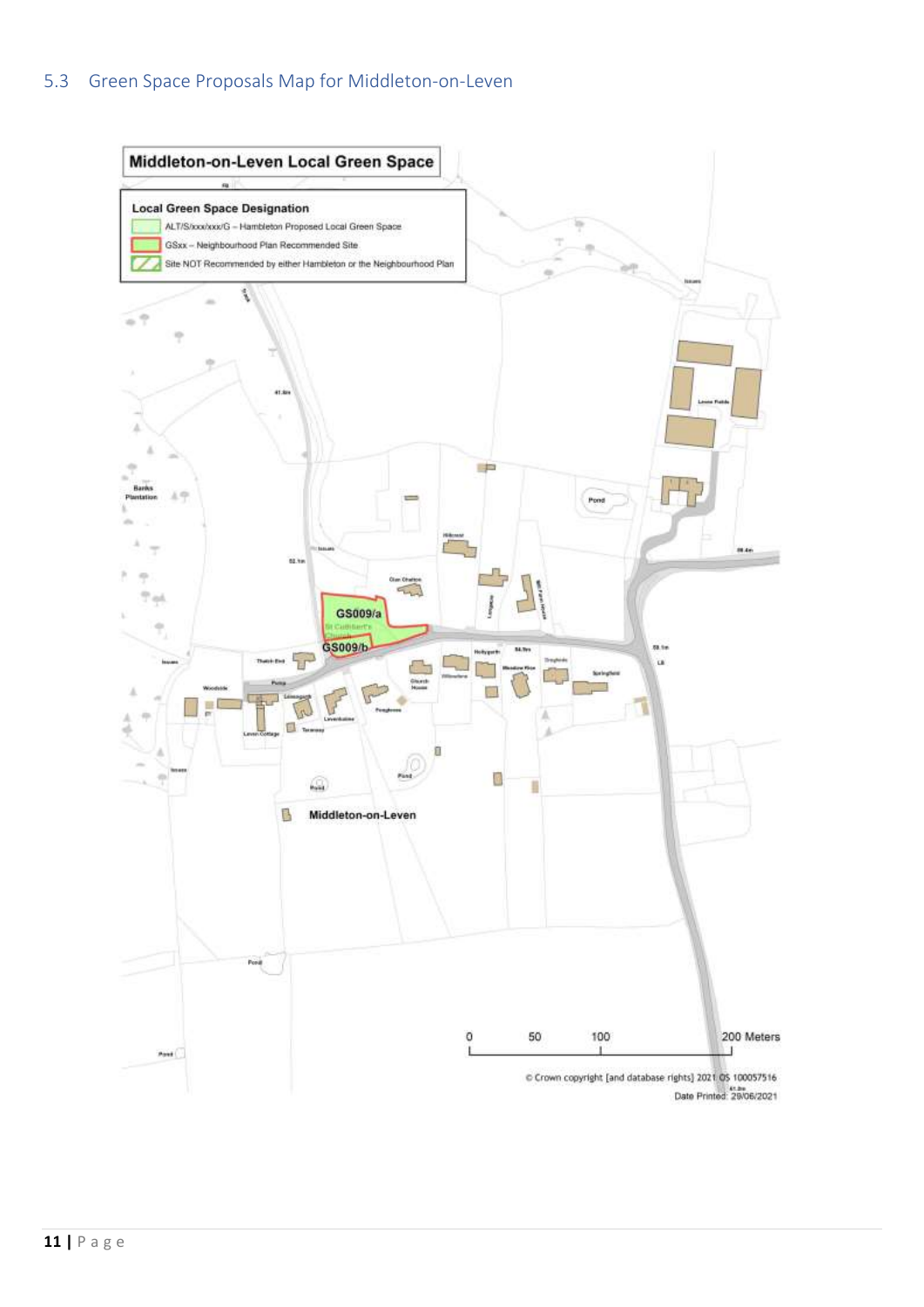## 5.3 Green Space Proposals Map for Middleton-on-Leven

**Middleton-on-Leven Local Green Space**

**Local Green Space Designation**

- ALT/S/xxx/xxx/G – Hambleton Proposed Local Green Space
- GSxx – Neighbourhood Plan Recommended Site
- Site NOT Recommended by either Hambleton or the Neighbourhood Plan

GS009/a

GS009/b

Middleton-on-Leven

0 50 100 200 Meters

© Crown copyright [and database rights] 2021 OS 100057516

Date Printed: 29/06/2021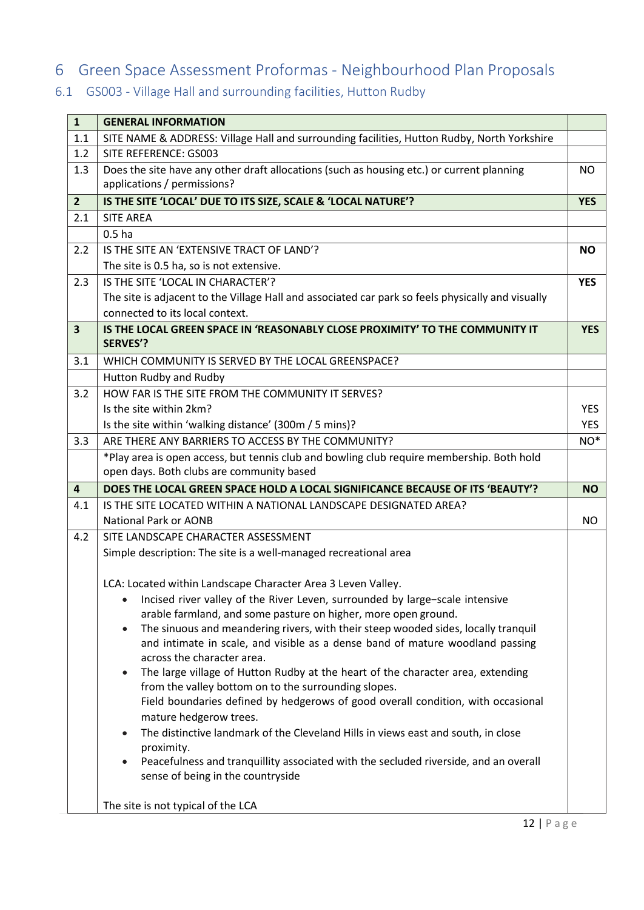# 6 Green Space Assessment Proformas - Neighbourhood Plan Proposals

## 6.1 GS003 - Village Hall and surrounding facilities, Hutton Rudby

| 1 | GENERAL INFORMATION | |
|---|---|---|
| 1.1 | SITE NAME & ADDRESS: Village Hall and surrounding facilities, Hutton Rudby, North Yorkshire | |
| 1.2 | SITE REFERENCE: GS003 | |
| 1.3 | Does the site have any other draft allocations (such as housing etc.) or current planning applications / permissions? | NO |
| **2** | **IS THE SITE 'LOCAL' DUE TO ITS SIZE, SCALE & 'LOCAL NATURE'?** | **YES** |
| 2.1 | SITE AREA | |
| | 0.5 ha | |
| 2.2 | IS THE SITE AN 'EXTENSIVE TRACT OF LAND'? The site is 0.5 ha, so is not extensive. | **NO** |
| 2.3 | IS THE SITE 'LOCAL IN CHARACTER'? The site is adjacent to the Village Hall and associated car park so feels physically and visually connected to its local context. | **YES** |
| **3** | **IS THE LOCAL GREEN SPACE IN 'REASONABLY CLOSE PROXIMITY' TO THE COMMUNITY IT SERVES'?** | **YES** |
| 3.1 | WHICH COMMUNITY IS SERVED BY THE LOCAL GREENSPACE? | |
| | Hutton Rudby and Rudby | |
| 3.2 | HOW FAR IS THE SITE FROM THE COMMUNITY IT SERVES? | |
| | Is the site within 2km? | YES |
| | Is the site within 'walking distance' (300m / 5 mins)? | YES |
| 3.3 | ARE THERE ANY BARRIERS TO ACCESS BY THE COMMUNITY? | NO* |
| | *Play area is open access, but tennis club and bowling club require membership. Both hold open days. Both clubs are community based | |
| **4** | **DOES THE LOCAL GREEN SPACE HOLD A LOCAL SIGNIFICANCE BECAUSE OF ITS 'BEAUTY'?** | **NO** |
| 4.1 | IS THE SITE LOCATED WITHIN A NATIONAL LANDSCAPE DESIGNATED AREA? National Park or AONB | NO |
| 4.2 | SITE LANDSCAPE CHARACTER ASSESSMENT<br>Simple description: The site is a well-managed recreational area<br><br>LCA: Located within Landscape Character Area 3 Leven Valley.<br>• Incised river valley of the River Leven, surrounded by large-scale intensive arable farmland, and some pasture on higher, more open ground.<br>• The sinuous and meandering rivers, with their steep wooded sides, locally tranquil and intimate in scale, and visible as a dense band of mature woodland passing across the character area.<br>• The large village of Hutton Rudby at the heart of the character area, extending from the valley bottom on to the surrounding slopes. Field boundaries defined by hedgerows of good overall condition, with occasional mature hedgerow trees.<br>• The distinctive landmark of the Cleveland Hills in views east and south, in close proximity.<br>• Peacefulness and tranquillity associated with the secluded riverside, and an overall sense of being in the countryside<br><br>The site is not typical of the LCA | |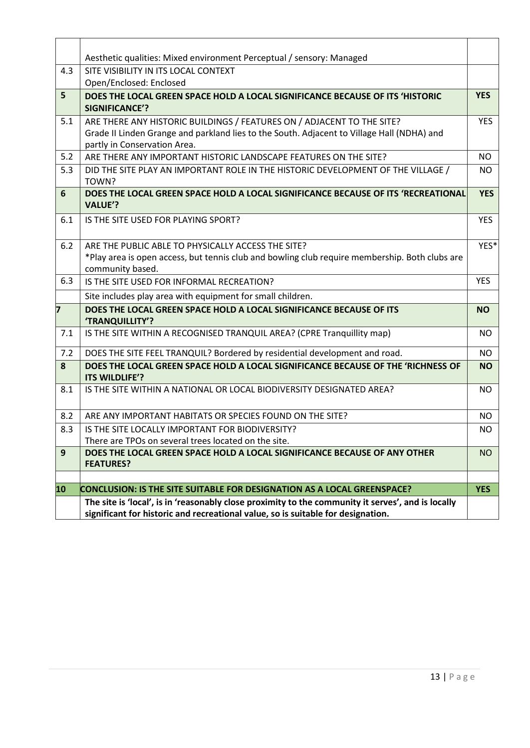| | | |
|---|---|---|
| | Aesthetic qualities: Mixed environment Perceptual / sensory: Managed | |
| 4.3 | SITE VISIBILITY IN ITS LOCAL CONTEXT<br>Open/Enclosed: Enclosed | |
| **5** | **DOES THE LOCAL GREEN SPACE HOLD A LOCAL SIGNIFICANCE BECAUSE OF ITS 'HISTORIC SIGNIFICANCE'?** | **YES** |
| 5.1 | ARE THERE ANY HISTORIC BUILDINGS / FEATURES ON / ADJACENT TO THE SITE?<br>Grade II Linden Grange and parkland lies to the South. Adjacent to Village Hall (NDHA) and partly in Conservation Area. | YES |
| 5.2 | ARE THERE ANY IMPORTANT HISTORIC LANDSCAPE FEATURES ON THE SITE? | NO |
| 5.3 | DID THE SITE PLAY AN IMPORTANT ROLE IN THE HISTORIC DEVELOPMENT OF THE VILLAGE / TOWN? | NO |
| **6** | **DOES THE LOCAL GREEN SPACE HOLD A LOCAL SIGNIFICANCE BECAUSE OF ITS 'RECREATIONAL VALUE'?** | **YES** |
| 6.1 | IS THE SITE USED FOR PLAYING SPORT? | YES |
| 6.2 | ARE THE PUBLIC ABLE TO PHYSICALLY ACCESS THE SITE?<br>*Play area is open access, but tennis club and bowling club require membership. Both clubs are community based. | YES* |
| 6.3 | IS THE SITE USED FOR INFORMAL RECREATION? | YES |
| | Site includes play area with equipment for small children. | |
| **7** | **DOES THE LOCAL GREEN SPACE HOLD A LOCAL SIGNIFICANCE BECAUSE OF ITS 'TRANQUILLITY'?** | **NO** |
| 7.1 | IS THE SITE WITHIN A RECOGNISED TRANQUIL AREA? (CPRE Tranquillity map) | NO |
| 7.2 | DOES THE SITE FEEL TRANQUIL? Bordered by residential development and road. | NO |
| **8** | **DOES THE LOCAL GREEN SPACE HOLD A LOCAL SIGNIFICANCE BECAUSE OF THE 'RICHNESS OF ITS WILDLIFE'?** | **NO** |
| 8.1 | IS THE SITE WITHIN A NATIONAL OR LOCAL BIODIVERSITY DESIGNATED AREA? | NO |
| 8.2 | ARE ANY IMPORTANT HABITATS OR SPECIES FOUND ON THE SITE? | NO |
| 8.3 | IS THE SITE LOCALLY IMPORTANT FOR BIODIVERSITY?<br>There are TPOs on several trees located on the site. | NO |
| **9** | **DOES THE LOCAL GREEN SPACE HOLD A LOCAL SIGNIFICANCE BECAUSE OF ANY OTHER FEATURES?** | NO |
| | | |
| **10** | **CONCLUSION: IS THE SITE SUITABLE FOR DESIGNATION AS A LOCAL GREENSPACE?** | **YES** |
| | **The site is 'local', is in 'reasonably close proximity to the community it serves', and is locally significant for historic and recreational value, so is suitable for designation.** | |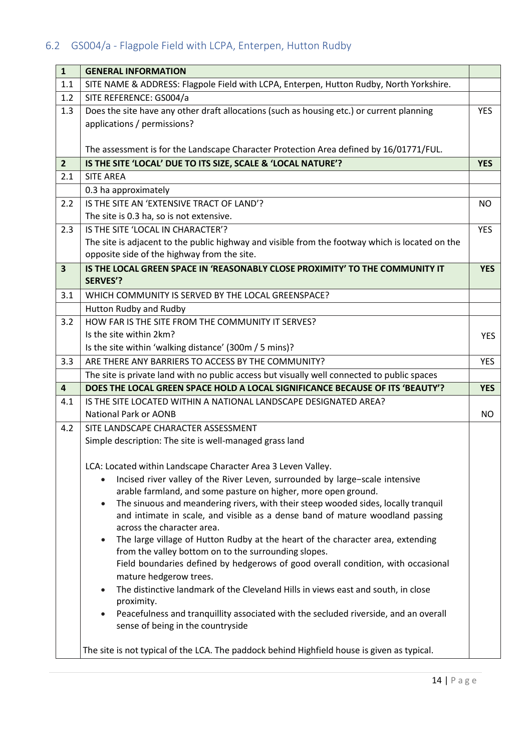## 6.2 GS004/a - Flagpole Field with LCPA, Enterpen, Hutton Rudby

| | | |
|---|---|---|
| **1** | **GENERAL INFORMATION** | |
| 1.1 | SITE NAME & ADDRESS: Flagpole Field with LCPA, Enterpen, Hutton Rudby, North Yorkshire. | |
| 1.2 | SITE REFERENCE: GS004/a | |
| 1.3 | Does the site have any other draft allocations (such as housing etc.) or current planning applications / permissions?<br><br>The assessment is for the Landscape Character Protection Area defined by 16/01771/FUL. | YES |
| **2** | **IS THE SITE 'LOCAL' DUE TO ITS SIZE, SCALE & 'LOCAL NATURE'?** | **YES** |
| 2.1 | SITE AREA | |
| | 0.3 ha approximately | |
| 2.2 | IS THE SITE AN 'EXTENSIVE TRACT OF LAND'?<br>The site is 0.3 ha, so is not extensive. | NO |
| 2.3 | IS THE SITE 'LOCAL IN CHARACTER'?<br>The site is adjacent to the public highway and visible from the footway which is located on the opposite side of the highway from the site. | YES |
| **3** | **IS THE LOCAL GREEN SPACE IN 'REASONABLY CLOSE PROXIMITY' TO THE COMMUNITY IT SERVES'?** | **YES** |
| 3.1 | WHICH COMMUNITY IS SERVED BY THE LOCAL GREENSPACE? | |
| | Hutton Rudby and Rudby | |
| 3.2 | HOW FAR IS THE SITE FROM THE COMMUNITY IT SERVES?<br>Is the site within 2km?<br>Is the site within 'walking distance' (300m / 5 mins)? | YES |
| 3.3 | ARE THERE ANY BARRIERS TO ACCESS BY THE COMMUNITY? | YES |
| | The site is private land with no public access but visually well connected to public spaces | |
| **4** | **DOES THE LOCAL GREEN SPACE HOLD A LOCAL SIGNIFICANCE BECAUSE OF ITS 'BEAUTY'?** | **YES** |
| 4.1 | IS THE SITE LOCATED WITHIN A NATIONAL LANDSCAPE DESIGNATED AREA?<br>National Park or AONB | NO |
| 4.2 | SITE LANDSCAPE CHARACTER ASSESSMENT<br>Simple description: The site is well-managed grass land<br><br>LCA: Located within Landscape Character Area 3 Leven Valley.<br>• Incised river valley of the River Leven, surrounded by large–scale intensive arable farmland, and some pasture on higher, more open ground.<br>• The sinuous and meandering rivers, with their steep wooded sides, locally tranquil and intimate in scale, and visible as a dense band of mature woodland passing across the character area.<br>• The large village of Hutton Rudby at the heart of the character area, extending from the valley bottom on to the surrounding slopes. Field boundaries defined by hedgerows of good overall condition, with occasional mature hedgerow trees.<br>• The distinctive landmark of the Cleveland Hills in views east and south, in close proximity.<br>• Peacefulness and tranquillity associated with the secluded riverside, and an overall sense of being in the countryside<br><br>The site is not typical of the LCA. The paddock behind Highfield house is given as typical. | |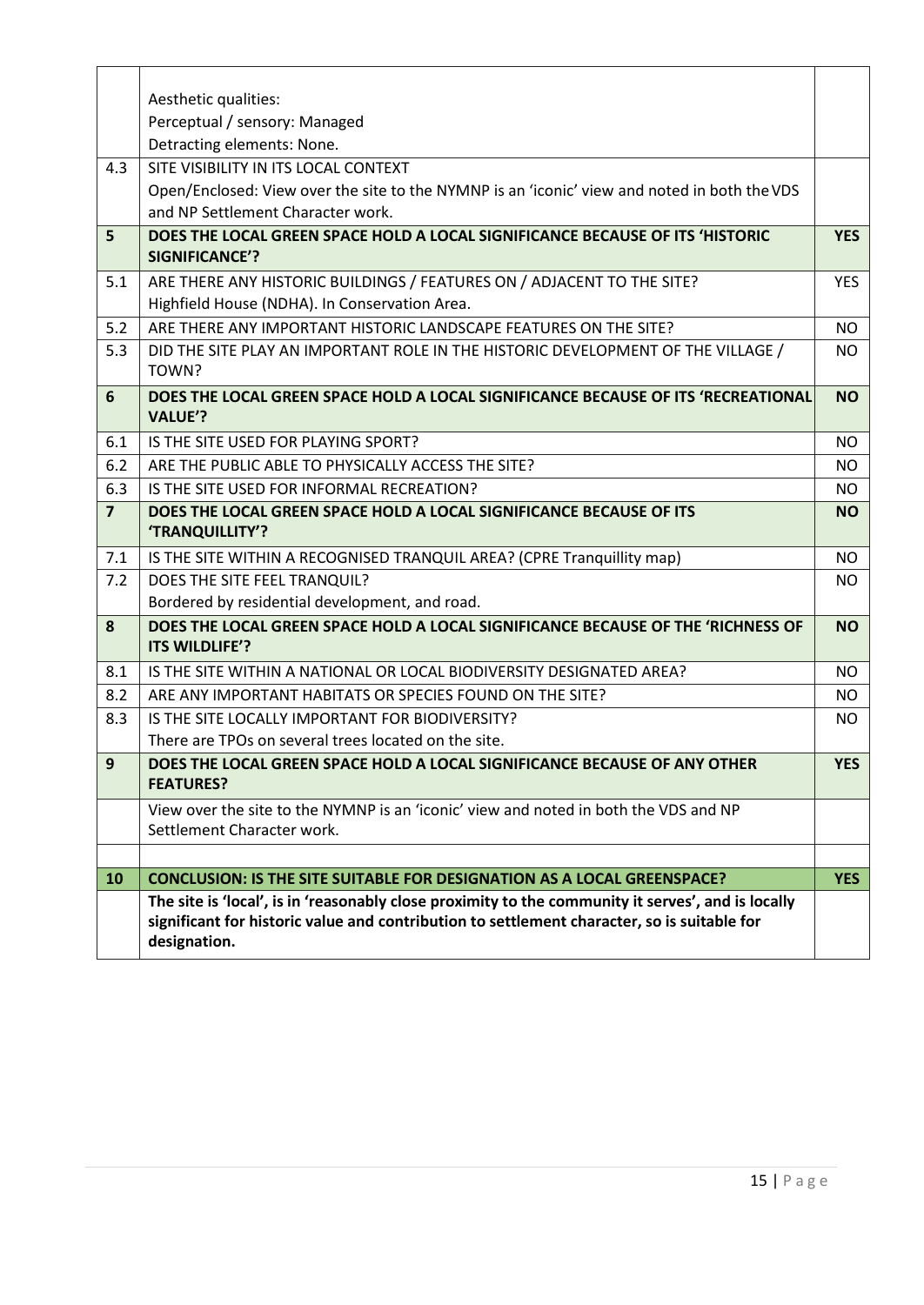| | | |
|---|---|---|
| | Aesthetic qualities:<br>Perceptual / sensory: Managed<br>Detracting elements: None. | |
| 4.3 | SITE VISIBILITY IN ITS LOCAL CONTEXT<br>Open/Enclosed: View over the site to the NYMNP is an 'iconic' view and noted in both the VDS and NP Settlement Character work. | |
| **5** | **DOES THE LOCAL GREEN SPACE HOLD A LOCAL SIGNIFICANCE BECAUSE OF ITS 'HISTORIC SIGNIFICANCE'?** | **YES** |
| 5.1 | ARE THERE ANY HISTORIC BUILDINGS / FEATURES ON / ADJACENT TO THE SITE?<br>Highfield House (NDHA). In Conservation Area. | YES |
| 5.2 | ARE THERE ANY IMPORTANT HISTORIC LANDSCAPE FEATURES ON THE SITE? | NO |
| 5.3 | DID THE SITE PLAY AN IMPORTANT ROLE IN THE HISTORIC DEVELOPMENT OF THE VILLAGE / TOWN? | NO |
| **6** | **DOES THE LOCAL GREEN SPACE HOLD A LOCAL SIGNIFICANCE BECAUSE OF ITS 'RECREATIONAL VALUE'?** | **NO** |
| 6.1 | IS THE SITE USED FOR PLAYING SPORT? | NO |
| 6.2 | ARE THE PUBLIC ABLE TO PHYSICALLY ACCESS THE SITE? | NO |
| 6.3 | IS THE SITE USED FOR INFORMAL RECREATION? | NO |
| **7** | **DOES THE LOCAL GREEN SPACE HOLD A LOCAL SIGNIFICANCE BECAUSE OF ITS 'TRANQUILLITY'?** | **NO** |
| 7.1 | IS THE SITE WITHIN A RECOGNISED TRANQUIL AREA? (CPRE Tranquillity map) | NO |
| 7.2 | DOES THE SITE FEEL TRANQUIL?<br>Bordered by residential development, and road. | NO |
| **8** | **DOES THE LOCAL GREEN SPACE HOLD A LOCAL SIGNIFICANCE BECAUSE OF THE 'RICHNESS OF ITS WILDLIFE'?** | **NO** |
| 8.1 | IS THE SITE WITHIN A NATIONAL OR LOCAL BIODIVERSITY DESIGNATED AREA? | NO |
| 8.2 | ARE ANY IMPORTANT HABITATS OR SPECIES FOUND ON THE SITE? | NO |
| 8.3 | IS THE SITE LOCALLY IMPORTANT FOR BIODIVERSITY?<br>There are TPOs on several trees located on the site. | NO |
| **9** | **DOES THE LOCAL GREEN SPACE HOLD A LOCAL SIGNIFICANCE BECAUSE OF ANY OTHER FEATURES?** | **YES** |
| | View over the site to the NYMNP is an 'iconic' view and noted in both the VDS and NP Settlement Character work. | |
| | | |
| **10** | **CONCLUSION: IS THE SITE SUITABLE FOR DESIGNATION AS A LOCAL GREENSPACE?** | **YES** |
| | **The site is 'local', is in 'reasonably close proximity to the community it serves', and is locally significant for historic value and contribution to settlement character, so is suitable for designation.** | |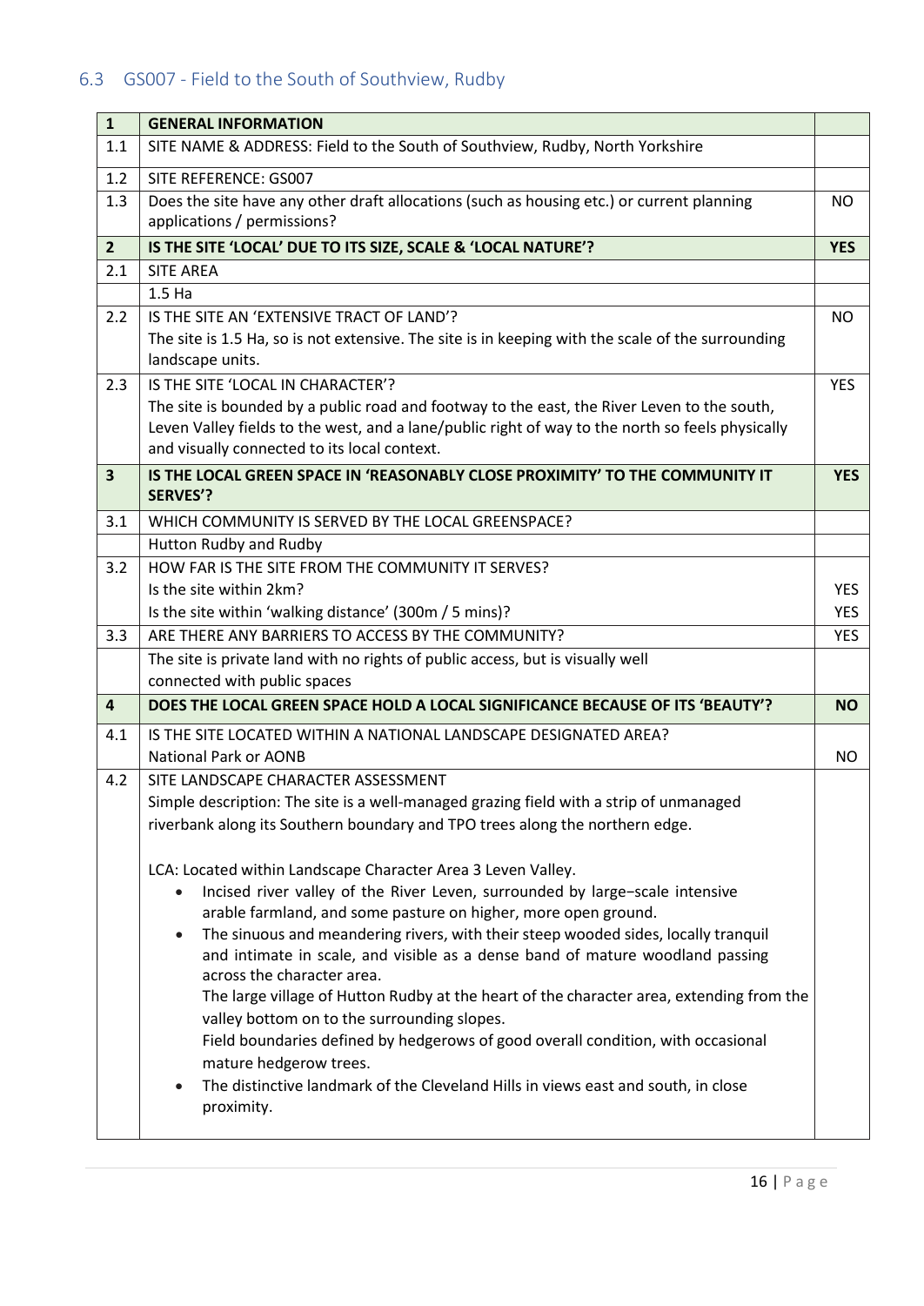## 6.3 GS007 - Field to the South of Southview, Rudby

| | | |
|---|---|---|
| **1** | **GENERAL INFORMATION** | |
| 1.1 | SITE NAME & ADDRESS: Field to the South of Southview, Rudby, North Yorkshire | |
| 1.2 | SITE REFERENCE: GS007 | |
| 1.3 | Does the site have any other draft allocations (such as housing etc.) or current planning applications / permissions? | NO |
| **2** | **IS THE SITE 'LOCAL' DUE TO ITS SIZE, SCALE & 'LOCAL NATURE'?** | **YES** |
| 2.1 | SITE AREA | |
| | 1.5 Ha | |
| 2.2 | IS THE SITE AN 'EXTENSIVE TRACT OF LAND'?<br>The site is 1.5 Ha, so is not extensive. The site is in keeping with the scale of the surrounding landscape units. | NO |
| 2.3 | IS THE SITE 'LOCAL IN CHARACTER'?<br>The site is bounded by a public road and footway to the east, the River Leven to the south, Leven Valley fields to the west, and a lane/public right of way to the north so feels physically and visually connected to its local context. | YES |
| **3** | **IS THE LOCAL GREEN SPACE IN 'REASONABLY CLOSE PROXIMITY' TO THE COMMUNITY IT SERVES?** | **YES** |
| 3.1 | WHICH COMMUNITY IS SERVED BY THE LOCAL GREENSPACE? | |
| | Hutton Rudby and Rudby | |
| 3.2 | HOW FAR IS THE SITE FROM THE COMMUNITY IT SERVES?<br>Is the site within 2km?<br>Is the site within 'walking distance' (300m / 5 mins)? | <br>YES<br>YES |
| 3.3 | ARE THERE ANY BARRIERS TO ACCESS BY THE COMMUNITY? | YES |
| | The site is private land with no rights of public access, but is visually well connected with public spaces | |
| **4** | **DOES THE LOCAL GREEN SPACE HOLD A LOCAL SIGNIFICANCE BECAUSE OF ITS 'BEAUTY'?** | **NO** |
| 4.1 | IS THE SITE LOCATED WITHIN A NATIONAL LANDSCAPE DESIGNATED AREA?<br>National Park or AONB | <br>NO |
| 4.2 | SITE LANDSCAPE CHARACTER ASSESSMENT<br>Simple description: The site is a well-managed grazing field with a strip of unmanaged riverbank along its Southern boundary and TPO trees along the northern edge.<br><br>LCA: Located within Landscape Character Area 3 Leven Valley.<br>• Incised river valley of the River Leven, surrounded by large-scale intensive arable farmland, and some pasture on higher, more open ground.<br>• The sinuous and meandering rivers, with their steep wooded sides, locally tranquil and intimate in scale, and visible as a dense band of mature woodland passing across the character area.<br>The large village of Hutton Rudby at the heart of the character area, extending from the valley bottom on to the surrounding slopes.<br>Field boundaries defined by hedgerows of good overall condition, with occasional mature hedgerow trees.<br>• The distinctive landmark of the Cleveland Hills in views east and south, in close proximity. | |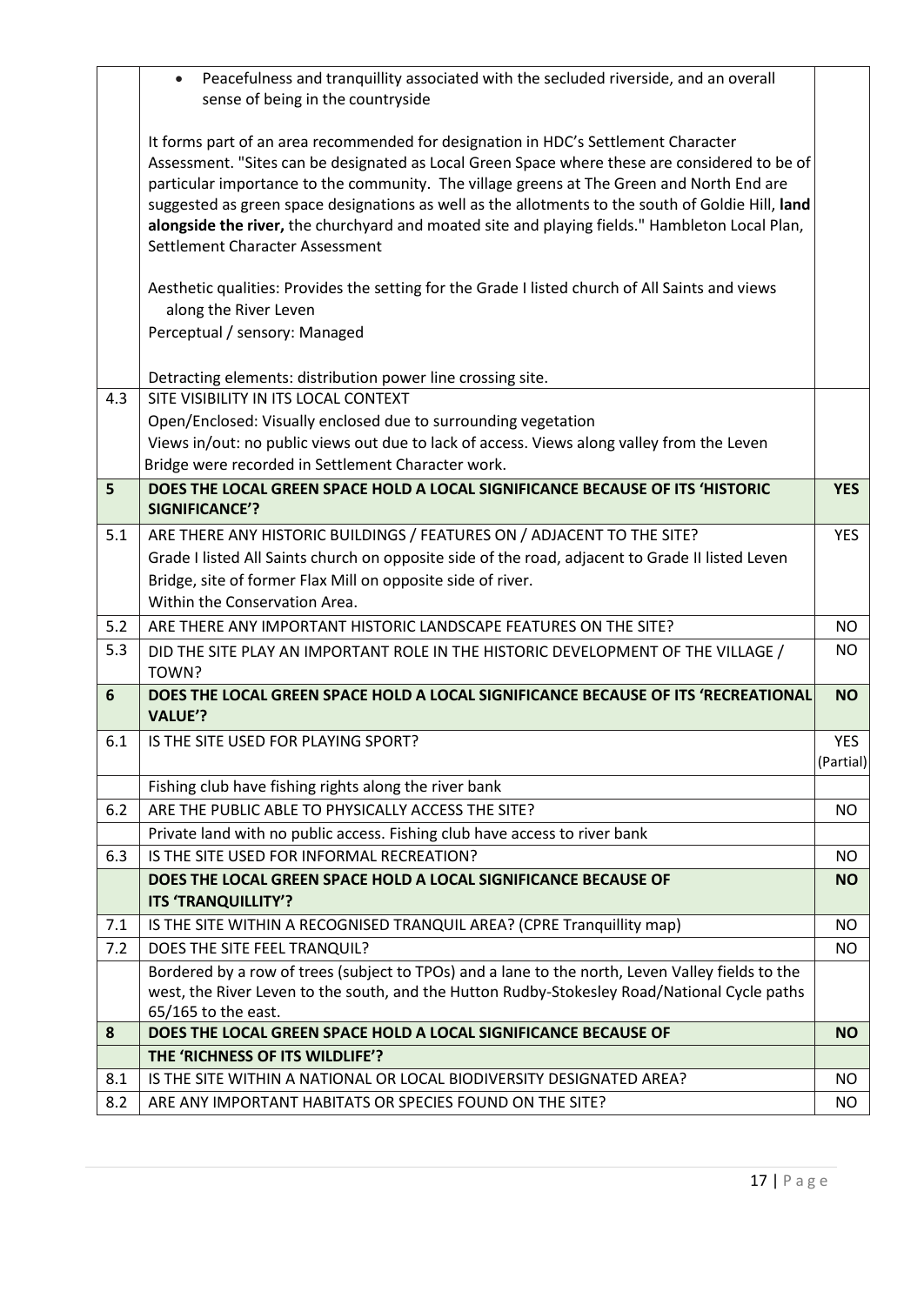| | | |
|---|---|---|
| | • Peacefulness and tranquillity associated with the secluded riverside, and an overall sense of being in the countryside<br><br>It forms part of an area recommended for designation in HDC's Settlement Character Assessment. "Sites can be designated as Local Green Space where these are considered to be of particular importance to the community. The village greens at The Green and North End are suggested as green space designations as well as the allotments to the south of Goldie Hill, **land alongside the river,** the churchyard and moated site and playing fields." Hambleton Local Plan, Settlement Character Assessment<br><br>Aesthetic qualities: Provides the setting for the Grade I listed church of All Saints and views along the River Leven<br>Perceptual / sensory: Managed<br><br>Detracting elements: distribution power line crossing site. | |
| 4.3 | SITE VISIBILITY IN ITS LOCAL CONTEXT<br>Open/Enclosed: Visually enclosed due to surrounding vegetation<br>Views in/out: no public views out due to lack of access. Views along valley from the Leven Bridge were recorded in Settlement Character work. | |
| **5** | **DOES THE LOCAL GREEN SPACE HOLD A LOCAL SIGNIFICANCE BECAUSE OF ITS 'HISTORIC SIGNIFICANCE'?** | **YES** |
| 5.1 | ARE THERE ANY HISTORIC BUILDINGS / FEATURES ON / ADJACENT TO THE SITE?<br>Grade I listed All Saints church on opposite side of the road, adjacent to Grade II listed Leven Bridge, site of former Flax Mill on opposite side of river.<br>Within the Conservation Area. | YES |
| 5.2 | ARE THERE ANY IMPORTANT HISTORIC LANDSCAPE FEATURES ON THE SITE? | NO |
| 5.3 | DID THE SITE PLAY AN IMPORTANT ROLE IN THE HISTORIC DEVELOPMENT OF THE VILLAGE / TOWN? | NO |
| **6** | **DOES THE LOCAL GREEN SPACE HOLD A LOCAL SIGNIFICANCE BECAUSE OF ITS 'RECREATIONAL VALUE'?** | **NO** |
| 6.1 | IS THE SITE USED FOR PLAYING SPORT? | YES (Partial) |
| | Fishing club have fishing rights along the river bank | |
| 6.2 | ARE THE PUBLIC ABLE TO PHYSICALLY ACCESS THE SITE? | NO |
| | Private land with no public access. Fishing club have access to river bank | |
| 6.3 | IS THE SITE USED FOR INFORMAL RECREATION? | NO |
| | **DOES THE LOCAL GREEN SPACE HOLD A LOCAL SIGNIFICANCE BECAUSE OF ITS 'TRANQUILLITY'?** | **NO** |
| 7.1 | IS THE SITE WITHIN A RECOGNISED TRANQUIL AREA? (CPRE Tranquillity map) | NO |
| 7.2 | DOES THE SITE FEEL TRANQUIL? | NO |
| | Bordered by a row of trees (subject to TPOs) and a lane to the north, Leven Valley fields to the west, the River Leven to the south, and the Hutton Rudby-Stokesley Road/National Cycle paths 65/165 to the east. | |
| **8** | **DOES THE LOCAL GREEN SPACE HOLD A LOCAL SIGNIFICANCE BECAUSE OF THE 'RICHNESS OF ITS WILDLIFE'?** | **NO** |
| 8.1 | IS THE SITE WITHIN A NATIONAL OR LOCAL BIODIVERSITY DESIGNATED AREA? | NO |
| 8.2 | ARE ANY IMPORTANT HABITATS OR SPECIES FOUND ON THE SITE? | NO |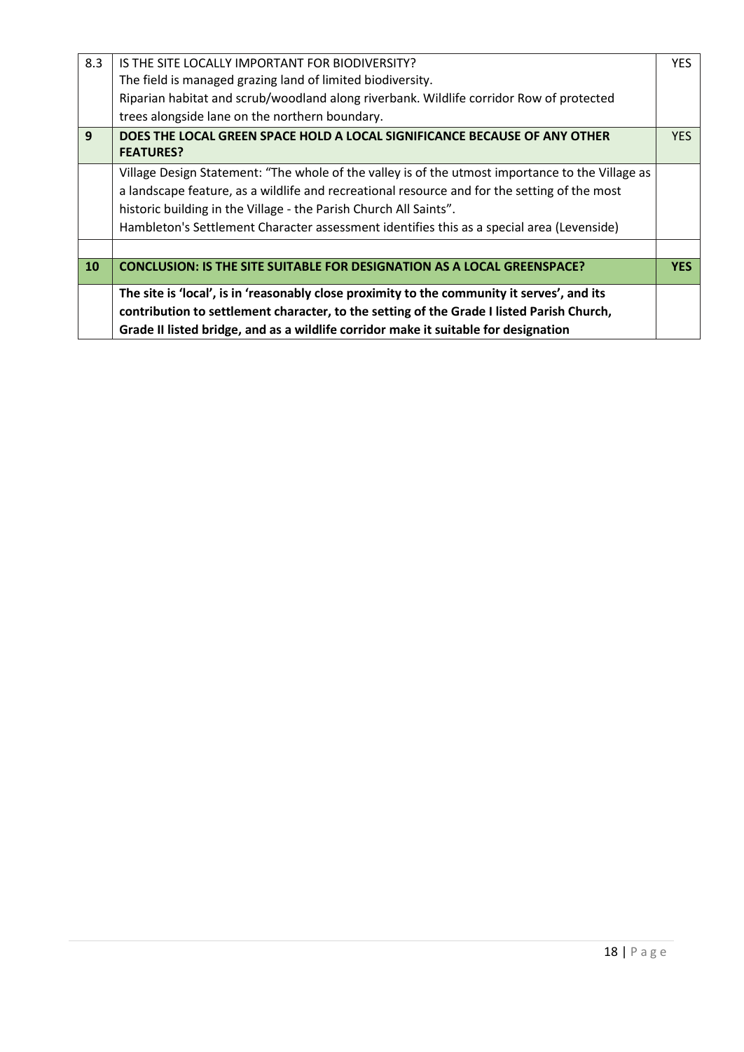| | | |
|---|---|---|
| 8.3 | IS THE SITE LOCALLY IMPORTANT FOR BIODIVERSITY?<br>The field is managed grazing land of limited biodiversity.<br>Riparian habitat and scrub/woodland along riverbank. Wildlife corridor Row of protected trees alongside lane on the northern boundary. | YES |
| **9** | **DOES THE LOCAL GREEN SPACE HOLD A LOCAL SIGNIFICANCE BECAUSE OF ANY OTHER FEATURES?** | YES |
| | Village Design Statement: "The whole of the valley is of the utmost importance to the Village as a landscape feature, as a wildlife and recreational resource and for the setting of the most historic building in the Village - the Parish Church All Saints".<br>Hambleton's Settlement Character assessment identifies this as a special area (Levenside) | |
| | | |
| **10** | **CONCLUSION: IS THE SITE SUITABLE FOR DESIGNATION AS A LOCAL GREENSPACE?** | **YES** |
| | **The site is 'local', is in 'reasonably close proximity to the community it serves', and its contribution to settlement character, to the setting of the Grade I listed Parish Church, Grade II listed bridge, and as a wildlife corridor make it suitable for designation** | |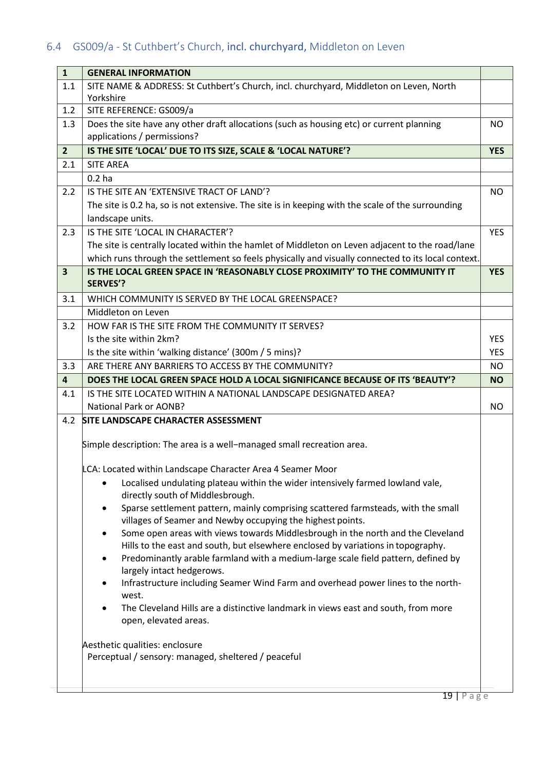## 6.4 GS009/a - St Cuthbert's Church, incl. churchyard, Middleton on Leven

| 1 | GENERAL INFORMATION | |
|---|---|---|
| 1.1 | SITE NAME & ADDRESS: St Cuthbert's Church, incl. churchyard, Middleton on Leven, North Yorkshire | |
| 1.2 | SITE REFERENCE: GS009/a | |
| 1.3 | Does the site have any other draft allocations (such as housing etc) or current planning applications / permissions? | NO |
| **2** | **IS THE SITE 'LOCAL' DUE TO ITS SIZE, SCALE & 'LOCAL NATURE'?** | **YES** |
| 2.1 | SITE AREA | |
| | 0.2 ha | |
| 2.2 | IS THE SITE AN 'EXTENSIVE TRACT OF LAND'?<br>The site is 0.2 ha, so is not extensive. The site is in keeping with the scale of the surrounding landscape units. | NO |
| 2.3 | IS THE SITE 'LOCAL IN CHARACTER'?<br>The site is centrally located within the hamlet of Middleton on Leven adjacent to the road/lane which runs through the settlement so feels physically and visually connected to its local context. | YES |
| **3** | **IS THE LOCAL GREEN SPACE IN 'REASONABLY CLOSE PROXIMITY' TO THE COMMUNITY IT SERVES'?** | **YES** |
| 3.1 | WHICH COMMUNITY IS SERVED BY THE LOCAL GREENSPACE? | |
| | Middleton on Leven | |
| 3.2 | HOW FAR IS THE SITE FROM THE COMMUNITY IT SERVES?<br>Is the site within 2km?<br>Is the site within 'walking distance' (300m / 5 mins)? | <br>YES<br>YES |
| 3.3 | ARE THERE ANY BARRIERS TO ACCESS BY THE COMMUNITY? | NO |
| **4** | **DOES THE LOCAL GREEN SPACE HOLD A LOCAL SIGNIFICANCE BECAUSE OF ITS 'BEAUTY'?** | **NO** |
| 4.1 | IS THE SITE LOCATED WITHIN A NATIONAL LANDSCAPE DESIGNATED AREA?<br>National Park or AONB? | <br>NO |
| 4.2 | **SITE LANDSCAPE CHARACTER ASSESSMENT**<br><br>Simple description: The area is a well-managed small recreation area.<br><br>LCA: Located within Landscape Character Area 4 Seamer Moor<br>• Localised undulating plateau within the wider intensively farmed lowland vale, directly south of Middlesbrough.<br>• Sparse settlement pattern, mainly comprising scattered farmsteads, with the small villages of Seamer and Newby occupying the highest points.<br>• Some open areas with views towards Middlesbrough in the north and the Cleveland Hills to the east and south, but elsewhere enclosed by variations in topography.<br>• Predominantly arable farmland with a medium-large scale field pattern, defined by largely intact hedgerows.<br>• Infrastructure including Seamer Wind Farm and overhead power lines to the north-west.<br>• The Cleveland Hills are a distinctive landmark in views east and south, from more open, elevated areas.<br><br>Aesthetic qualities: enclosure<br>Perceptual / sensory: managed, sheltered / peaceful | |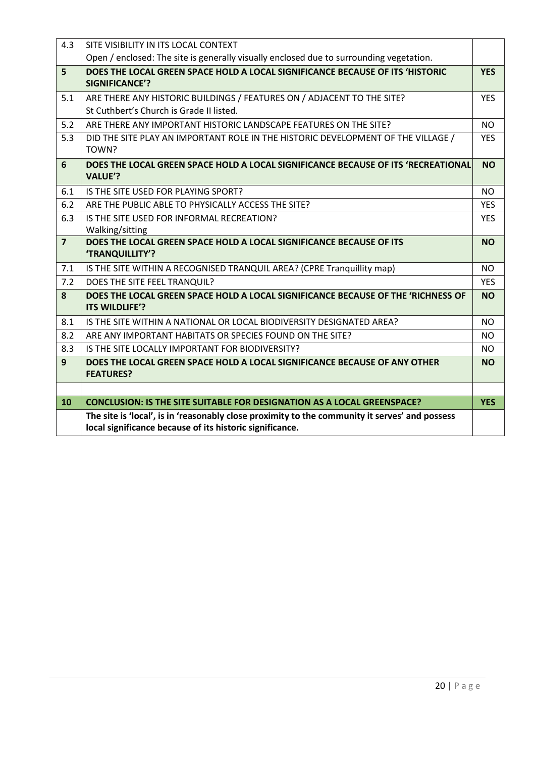| | | |
|---|---|---|
| 4.3 | SITE VISIBILITY IN ITS LOCAL CONTEXT<br>Open / enclosed: The site is generally visually enclosed due to surrounding vegetation. | |
| **5** | **DOES THE LOCAL GREEN SPACE HOLD A LOCAL SIGNIFICANCE BECAUSE OF ITS 'HISTORIC SIGNIFICANCE'?** | **YES** |
| 5.1 | ARE THERE ANY HISTORIC BUILDINGS / FEATURES ON / ADJACENT TO THE SITE?<br>St Cuthbert's Church is Grade II listed. | YES |
| 5.2 | ARE THERE ANY IMPORTANT HISTORIC LANDSCAPE FEATURES ON THE SITE? | NO |
| 5.3 | DID THE SITE PLAY AN IMPORTANT ROLE IN THE HISTORIC DEVELOPMENT OF THE VILLAGE / TOWN? | YES |
| **6** | **DOES THE LOCAL GREEN SPACE HOLD A LOCAL SIGNIFICANCE BECAUSE OF ITS 'RECREATIONAL VALUE'?** | **NO** |
| 6.1 | IS THE SITE USED FOR PLAYING SPORT? | NO |
| 6.2 | ARE THE PUBLIC ABLE TO PHYSICALLY ACCESS THE SITE? | YES |
| 6.3 | IS THE SITE USED FOR INFORMAL RECREATION?<br>Walking/sitting | YES |
| **7** | **DOES THE LOCAL GREEN SPACE HOLD A LOCAL SIGNIFICANCE BECAUSE OF ITS 'TRANQUILLITY'?** | **NO** |
| 7.1 | IS THE SITE WITHIN A RECOGNISED TRANQUIL AREA? (CPRE Tranquillity map) | NO |
| 7.2 | DOES THE SITE FEEL TRANQUIL? | YES |
| **8** | **DOES THE LOCAL GREEN SPACE HOLD A LOCAL SIGNIFICANCE BECAUSE OF THE 'RICHNESS OF ITS WILDLIFE'?** | **NO** |
| 8.1 | IS THE SITE WITHIN A NATIONAL OR LOCAL BIODIVERSITY DESIGNATED AREA? | NO |
| 8.2 | ARE ANY IMPORTANT HABITATS OR SPECIES FOUND ON THE SITE? | NO |
| 8.3 | IS THE SITE LOCALLY IMPORTANT FOR BIODIVERSITY? | NO |
| **9** | **DOES THE LOCAL GREEN SPACE HOLD A LOCAL SIGNIFICANCE BECAUSE OF ANY OTHER FEATURES?** | **NO** |
| | | |
| **10** | **CONCLUSION: IS THE SITE SUITABLE FOR DESIGNATION AS A LOCAL GREENSPACE?** | **YES** |
| | **The site is 'local', is in 'reasonably close proximity to the community it serves' and possess local significance because of its historic significance.** | |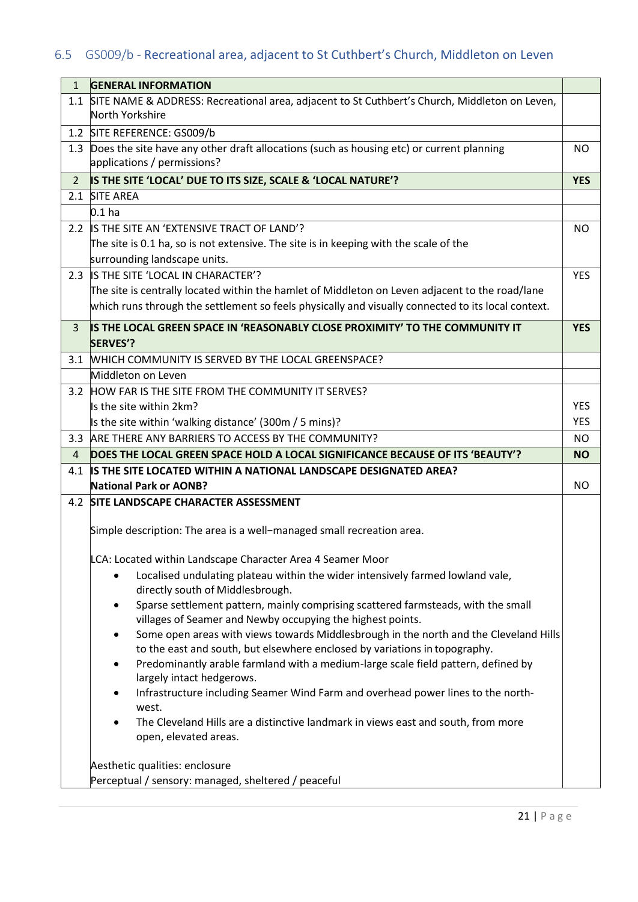## 6.5 GS009/b - Recreational area, adjacent to St Cuthbert's Church, Middleton on Leven

| 1 | **GENERAL INFORMATION** | |
|---|---|---|
| 1.1 | SITE NAME & ADDRESS: Recreational area, adjacent to St Cuthbert's Church, Middleton on Leven, North Yorkshire | |
| 1.2 | SITE REFERENCE: GS009/b | |
| 1.3 | Does the site have any other draft allocations (such as housing etc) or current planning applications / permissions? | NO |
| 2 | **IS THE SITE 'LOCAL' DUE TO ITS SIZE, SCALE & 'LOCAL NATURE'?** | **YES** |
| 2.1 | SITE AREA | |
| | 0.1 ha | |
| 2.2 | IS THE SITE AN 'EXTENSIVE TRACT OF LAND'?<br>The site is 0.1 ha, so is not extensive. The site is in keeping with the scale of the surrounding landscape units. | NO |
| 2.3 | IS THE SITE 'LOCAL IN CHARACTER'?<br>The site is centrally located within the hamlet of Middleton on Leven adjacent to the road/lane which runs through the settlement so feels physically and visually connected to its local context. | YES |
| 3 | **IS THE LOCAL GREEN SPACE IN 'REASONABLY CLOSE PROXIMITY' TO THE COMMUNITY IT SERVES'?** | **YES** |
| 3.1 | WHICH COMMUNITY IS SERVED BY THE LOCAL GREENSPACE? | |
| | Middleton on Leven | |
| 3.2 | HOW FAR IS THE SITE FROM THE COMMUNITY IT SERVES?<br>Is the site within 2km?<br>Is the site within 'walking distance' (300m / 5 mins)? | <br>YES<br>YES |
| 3.3 | ARE THERE ANY BARRIERS TO ACCESS BY THE COMMUNITY? | NO |
| 4 | **DOES THE LOCAL GREEN SPACE HOLD A LOCAL SIGNIFICANCE BECAUSE OF ITS 'BEAUTY'?** | **NO** |
| 4.1 | **IS THE SITE LOCATED WITHIN A NATIONAL LANDSCAPE DESIGNATED AREA?**<br>**National Park or AONB?** | NO |
| 4.2 | **SITE LANDSCAPE CHARACTER ASSESSMENT**<br><br>Simple description: The area is a well–managed small recreation area.<br><br>LCA: Located within Landscape Character Area 4 Seamer Moor<br>• Localised undulating plateau within the wider intensively farmed lowland vale, directly south of Middlesbrough.<br>• Sparse settlement pattern, mainly comprising scattered farmsteads, with the small villages of Seamer and Newby occupying the highest points.<br>• Some open areas with views towards Middlesbrough in the north and the Cleveland Hills to the east and south, but elsewhere enclosed by variations in topography.<br>• Predominantly arable farmland with a medium-large scale field pattern, defined by largely intact hedgerows.<br>• Infrastructure including Seamer Wind Farm and overhead power lines to the north-west.<br>• The Cleveland Hills are a distinctive landmark in views east and south, from more open, elevated areas.<br><br>Aesthetic qualities: enclosure<br>Perceptual / sensory: managed, sheltered / peaceful | |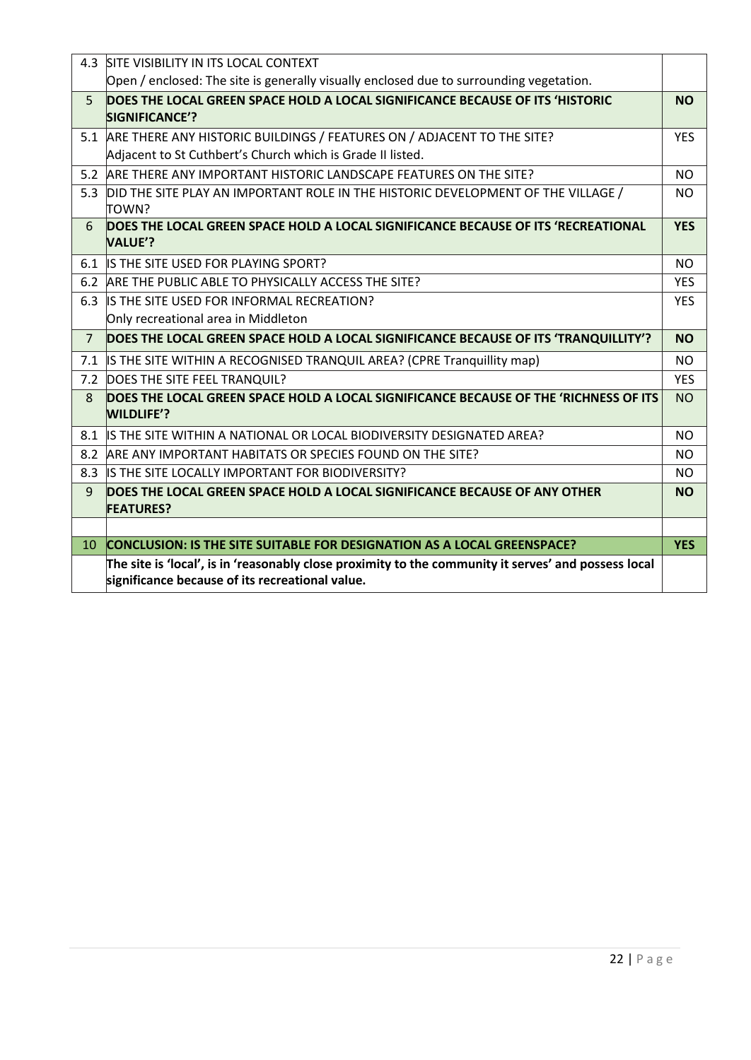| | | |
|---|---|---|
| 4.3 | SITE VISIBILITY IN ITS LOCAL CONTEXT<br>Open / enclosed: The site is generally visually enclosed due to surrounding vegetation. | |
| 5 | **DOES THE LOCAL GREEN SPACE HOLD A LOCAL SIGNIFICANCE BECAUSE OF ITS 'HISTORIC SIGNIFICANCE'?** | **NO** |
| 5.1 | ARE THERE ANY HISTORIC BUILDINGS / FEATURES ON / ADJACENT TO THE SITE?<br>Adjacent to St Cuthbert's Church which is Grade II listed. | YES |
| 5.2 | ARE THERE ANY IMPORTANT HISTORIC LANDSCAPE FEATURES ON THE SITE? | NO |
| 5.3 | DID THE SITE PLAY AN IMPORTANT ROLE IN THE HISTORIC DEVELOPMENT OF THE VILLAGE / TOWN? | NO |
| 6 | **DOES THE LOCAL GREEN SPACE HOLD A LOCAL SIGNIFICANCE BECAUSE OF ITS 'RECREATIONAL VALUE'?** | **YES** |
| 6.1 | IS THE SITE USED FOR PLAYING SPORT? | NO |
| 6.2 | ARE THE PUBLIC ABLE TO PHYSICALLY ACCESS THE SITE? | YES |
| 6.3 | IS THE SITE USED FOR INFORMAL RECREATION?<br>Only recreational area in Middleton | YES |
| 7 | **DOES THE LOCAL GREEN SPACE HOLD A LOCAL SIGNIFICANCE BECAUSE OF ITS 'TRANQUILLITY'?** | **NO** |
| 7.1 | IS THE SITE WITHIN A RECOGNISED TRANQUIL AREA? (CPRE Tranquillity map) | NO |
| 7.2 | DOES THE SITE FEEL TRANQUIL? | YES |
| 8 | **DOES THE LOCAL GREEN SPACE HOLD A LOCAL SIGNIFICANCE BECAUSE OF THE 'RICHNESS OF ITS WILDLIFE'?** | NO |
| 8.1 | IS THE SITE WITHIN A NATIONAL OR LOCAL BIODIVERSITY DESIGNATED AREA? | NO |
| 8.2 | ARE ANY IMPORTANT HABITATS OR SPECIES FOUND ON THE SITE? | NO |
| 8.3 | IS THE SITE LOCALLY IMPORTANT FOR BIODIVERSITY? | NO |
| 9 | **DOES THE LOCAL GREEN SPACE HOLD A LOCAL SIGNIFICANCE BECAUSE OF ANY OTHER FEATURES?** | **NO** |
| | | |
| 10 | **CONCLUSION: IS THE SITE SUITABLE FOR DESIGNATION AS A LOCAL GREENSPACE?** | **YES** |
| | **The site is 'local', is in 'reasonably close proximity to the community it serves' and possess local significance because of its recreational value.** | |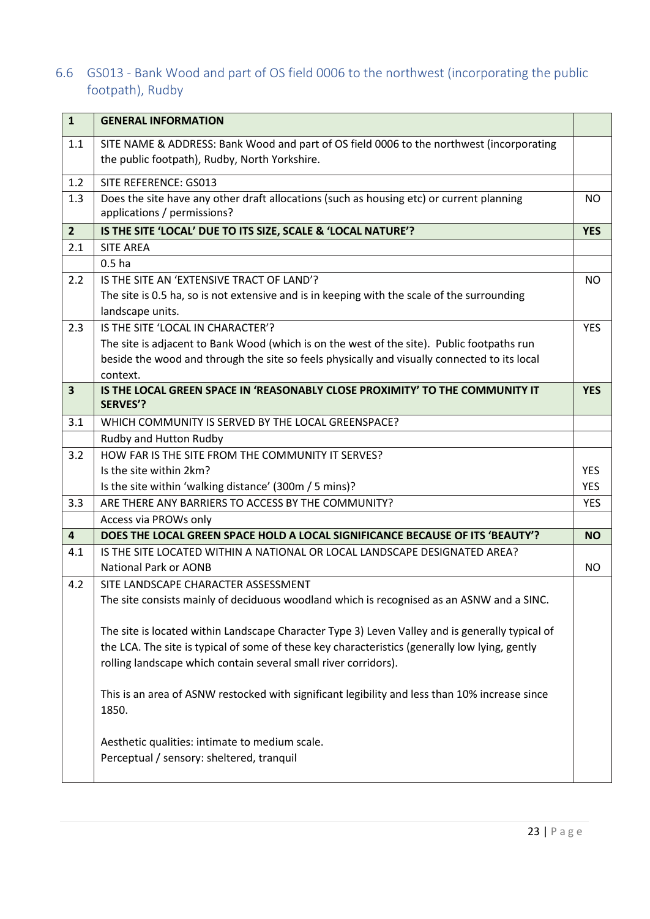## 6.6 GS013 - Bank Wood and part of OS field 0006 to the northwest (incorporating the public footpath), Rudby

| 1 | **GENERAL INFORMATION** | |
|---|---|---|
| 1.1 | SITE NAME & ADDRESS: Bank Wood and part of OS field 0006 to the northwest (incorporating the public footpath), Rudby, North Yorkshire. | |
| 1.2 | SITE REFERENCE: GS013 | |
| 1.3 | Does the site have any other draft allocations (such as housing etc) or current planning applications / permissions? | NO |
| **2** | **IS THE SITE 'LOCAL' DUE TO ITS SIZE, SCALE & 'LOCAL NATURE'?** | **YES** |
| 2.1 | SITE AREA | |
| | 0.5 ha | |
| 2.2 | IS THE SITE AN 'EXTENSIVE TRACT OF LAND'?<br>The site is 0.5 ha, so is not extensive and is in keeping with the scale of the surrounding landscape units. | NO |
| 2.3 | IS THE SITE 'LOCAL IN CHARACTER'?<br>The site is adjacent to Bank Wood (which is on the west of the site). Public footpaths run beside the wood and through the site so feels physically and visually connected to its local context. | YES |
| **3** | **IS THE LOCAL GREEN SPACE IN 'REASONABLY CLOSE PROXIMITY' TO THE COMMUNITY IT SERVES'?** | **YES** |
| 3.1 | WHICH COMMUNITY IS SERVED BY THE LOCAL GREENSPACE? | |
| | Rudby and Hutton Rudby | |
| 3.2 | HOW FAR IS THE SITE FROM THE COMMUNITY IT SERVES?<br>Is the site within 2km?<br>Is the site within 'walking distance' (300m / 5 mins)? | <br>YES<br>YES |
| 3.3 | ARE THERE ANY BARRIERS TO ACCESS BY THE COMMUNITY? | YES |
| | Access via PROWs only | |
| **4** | **DOES THE LOCAL GREEN SPACE HOLD A LOCAL SIGNIFICANCE BECAUSE OF ITS 'BEAUTY'?** | **NO** |
| 4.1 | IS THE SITE LOCATED WITHIN A NATIONAL OR LOCAL LANDSCAPE DESIGNATED AREA?<br>National Park or AONB | <br>NO |
| 4.2 | SITE LANDSCAPE CHARACTER ASSESSMENT<br>The site consists mainly of deciduous woodland which is recognised as an ASNW and a SINC.<br><br>The site is located within Landscape Character Type 3) Leven Valley and is generally typical of the LCA. The site is typical of some of these key characteristics (generally low lying, gently rolling landscape which contain several small river corridors).<br><br>This is an area of ASNW restocked with significant legibility and less than 10% increase since 1850.<br><br>Aesthetic qualities: intimate to medium scale.<br>Perceptual / sensory: sheltered, tranquil | |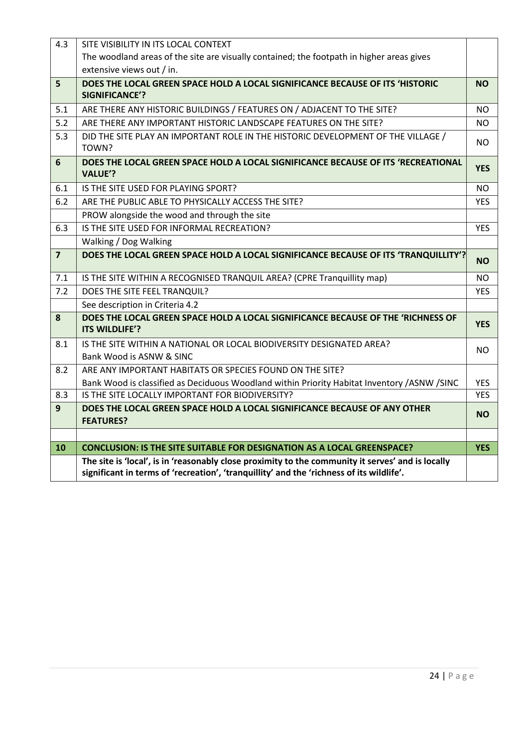| | | |
|---|---|---|
| 4.3 | SITE VISIBILITY IN ITS LOCAL CONTEXT<br>The woodland areas of the site are visually contained; the footpath in higher areas gives extensive views out / in. | |
| **5** | **DOES THE LOCAL GREEN SPACE HOLD A LOCAL SIGNIFICANCE BECAUSE OF ITS 'HISTORIC SIGNIFICANCE'?** | **NO** |
| 5.1 | ARE THERE ANY HISTORIC BUILDINGS / FEATURES ON / ADJACENT TO THE SITE? | NO |
| 5.2 | ARE THERE ANY IMPORTANT HISTORIC LANDSCAPE FEATURES ON THE SITE? | NO |
| 5.3 | DID THE SITE PLAY AN IMPORTANT ROLE IN THE HISTORIC DEVELOPMENT OF THE VILLAGE / TOWN? | NO |
| **6** | **DOES THE LOCAL GREEN SPACE HOLD A LOCAL SIGNIFICANCE BECAUSE OF ITS 'RECREATIONAL VALUE'?** | **YES** |
| 6.1 | IS THE SITE USED FOR PLAYING SPORT? | NO |
| 6.2 | ARE THE PUBLIC ABLE TO PHYSICALLY ACCESS THE SITE? | YES |
| | PROW alongside the wood and through the site | |
| 6.3 | IS THE SITE USED FOR INFORMAL RECREATION? | YES |
| | Walking / Dog Walking | |
| **7** | **DOES THE LOCAL GREEN SPACE HOLD A LOCAL SIGNIFICANCE BECAUSE OF ITS 'TRANQUILLITY'?** | **NO** |
| 7.1 | IS THE SITE WITHIN A RECOGNISED TRANQUIL AREA? (CPRE Tranquillity map) | NO |
| 7.2 | DOES THE SITE FEEL TRANQUIL? | YES |
| | See description in Criteria 4.2 | |
| **8** | **DOES THE LOCAL GREEN SPACE HOLD A LOCAL SIGNIFICANCE BECAUSE OF THE 'RICHNESS OF ITS WILDLIFE'?** | **YES** |
| 8.1 | IS THE SITE WITHIN A NATIONAL OR LOCAL BIODIVERSITY DESIGNATED AREA?<br>Bank Wood is ASNW & SINC | NO |
| 8.2 | ARE ANY IMPORTANT HABITATS OR SPECIES FOUND ON THE SITE?<br>Bank Wood is classified as Deciduous Woodland within Priority Habitat Inventory /ASNW /SINC | YES |
| 8.3 | IS THE SITE LOCALLY IMPORTANT FOR BIODIVERSITY? | YES |
| **9** | **DOES THE LOCAL GREEN SPACE HOLD A LOCAL SIGNIFICANCE BECAUSE OF ANY OTHER FEATURES?** | **NO** |
| | | |
| **10** | **CONCLUSION: IS THE SITE SUITABLE FOR DESIGNATION AS A LOCAL GREENSPACE?** | **YES** |
| | **The site is 'local', is in 'reasonably close proximity to the community it serves' and is locally significant in terms of 'recreation', 'tranquillity' and the 'richness of its wildlife'.** | |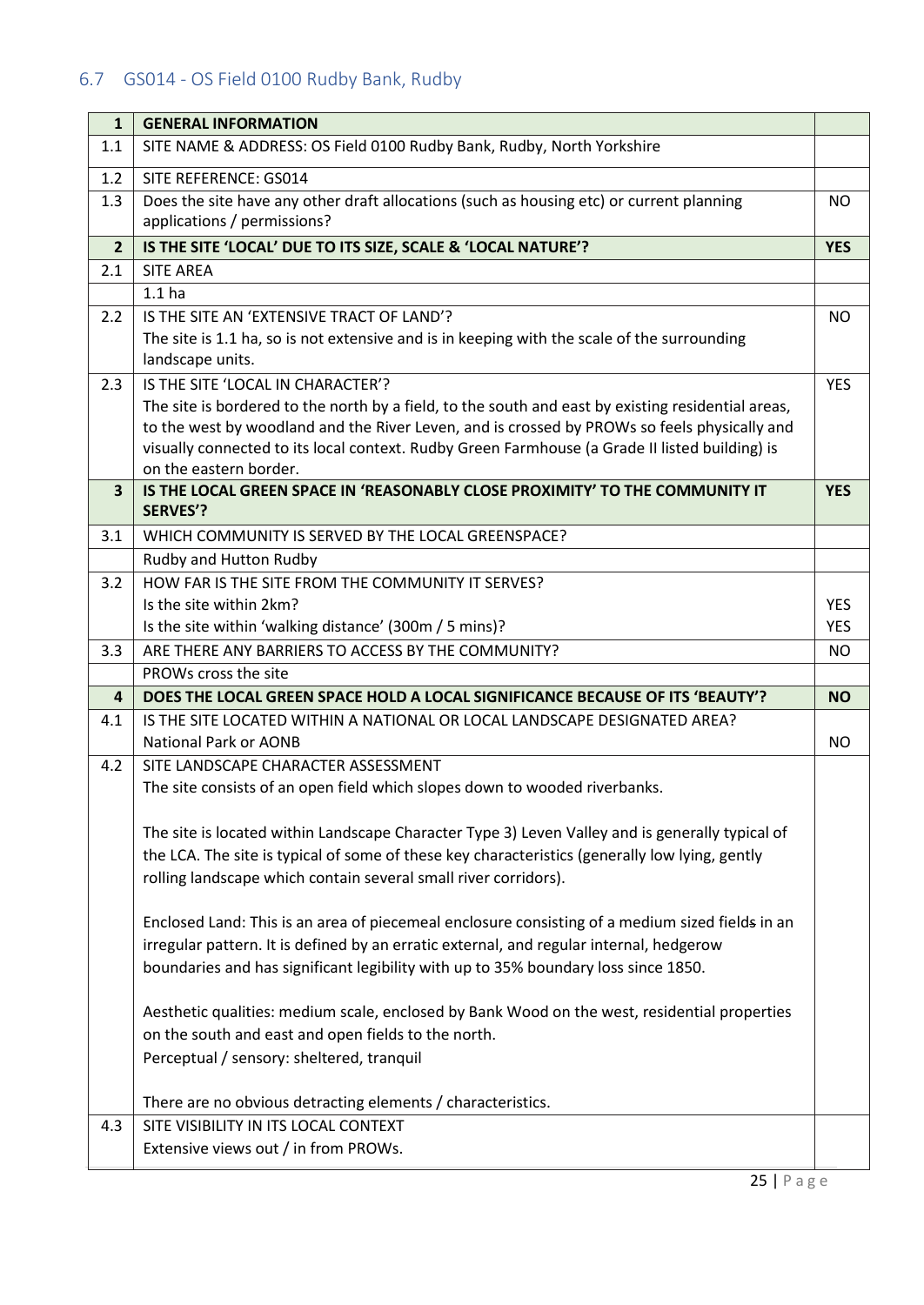## 6.7 GS014 - OS Field 0100 Rudby Bank, Rudby

| 1 | GENERAL INFORMATION | |
|---|---|---|
| 1.1 | SITE NAME & ADDRESS: OS Field 0100 Rudby Bank, Rudby, North Yorkshire | |
| 1.2 | SITE REFERENCE: GS014 | |
| 1.3 | Does the site have any other draft allocations (such as housing etc) or current planning applications / permissions? | NO |
| **2** | **IS THE SITE 'LOCAL' DUE TO ITS SIZE, SCALE & 'LOCAL NATURE'?** | **YES** |
| 2.1 | SITE AREA | |
| | 1.1 ha | |
| 2.2 | IS THE SITE AN 'EXTENSIVE TRACT OF LAND'?<br>The site is 1.1 ha, so is not extensive and is in keeping with the scale of the surrounding landscape units. | NO |
| 2.3 | IS THE SITE 'LOCAL IN CHARACTER'?<br>The site is bordered to the north by a field, to the south and east by existing residential areas, to the west by woodland and the River Leven, and is crossed by PROWs so feels physically and visually connected to its local context. Rudby Green Farmhouse (a Grade II listed building) is on the eastern border. | YES |
| **3** | **IS THE LOCAL GREEN SPACE IN 'REASONABLY CLOSE PROXIMITY' TO THE COMMUNITY IT SERVES'?** | **YES** |
| 3.1 | WHICH COMMUNITY IS SERVED BY THE LOCAL GREENSPACE? | |
| | Rudby and Hutton Rudby | |
| 3.2 | HOW FAR IS THE SITE FROM THE COMMUNITY IT SERVES?<br>Is the site within 2km?<br>Is the site within 'walking distance' (300m / 5 mins)? | <br>YES<br>YES |
| 3.3 | ARE THERE ANY BARRIERS TO ACCESS BY THE COMMUNITY? | NO |
| | PROWs cross the site | |
| **4** | **DOES THE LOCAL GREEN SPACE HOLD A LOCAL SIGNIFICANCE BECAUSE OF ITS 'BEAUTY'?** | **NO** |
| 4.1 | IS THE SITE LOCATED WITHIN A NATIONAL OR LOCAL LANDSCAPE DESIGNATED AREA?<br>National Park or AONB | <br>NO |
| 4.2 | SITE LANDSCAPE CHARACTER ASSESSMENT<br>The site consists of an open field which slopes down to wooded riverbanks.<br><br>The site is located within Landscape Character Type 3) Leven Valley and is generally typical of the LCA. The site is typical of some of these key characteristics (generally low lying, gently rolling landscape which contain several small river corridors).<br><br>Enclosed Land: This is an area of piecemeal enclosure consisting of a medium sized fields in an irregular pattern. It is defined by an erratic external, and regular internal, hedgerow boundaries and has significant legibility with up to 35% boundary loss since 1850.<br><br>Aesthetic qualities: medium scale, enclosed by Bank Wood on the west, residential properties on the south and east and open fields to the north.<br>Perceptual / sensory: sheltered, tranquil<br><br>There are no obvious detracting elements / characteristics. | |
| 4.3 | SITE VISIBILITY IN ITS LOCAL CONTEXT<br>Extensive views out / in from PROWs. | |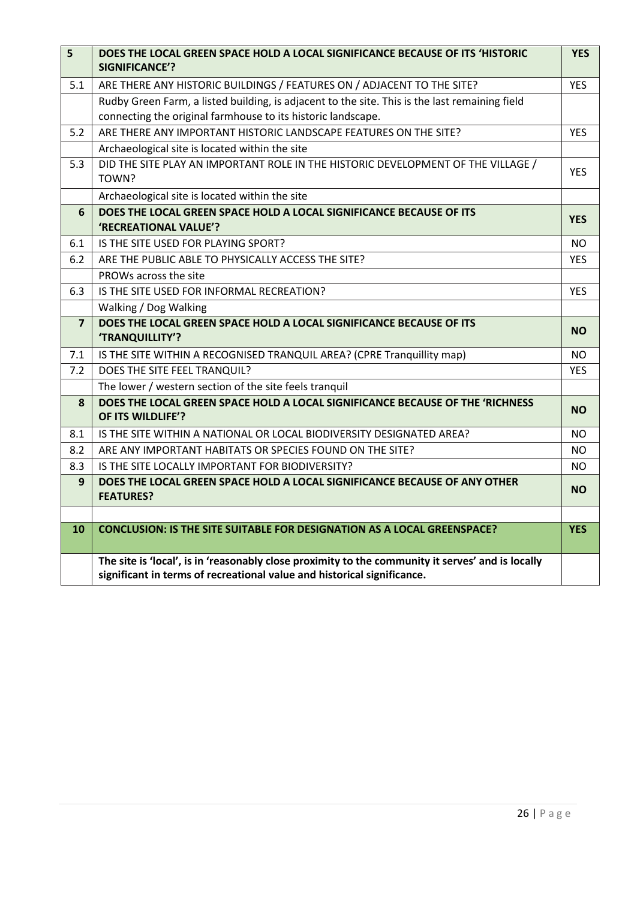| 5 | **DOES THE LOCAL GREEN SPACE HOLD A LOCAL SIGNIFICANCE BECAUSE OF ITS 'HISTORIC SIGNIFICANCE'?** | **YES** |
|---|---|---|
| 5.1 | ARE THERE ANY HISTORIC BUILDINGS / FEATURES ON / ADJACENT TO THE SITE? | YES |
| | Rudby Green Farm, a listed building, is adjacent to the site. This is the last remaining field connecting the original farmhouse to its historic landscape. | |
| 5.2 | ARE THERE ANY IMPORTANT HISTORIC LANDSCAPE FEATURES ON THE SITE? | YES |
| | Archaeological site is located within the site | |
| 5.3 | DID THE SITE PLAY AN IMPORTANT ROLE IN THE HISTORIC DEVELOPMENT OF THE VILLAGE / TOWN? | YES |
| | Archaeological site is located within the site | |
| **6** | **DOES THE LOCAL GREEN SPACE HOLD A LOCAL SIGNIFICANCE BECAUSE OF ITS 'RECREATIONAL VALUE'?** | **YES** |
| 6.1 | IS THE SITE USED FOR PLAYING SPORT? | NO |
| 6.2 | ARE THE PUBLIC ABLE TO PHYSICALLY ACCESS THE SITE? | YES |
| | PROWs across the site | |
| 6.3 | IS THE SITE USED FOR INFORMAL RECREATION? | YES |
| | Walking / Dog Walking | |
| **7** | **DOES THE LOCAL GREEN SPACE HOLD A LOCAL SIGNIFICANCE BECAUSE OF ITS 'TRANQUILLITY'?** | **NO** |
| 7.1 | IS THE SITE WITHIN A RECOGNISED TRANQUIL AREA? (CPRE Tranquillity map) | NO |
| 7.2 | DOES THE SITE FEEL TRANQUIL? | YES |
| | The lower / western section of the site feels tranquil | |
| **8** | **DOES THE LOCAL GREEN SPACE HOLD A LOCAL SIGNIFICANCE BECAUSE OF THE 'RICHNESS OF ITS WILDLIFE'?** | **NO** |
| 8.1 | IS THE SITE WITHIN A NATIONAL OR LOCAL BIODIVERSITY DESIGNATED AREA? | NO |
| 8.2 | ARE ANY IMPORTANT HABITATS OR SPECIES FOUND ON THE SITE? | NO |
| 8.3 | IS THE SITE LOCALLY IMPORTANT FOR BIODIVERSITY? | NO |
| **9** | **DOES THE LOCAL GREEN SPACE HOLD A LOCAL SIGNIFICANCE BECAUSE OF ANY OTHER FEATURES?** | **NO** |
| | | |
| **10** | **CONCLUSION: IS THE SITE SUITABLE FOR DESIGNATION AS A LOCAL GREENSPACE?** | **YES** |
| | **The site is 'local', is in 'reasonably close proximity to the community it serves' and is locally significant in terms of recreational value and historical significance.** | |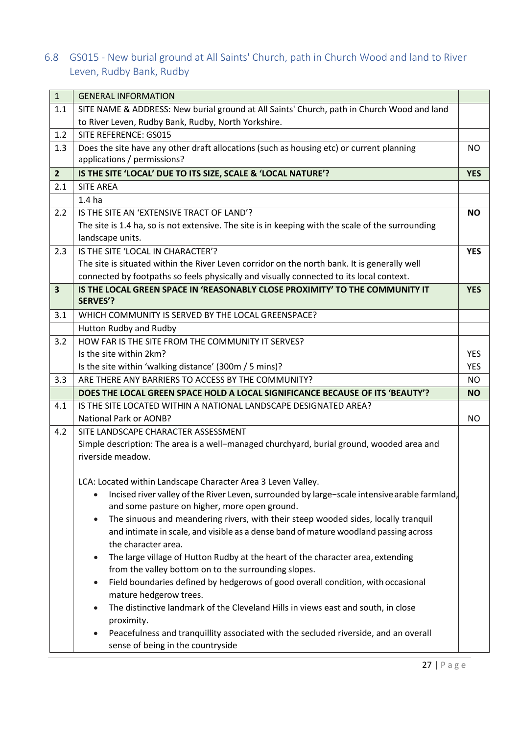## 6.8 GS015 - New burial ground at All Saints' Church, path in Church Wood and land to River Leven, Rudby Bank, Rudby

| 1 | GENERAL INFORMATION | |
|---|---|---|
| 1.1 | SITE NAME & ADDRESS: New burial ground at All Saints' Church, path in Church Wood and land to River Leven, Rudby Bank, Rudby, North Yorkshire. | |
| 1.2 | SITE REFERENCE: GS015 | |
| 1.3 | Does the site have any other draft allocations (such as housing etc) or current planning applications / permissions? | NO |
| **2** | **IS THE SITE 'LOCAL' DUE TO ITS SIZE, SCALE & 'LOCAL NATURE'?** | **YES** |
| 2.1 | SITE AREA | |
| | 1.4 ha | |
| 2.2 | IS THE SITE AN 'EXTENSIVE TRACT OF LAND'?<br>The site is 1.4 ha, so is not extensive. The site is in keeping with the scale of the surrounding landscape units. | **NO** |
| 2.3 | IS THE SITE 'LOCAL IN CHARACTER'?<br>The site is situated within the River Leven corridor on the north bank. It is generally well connected by footpaths so feels physically and visually connected to its local context. | **YES** |
| **3** | **IS THE LOCAL GREEN SPACE IN 'REASONABLY CLOSE PROXIMITY' TO THE COMMUNITY IT SERVES'?** | **YES** |
| 3.1 | WHICH COMMUNITY IS SERVED BY THE LOCAL GREENSPACE? | |
| | Hutton Rudby and Rudby | |
| 3.2 | HOW FAR IS THE SITE FROM THE COMMUNITY IT SERVES?<br>Is the site within 2km?<br>Is the site within 'walking distance' (300m / 5 mins)? | <br>YES<br>YES |
| 3.3 | ARE THERE ANY BARRIERS TO ACCESS BY THE COMMUNITY? | NO |
| | **DOES THE LOCAL GREEN SPACE HOLD A LOCAL SIGNIFICANCE BECAUSE OF ITS 'BEAUTY'?** | **NO** |
| 4.1 | IS THE SITE LOCATED WITHIN A NATIONAL LANDSCAPE DESIGNATED AREA?<br>National Park or AONB? | <br>NO |
| 4.2 | SITE LANDSCAPE CHARACTER ASSESSMENT<br>Simple description: The area is a well-managed churchyard, burial ground, wooded area and riverside meadow.<br><br>LCA: Located within Landscape Character Area 3 Leven Valley.<br>• Incised river valley of the River Leven, surrounded by large-scale intensive arable farmland, and some pasture on higher, more open ground.<br>• The sinuous and meandering rivers, with their steep wooded sides, locally tranquil and intimate in scale, and visible as a dense band of mature woodland passing across the character area.<br>• The large village of Hutton Rudby at the heart of the character area, extending from the valley bottom on to the surrounding slopes.<br>• Field boundaries defined by hedgerows of good overall condition, with occasional mature hedgerow trees.<br>• The distinctive landmark of the Cleveland Hills in views east and south, in close proximity.<br>• Peacefulness and tranquillity associated with the secluded riverside, and an overall sense of being in the countryside | |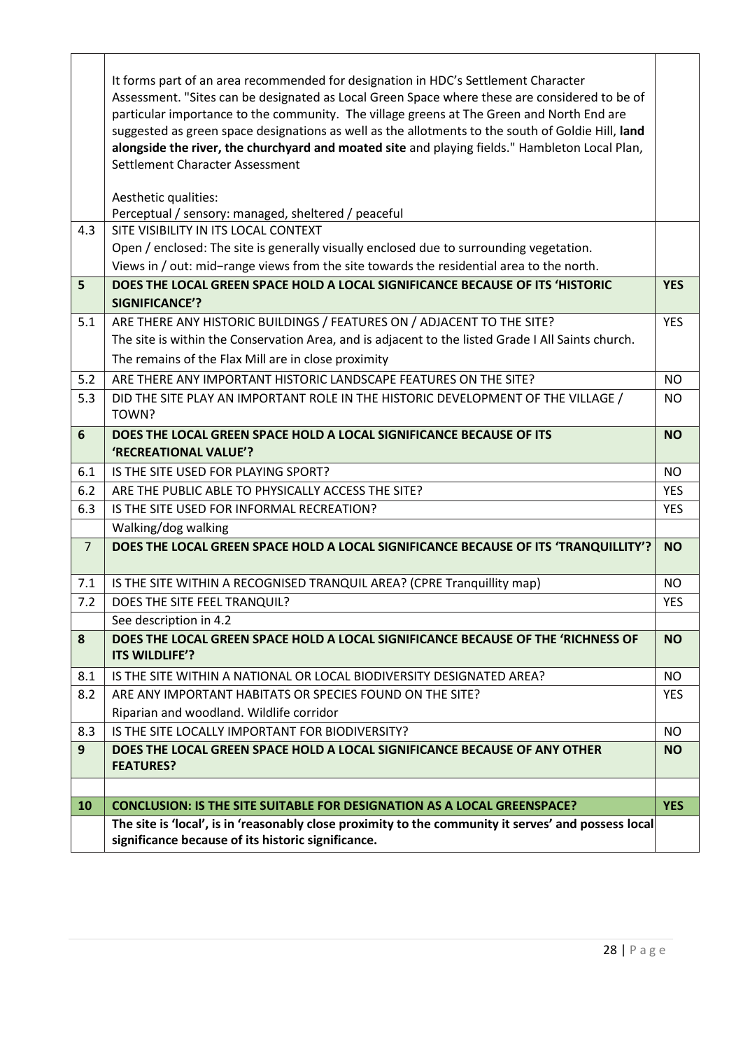| | | |
|---|---|---|
| | It forms part of an area recommended for designation in HDC's Settlement Character Assessment. "Sites can be designated as Local Green Space where these are considered to be of particular importance to the community. The village greens at The Green and North End are suggested as green space designations as well as the allotments to the south of Goldie Hill, **land alongside the river, the churchyard and moated site** and playing fields." Hambleton Local Plan, Settlement Character Assessment<br><br>Aesthetic qualities:<br>Perceptual / sensory: managed, sheltered / peaceful | |
| 4.3 | SITE VISIBILITY IN ITS LOCAL CONTEXT<br>Open / enclosed: The site is generally visually enclosed due to surrounding vegetation.<br>Views in / out: mid–range views from the site towards the residential area to the north. | |
| **5** | **DOES THE LOCAL GREEN SPACE HOLD A LOCAL SIGNIFICANCE BECAUSE OF ITS 'HISTORIC SIGNIFICANCE'?** | **YES** |
| 5.1 | ARE THERE ANY HISTORIC BUILDINGS / FEATURES ON / ADJACENT TO THE SITE?<br>The site is within the Conservation Area, and is adjacent to the listed Grade I All Saints church.<br>The remains of the Flax Mill are in close proximity | YES |
| 5.2 | ARE THERE ANY IMPORTANT HISTORIC LANDSCAPE FEATURES ON THE SITE? | NO |
| 5.3 | DID THE SITE PLAY AN IMPORTANT ROLE IN THE HISTORIC DEVELOPMENT OF THE VILLAGE / TOWN? | NO |
| **6** | **DOES THE LOCAL GREEN SPACE HOLD A LOCAL SIGNIFICANCE BECAUSE OF ITS 'RECREATIONAL VALUE'?** | **NO** |
| 6.1 | IS THE SITE USED FOR PLAYING SPORT? | NO |
| 6.2 | ARE THE PUBLIC ABLE TO PHYSICALLY ACCESS THE SITE? | YES |
| 6.3 | IS THE SITE USED FOR INFORMAL RECREATION? | YES |
| | Walking/dog walking | |
| **7** | **DOES THE LOCAL GREEN SPACE HOLD A LOCAL SIGNIFICANCE BECAUSE OF ITS 'TRANQUILLITY'?** | **NO** |
| 7.1 | IS THE SITE WITHIN A RECOGNISED TRANQUIL AREA? (CPRE Tranquillity map) | NO |
| 7.2 | DOES THE SITE FEEL TRANQUIL? | YES |
| | See description in 4.2 | |
| **8** | **DOES THE LOCAL GREEN SPACE HOLD A LOCAL SIGNIFICANCE BECAUSE OF THE 'RICHNESS OF ITS WILDLIFE'?** | **NO** |
| 8.1 | IS THE SITE WITHIN A NATIONAL OR LOCAL BIODIVERSITY DESIGNATED AREA? | NO |
| 8.2 | ARE ANY IMPORTANT HABITATS OR SPECIES FOUND ON THE SITE?<br>Riparian and woodland. Wildlife corridor | YES |
| 8.3 | IS THE SITE LOCALLY IMPORTANT FOR BIODIVERSITY? | NO |
| **9** | **DOES THE LOCAL GREEN SPACE HOLD A LOCAL SIGNIFICANCE BECAUSE OF ANY OTHER FEATURES?** | **NO** |
| | | |
| **10** | **CONCLUSION: IS THE SITE SUITABLE FOR DESIGNATION AS A LOCAL GREENSPACE?** | **YES** |
| | **The site is 'local', is in 'reasonably close proximity to the community it serves' and possess local significance because of its historic significance.** | |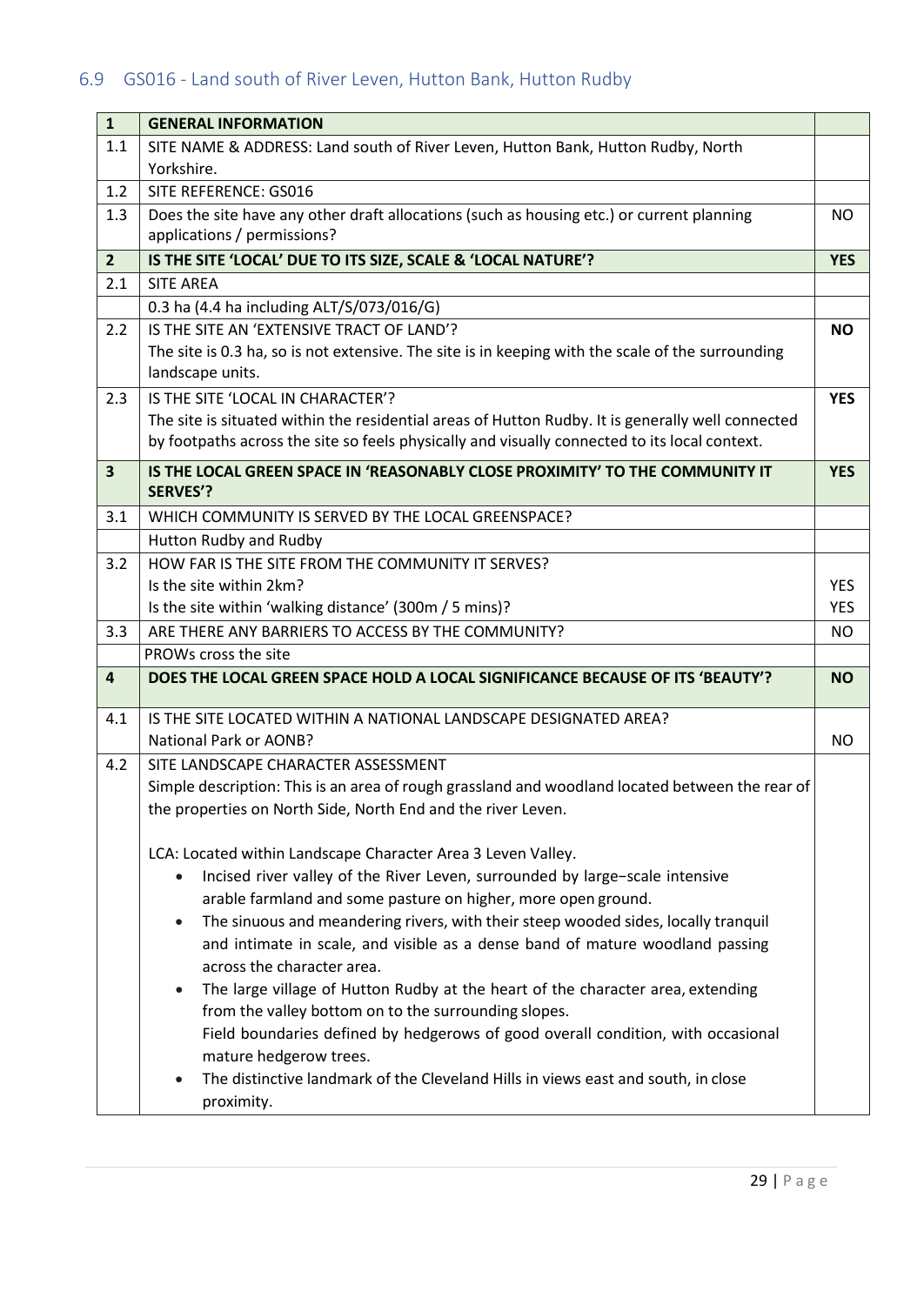## 6.9 GS016 - Land south of River Leven, Hutton Bank, Hutton Rudby

| | | |
|---|---|---|
| **1** | **GENERAL INFORMATION** | |
| 1.1 | SITE NAME & ADDRESS: Land south of River Leven, Hutton Bank, Hutton Rudby, North Yorkshire. | |
| 1.2 | SITE REFERENCE: GS016 | |
| 1.3 | Does the site have any other draft allocations (such as housing etc.) or current planning applications / permissions? | NO |
| **2** | **IS THE SITE 'LOCAL' DUE TO ITS SIZE, SCALE & 'LOCAL NATURE'?** | **YES** |
| 2.1 | SITE AREA | |
| | 0.3 ha (4.4 ha including ALT/S/073/016/G) | |
| 2.2 | IS THE SITE AN 'EXTENSIVE TRACT OF LAND'?<br>The site is 0.3 ha, so is not extensive. The site is in keeping with the scale of the surrounding landscape units. | **NO** |
| 2.3 | IS THE SITE 'LOCAL IN CHARACTER'?<br>The site is situated within the residential areas of Hutton Rudby. It is generally well connected by footpaths across the site so feels physically and visually connected to its local context. | **YES** |
| **3** | **IS THE LOCAL GREEN SPACE IN 'REASONABLY CLOSE PROXIMITY' TO THE COMMUNITY IT SERVES?** | **YES** |
| 3.1 | WHICH COMMUNITY IS SERVED BY THE LOCAL GREENSPACE? | |
| | Hutton Rudby and Rudby | |
| 3.2 | HOW FAR IS THE SITE FROM THE COMMUNITY IT SERVES?<br>Is the site within 2km?<br>Is the site within 'walking distance' (300m / 5 mins)? | <br>YES<br>YES |
| 3.3 | ARE THERE ANY BARRIERS TO ACCESS BY THE COMMUNITY? | NO |
| | PROWs cross the site | |
| **4** | **DOES THE LOCAL GREEN SPACE HOLD A LOCAL SIGNIFICANCE BECAUSE OF ITS 'BEAUTY'?** | **NO** |
| 4.1 | IS THE SITE LOCATED WITHIN A NATIONAL LANDSCAPE DESIGNATED AREA?<br>National Park or AONB? | <br>NO |
| 4.2 | SITE LANDSCAPE CHARACTER ASSESSMENT<br>Simple description: This is an area of rough grassland and woodland located between the rear of the properties on North Side, North End and the river Leven.<br><br>LCA: Located within Landscape Character Area 3 Leven Valley.<br>• Incised river valley of the River Leven, surrounded by large-scale intensive arable farmland and some pasture on higher, more open ground.<br>• The sinuous and meandering rivers, with their steep wooded sides, locally tranquil and intimate in scale, and visible as a dense band of mature woodland passing across the character area.<br>• The large village of Hutton Rudby at the heart of the character area, extending from the valley bottom on to the surrounding slopes.<br>Field boundaries defined by hedgerows of good overall condition, with occasional mature hedgerow trees.<br>• The distinctive landmark of the Cleveland Hills in views east and south, in close proximity. | |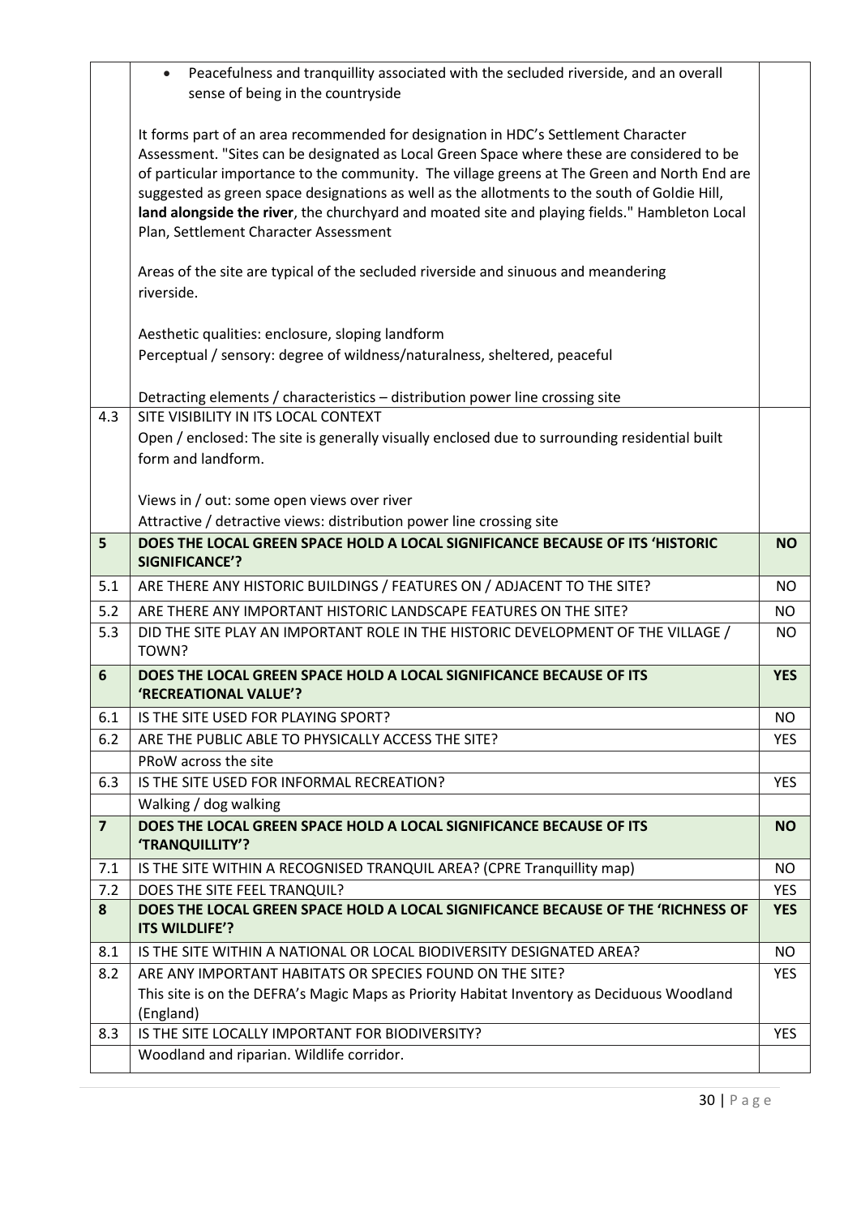| | | |
|---|---|---|
| | • Peacefulness and tranquillity associated with the secluded riverside, and an overall sense of being in the countryside<br><br>It forms part of an area recommended for designation in HDC's Settlement Character Assessment. "Sites can be designated as Local Green Space where these are considered to be of particular importance to the community. The village greens at The Green and North End are suggested as green space designations as well as the allotments to the south of Goldie Hill, **land alongside the river**, the churchyard and moated site and playing fields." Hambleton Local Plan, Settlement Character Assessment<br><br>Areas of the site are typical of the secluded riverside and sinuous and meandering riverside.<br><br>Aesthetic qualities: enclosure, sloping landform<br>Perceptual / sensory: degree of wildness/naturalness, sheltered, peaceful<br><br>Detracting elements / characteristics – distribution power line crossing site | |
| 4.3 | SITE VISIBILITY IN ITS LOCAL CONTEXT<br>Open / enclosed: The site is generally visually enclosed due to surrounding residential built form and landform.<br><br>Views in / out: some open views over river<br>Attractive / detractive views: distribution power line crossing site | |
| **5** | **DOES THE LOCAL GREEN SPACE HOLD A LOCAL SIGNIFICANCE BECAUSE OF ITS 'HISTORIC SIGNIFICANCE'?** | **NO** |
| 5.1 | ARE THERE ANY HISTORIC BUILDINGS / FEATURES ON / ADJACENT TO THE SITE? | NO |
| 5.2 | ARE THERE ANY IMPORTANT HISTORIC LANDSCAPE FEATURES ON THE SITE? | NO |
| 5.3 | DID THE SITE PLAY AN IMPORTANT ROLE IN THE HISTORIC DEVELOPMENT OF THE VILLAGE / TOWN? | NO |
| **6** | **DOES THE LOCAL GREEN SPACE HOLD A LOCAL SIGNIFICANCE BECAUSE OF ITS 'RECREATIONAL VALUE'?** | **YES** |
| 6.1 | IS THE SITE USED FOR PLAYING SPORT? | NO |
| 6.2 | ARE THE PUBLIC ABLE TO PHYSICALLY ACCESS THE SITE? | YES |
| | PRoW across the site | |
| 6.3 | IS THE SITE USED FOR INFORMAL RECREATION? | YES |
| | Walking / dog walking | |
| **7** | **DOES THE LOCAL GREEN SPACE HOLD A LOCAL SIGNIFICANCE BECAUSE OF ITS 'TRANQUILLITY'?** | **NO** |
| 7.1 | IS THE SITE WITHIN A RECOGNISED TRANQUIL AREA? (CPRE Tranquillity map) | NO |
| 7.2 | DOES THE SITE FEEL TRANQUIL? | YES |
| **8** | **DOES THE LOCAL GREEN SPACE HOLD A LOCAL SIGNIFICANCE BECAUSE OF THE 'RICHNESS OF ITS WILDLIFE'?** | **YES** |
| 8.1 | IS THE SITE WITHIN A NATIONAL OR LOCAL BIODIVERSITY DESIGNATED AREA? | NO |
| 8.2 | ARE ANY IMPORTANT HABITATS OR SPECIES FOUND ON THE SITE?<br>This site is on the DEFRA's Magic Maps as Priority Habitat Inventory as Deciduous Woodland (England) | YES |
| 8.3 | IS THE SITE LOCALLY IMPORTANT FOR BIODIVERSITY? | YES |
| | Woodland and riparian. Wildlife corridor. | |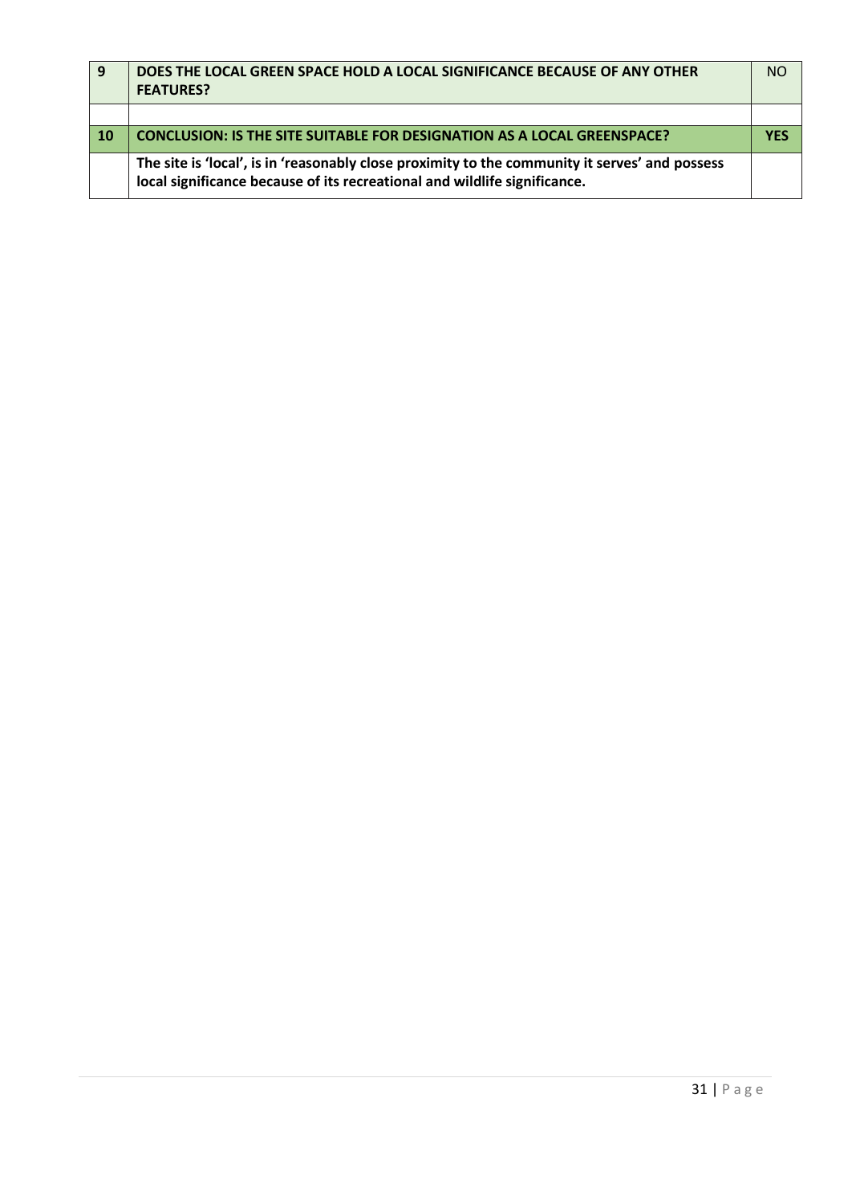| 9 | **DOES THE LOCAL GREEN SPACE HOLD A LOCAL SIGNIFICANCE BECAUSE OF ANY OTHER FEATURES?** | NO |
|---|---|---|
| | | |
| **10** | **CONCLUSION: IS THE SITE SUITABLE FOR DESIGNATION AS A LOCAL GREENSPACE?** | **YES** |
| | **The site is 'local', is in 'reasonably close proximity to the community it serves' and possess local significance because of its recreational and wildlife significance.** | |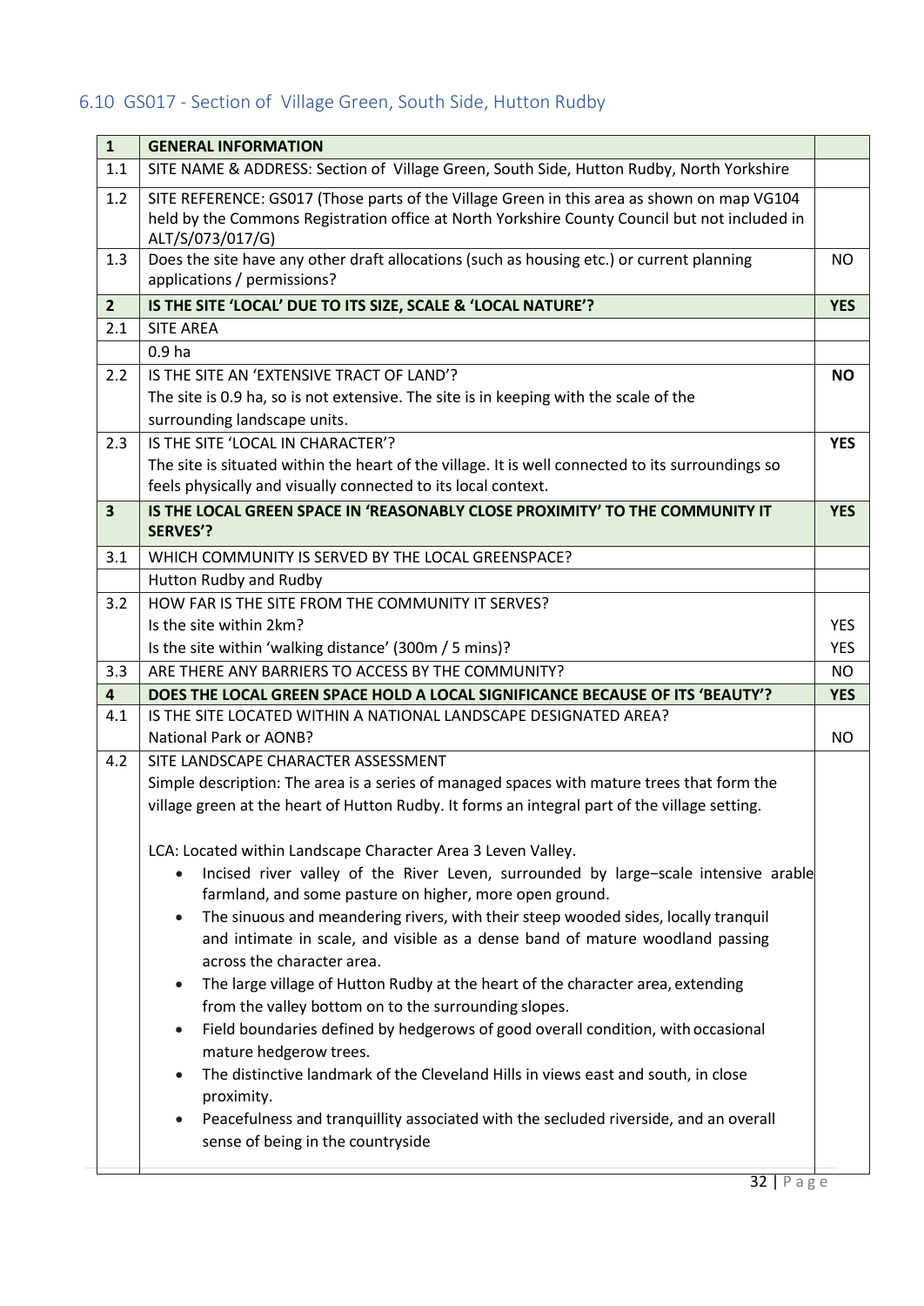## 6.10 GS017 - Section of Village Green, South Side, Hutton Rudby

| 1 | GENERAL INFORMATION | |
|---|---|---|
| 1.1 | SITE NAME & ADDRESS: Section of Village Green, South Side, Hutton Rudby, North Yorkshire | |
| 1.2 | SITE REFERENCE: GS017 (Those parts of the Village Green in this area as shown on map VG104 held by the Commons Registration office at North Yorkshire County Council but not included in ALT/S/073/017/G) | |
| 1.3 | Does the site have any other draft allocations (such as housing etc.) or current planning applications / permissions? | NO |
| **2** | **IS THE SITE 'LOCAL' DUE TO ITS SIZE, SCALE & 'LOCAL NATURE'?** | **YES** |
| 2.1 | SITE AREA | |
| | 0.9 ha | |
| 2.2 | IS THE SITE AN 'EXTENSIVE TRACT OF LAND'?<br>The site is 0.9 ha, so is not extensive. The site is in keeping with the scale of the surrounding landscape units. | **NO** |
| 2.3 | IS THE SITE 'LOCAL IN CHARACTER'?<br>The site is situated within the heart of the village. It is well connected to its surroundings so feels physically and visually connected to its local context. | **YES** |
| **3** | **IS THE LOCAL GREEN SPACE IN 'REASONABLY CLOSE PROXIMITY' TO THE COMMUNITY IT SERVES'?** | **YES** |
| 3.1 | WHICH COMMUNITY IS SERVED BY THE LOCAL GREENSPACE? | |
| | Hutton Rudby and Rudby | |
| 3.2 | HOW FAR IS THE SITE FROM THE COMMUNITY IT SERVES?<br>Is the site within 2km?<br>Is the site within 'walking distance' (300m / 5 mins)? | <br>YES<br>YES |
| 3.3 | ARE THERE ANY BARRIERS TO ACCESS BY THE COMMUNITY? | NO |
| **4** | **DOES THE LOCAL GREEN SPACE HOLD A LOCAL SIGNIFICANCE BECAUSE OF ITS 'BEAUTY'?** | **YES** |
| 4.1 | IS THE SITE LOCATED WITHIN A NATIONAL LANDSCAPE DESIGNATED AREA?<br>National Park or AONB? | NO |
| 4.2 | SITE LANDSCAPE CHARACTER ASSESSMENT<br>Simple description: The area is a series of managed spaces with mature trees that form the village green at the heart of Hutton Rudby. It forms an integral part of the village setting.<br><br>LCA: Located within Landscape Character Area 3 Leven Valley.<br>• Incised river valley of the River Leven, surrounded by large-scale intensive arable farmland, and some pasture on higher, more open ground.<br>• The sinuous and meandering rivers, with their steep wooded sides, locally tranquil and intimate in scale, and visible as a dense band of mature woodland passing across the character area.<br>• The large village of Hutton Rudby at the heart of the character area, extending from the valley bottom on to the surrounding slopes.<br>• Field boundaries defined by hedgerows of good overall condition, with occasional mature hedgerow trees.<br>• The distinctive landmark of the Cleveland Hills in views east and south, in close proximity.<br>• Peacefulness and tranquillity associated with the secluded riverside, and an overall sense of being in the countryside | |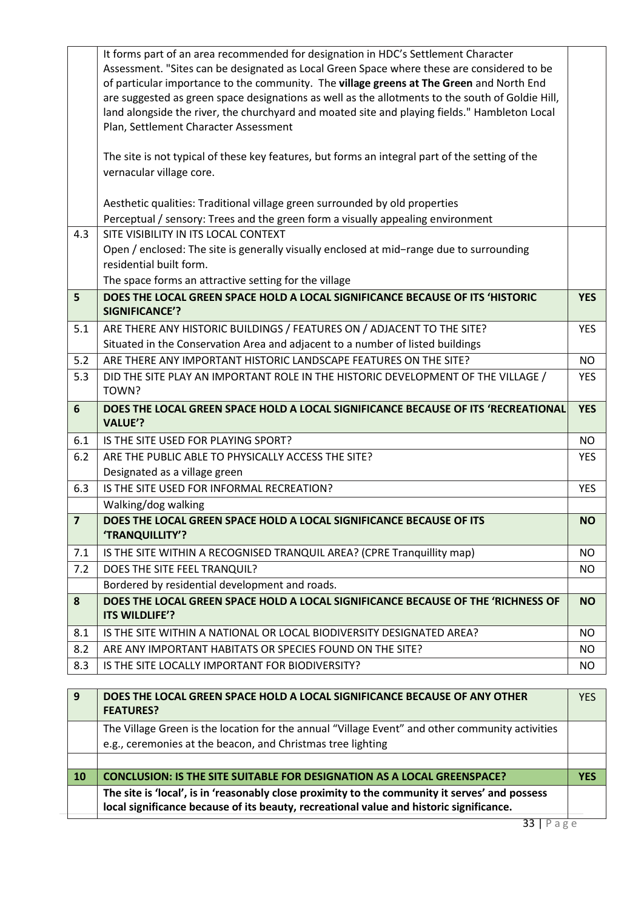| | | |
|---|---|---|
| | It forms part of an area recommended for designation in HDC's Settlement Character Assessment. "Sites can be designated as Local Green Space where these are considered to be of particular importance to the community. The **village greens at The Green** and North End are suggested as green space designations as well as the allotments to the south of Goldie Hill, land alongside the river, the churchyard and moated site and playing fields." Hambleton Local Plan, Settlement Character Assessment<br><br>The site is not typical of these key features, but forms an integral part of the setting of the vernacular village core.<br><br>Aesthetic qualities: Traditional village green surrounded by old properties<br>Perceptual / sensory: Trees and the green form a visually appealing environment | |
| 4.3 | SITE VISIBILITY IN ITS LOCAL CONTEXT<br>Open / enclosed: The site is generally visually enclosed at mid-range due to surrounding residential built form.<br>The space forms an attractive setting for the village | |
| **5** | **DOES THE LOCAL GREEN SPACE HOLD A LOCAL SIGNIFICANCE BECAUSE OF ITS 'HISTORIC SIGNIFICANCE'?** | **YES** |
| 5.1 | ARE THERE ANY HISTORIC BUILDINGS / FEATURES ON / ADJACENT TO THE SITE?<br>Situated in the Conservation Area and adjacent to a number of listed buildings | YES |
| 5.2 | ARE THERE ANY IMPORTANT HISTORIC LANDSCAPE FEATURES ON THE SITE? | NO |
| 5.3 | DID THE SITE PLAY AN IMPORTANT ROLE IN THE HISTORIC DEVELOPMENT OF THE VILLAGE / TOWN? | YES |
| **6** | **DOES THE LOCAL GREEN SPACE HOLD A LOCAL SIGNIFICANCE BECAUSE OF ITS 'RECREATIONAL VALUE'?** | **YES** |
| 6.1 | IS THE SITE USED FOR PLAYING SPORT? | NO |
| 6.2 | ARE THE PUBLIC ABLE TO PHYSICALLY ACCESS THE SITE?<br>Designated as a village green | YES |
| 6.3 | IS THE SITE USED FOR INFORMAL RECREATION? | YES |
| | Walking/dog walking | |
| **7** | **DOES THE LOCAL GREEN SPACE HOLD A LOCAL SIGNIFICANCE BECAUSE OF ITS 'TRANQUILLITY'?** | **NO** |
| 7.1 | IS THE SITE WITHIN A RECOGNISED TRANQUIL AREA? (CPRE Tranquillity map) | NO |
| 7.2 | DOES THE SITE FEEL TRANQUIL? | NO |
| | Bordered by residential development and roads. | |
| **8** | **DOES THE LOCAL GREEN SPACE HOLD A LOCAL SIGNIFICANCE BECAUSE OF THE 'RICHNESS OF ITS WILDLIFE'?** | **NO** |
| 8.1 | IS THE SITE WITHIN A NATIONAL OR LOCAL BIODIVERSITY DESIGNATED AREA? | NO |
| 8.2 | ARE ANY IMPORTANT HABITATS OR SPECIES FOUND ON THE SITE? | NO |
| 8.3 | IS THE SITE LOCALLY IMPORTANT FOR BIODIVERSITY? | NO |

| | | |
|---|---|---|
| **9** | **DOES THE LOCAL GREEN SPACE HOLD A LOCAL SIGNIFICANCE BECAUSE OF ANY OTHER FEATURES?** | YES |
| | The Village Green is the location for the annual "Village Event" and other community activities e.g., ceremonies at the beacon, and Christmas tree lighting | |
| | | |
| **10** | **CONCLUSION: IS THE SITE SUITABLE FOR DESIGNATION AS A LOCAL GREENSPACE?** | **YES** |
| | **The site is 'local', is in 'reasonably close proximity to the community it serves' and possess local significance because of its beauty, recreational value and historic significance.** | |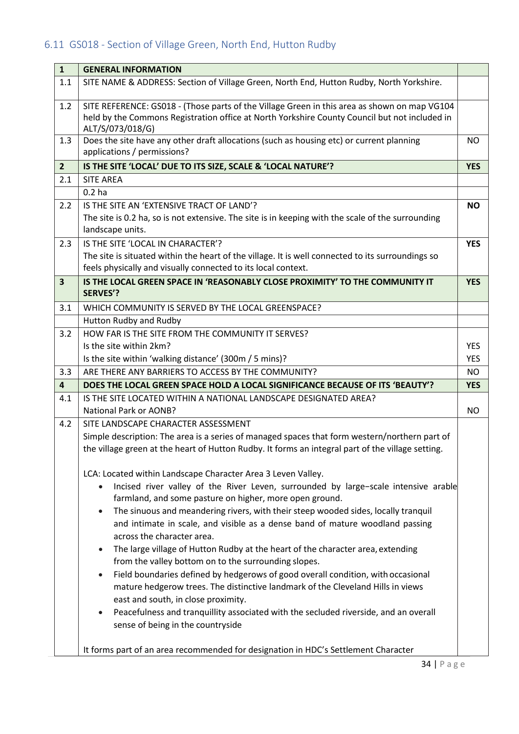## 6.11 GS018 - Section of Village Green, North End, Hutton Rudby

| 1 | GENERAL INFORMATION | |
|---|---|---|
| 1.1 | SITE NAME & ADDRESS: Section of Village Green, North End, Hutton Rudby, North Yorkshire. | |
| 1.2 | SITE REFERENCE: GS018 - (Those parts of the Village Green in this area as shown on map VG104 held by the Commons Registration office at North Yorkshire County Council but not included in ALT/S/073/018/G) | |
| 1.3 | Does the site have any other draft allocations (such as housing etc) or current planning applications / permissions? | NO |
| **2** | **IS THE SITE 'LOCAL' DUE TO ITS SIZE, SCALE & 'LOCAL NATURE'?** | **YES** |
| 2.1 | SITE AREA | |
| | 0.2 ha | |
| 2.2 | IS THE SITE AN 'EXTENSIVE TRACT OF LAND'?<br>The site is 0.2 ha, so is not extensive. The site is in keeping with the scale of the surrounding landscape units. | **NO** |
| 2.3 | IS THE SITE 'LOCAL IN CHARACTER'?<br>The site is situated within the heart of the village. It is well connected to its surroundings so feels physically and visually connected to its local context. | **YES** |
| **3** | **IS THE LOCAL GREEN SPACE IN 'REASONABLY CLOSE PROXIMITY' TO THE COMMUNITY IT SERVES'?** | **YES** |
| 3.1 | WHICH COMMUNITY IS SERVED BY THE LOCAL GREENSPACE? | |
| | Hutton Rudby and Rudby | |
| 3.2 | HOW FAR IS THE SITE FROM THE COMMUNITY IT SERVES?<br>Is the site within 2km?<br>Is the site within 'walking distance' (300m / 5 mins)? | <br>YES<br>YES |
| 3.3 | ARE THERE ANY BARRIERS TO ACCESS BY THE COMMUNITY? | NO |
| **4** | **DOES THE LOCAL GREEN SPACE HOLD A LOCAL SIGNIFICANCE BECAUSE OF ITS 'BEAUTY'?** | **YES** |
| 4.1 | IS THE SITE LOCATED WITHIN A NATIONAL LANDSCAPE DESIGNATED AREA?<br>National Park or AONB? | <br>NO |
| 4.2 | SITE LANDSCAPE CHARACTER ASSESSMENT<br>Simple description: The area is a series of managed spaces that form western/northern part of the village green at the heart of Hutton Rudby. It forms an integral part of the village setting.<br><br>LCA: Located within Landscape Character Area 3 Leven Valley.<br>• Incised river valley of the River Leven, surrounded by large−scale intensive arable farmland, and some pasture on higher, more open ground.<br>• The sinuous and meandering rivers, with their steep wooded sides, locally tranquil and intimate in scale, and visible as a dense band of mature woodland passing across the character area.<br>• The large village of Hutton Rudby at the heart of the character area, extending from the valley bottom on to the surrounding slopes.<br>• Field boundaries defined by hedgerows of good overall condition, with occasional mature hedgerow trees. The distinctive landmark of the Cleveland Hills in views east and south, in close proximity.<br>• Peacefulness and tranquillity associated with the secluded riverside, and an overall sense of being in the countryside<br><br>It forms part of an area recommended for designation in HDC's Settlement Character | |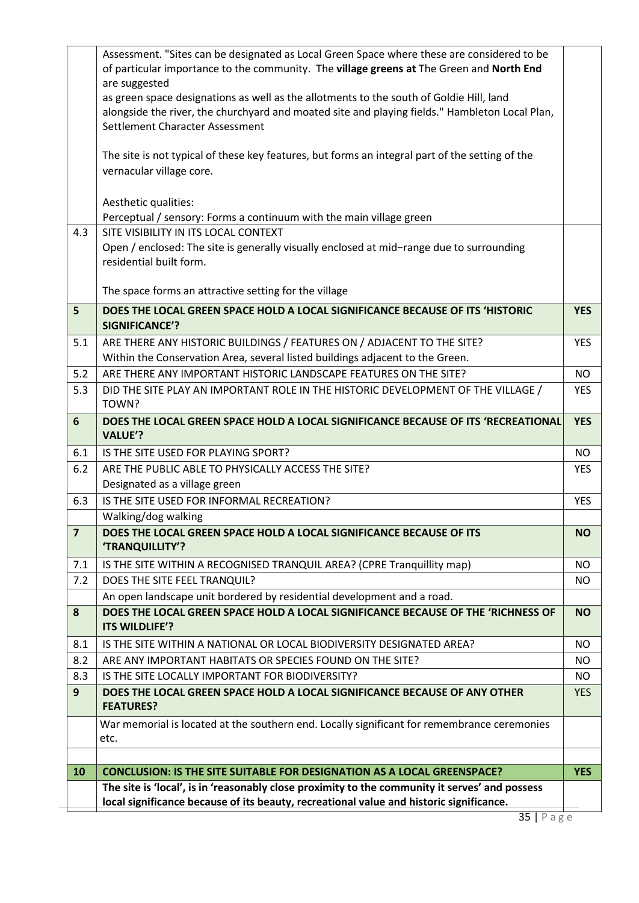| | | |
|---|---|---|
| | Assessment. "Sites can be designated as Local Green Space where these are considered to be of particular importance to the community. The **village greens at** The Green and **North End** are suggested<br>as green space designations as well as the allotments to the south of Goldie Hill, land alongside the river, the churchyard and moated site and playing fields." Hambleton Local Plan, Settlement Character Assessment<br><br>The site is not typical of these key features, but forms an integral part of the setting of the vernacular village core.<br><br>Aesthetic qualities:<br>Perceptual / sensory: Forms a continuum with the main village green | |
| 4.3 | SITE VISIBILITY IN ITS LOCAL CONTEXT<br>Open / enclosed: The site is generally visually enclosed at mid−range due to surrounding residential built form.<br><br>The space forms an attractive setting for the village | |
| **5** | **DOES THE LOCAL GREEN SPACE HOLD A LOCAL SIGNIFICANCE BECAUSE OF ITS 'HISTORIC SIGNIFICANCE'?** | **YES** |
| 5.1 | ARE THERE ANY HISTORIC BUILDINGS / FEATURES ON / ADJACENT TO THE SITE?<br>Within the Conservation Area, several listed buildings adjacent to the Green. | YES |
| 5.2 | ARE THERE ANY IMPORTANT HISTORIC LANDSCAPE FEATURES ON THE SITE? | NO |
| 5.3 | DID THE SITE PLAY AN IMPORTANT ROLE IN THE HISTORIC DEVELOPMENT OF THE VILLAGE / TOWN? | YES |
| **6** | **DOES THE LOCAL GREEN SPACE HOLD A LOCAL SIGNIFICANCE BECAUSE OF ITS 'RECREATIONAL VALUE'?** | **YES** |
| 6.1 | IS THE SITE USED FOR PLAYING SPORT? | NO |
| 6.2 | ARE THE PUBLIC ABLE TO PHYSICALLY ACCESS THE SITE?<br>Designated as a village green | YES |
| 6.3 | IS THE SITE USED FOR INFORMAL RECREATION? | YES |
| | Walking/dog walking | |
| **7** | **DOES THE LOCAL GREEN SPACE HOLD A LOCAL SIGNIFICANCE BECAUSE OF ITS 'TRANQUILLITY'?** | **NO** |
| 7.1 | IS THE SITE WITHIN A RECOGNISED TRANQUIL AREA? (CPRE Tranquillity map) | NO |
| 7.2 | DOES THE SITE FEEL TRANQUIL? | NO |
| | An open landscape unit bordered by residential development and a road. | |
| **8** | **DOES THE LOCAL GREEN SPACE HOLD A LOCAL SIGNIFICANCE BECAUSE OF THE 'RICHNESS OF ITS WILDLIFE'?** | **NO** |
| 8.1 | IS THE SITE WITHIN A NATIONAL OR LOCAL BIODIVERSITY DESIGNATED AREA? | NO |
| 8.2 | ARE ANY IMPORTANT HABITATS OR SPECIES FOUND ON THE SITE? | NO |
| 8.3 | IS THE SITE LOCALLY IMPORTANT FOR BIODIVERSITY? | NO |
| **9** | **DOES THE LOCAL GREEN SPACE HOLD A LOCAL SIGNIFICANCE BECAUSE OF ANY OTHER FEATURES?** | YES |
| | War memorial is located at the southern end. Locally significant for remembrance ceremonies etc. | |
| | | |
| **10** | **CONCLUSION: IS THE SITE SUITABLE FOR DESIGNATION AS A LOCAL GREENSPACE?** | **YES** |
| | **The site is 'local', is in 'reasonably close proximity to the community it serves' and possess local significance because of its beauty, recreational value and historic significance.** | |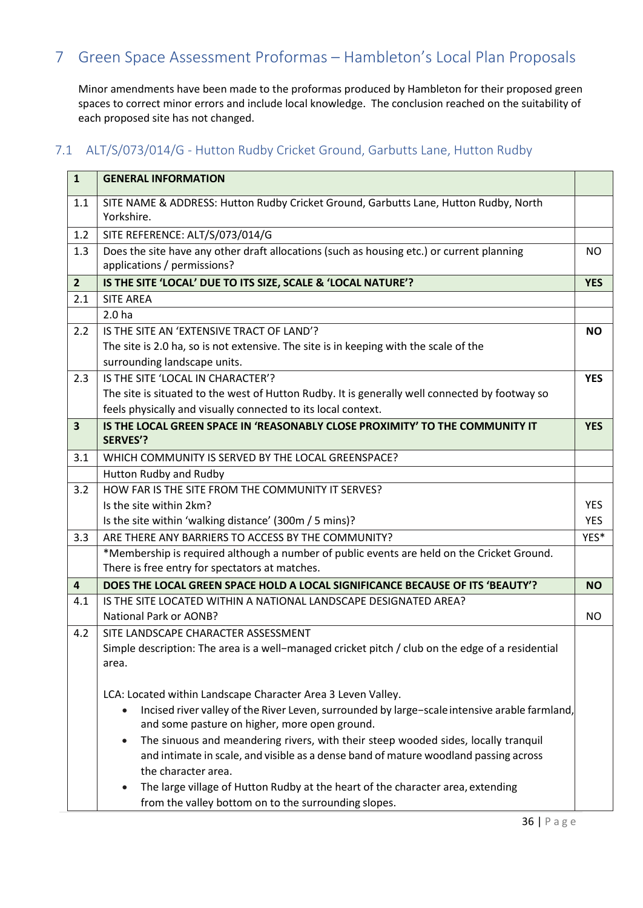# 7 Green Space Assessment Proformas – Hambleton's Local Plan Proposals

Minor amendments have been made to the proformas produced by Hambleton for their proposed green spaces to correct minor errors and include local knowledge. The conclusion reached on the suitability of each proposed site has not changed.

## 7.1 ALT/S/073/014/G - Hutton Rudby Cricket Ground, Garbutts Lane, Hutton Rudby

| 1 | **GENERAL INFORMATION** | |
|---|---|---|
| 1.1 | SITE NAME & ADDRESS: Hutton Rudby Cricket Ground, Garbutts Lane, Hutton Rudby, North Yorkshire. | |
| 1.2 | SITE REFERENCE: ALT/S/073/014/G | |
| 1.3 | Does the site have any other draft allocations (such as housing etc.) or current planning applications / permissions? | NO |
| **2** | **IS THE SITE 'LOCAL' DUE TO ITS SIZE, SCALE & 'LOCAL NATURE'?** | **YES** |
| 2.1 | SITE AREA | |
| | 2.0 ha | |
| 2.2 | IS THE SITE AN 'EXTENSIVE TRACT OF LAND'?<br>The site is 2.0 ha, so is not extensive. The site is in keeping with the scale of the surrounding landscape units. | **NO** |
| 2.3 | IS THE SITE 'LOCAL IN CHARACTER'?<br>The site is situated to the west of Hutton Rudby. It is generally well connected by footway so feels physically and visually connected to its local context. | **YES** |
| **3** | **IS THE LOCAL GREEN SPACE IN 'REASONABLY CLOSE PROXIMITY' TO THE COMMUNITY IT SERVES'?** | **YES** |
| 3.1 | WHICH COMMUNITY IS SERVED BY THE LOCAL GREENSPACE? | |
| | Hutton Rudby and Rudby | |
| 3.2 | HOW FAR IS THE SITE FROM THE COMMUNITY IT SERVES?<br>Is the site within 2km?<br>Is the site within 'walking distance' (300m / 5 mins)? | <br>YES<br>YES |
| 3.3 | ARE THERE ANY BARRIERS TO ACCESS BY THE COMMUNITY? | YES* |
| | *Membership is required although a number of public events are held on the Cricket Ground. There is free entry for spectators at matches. | |
| **4** | **DOES THE LOCAL GREEN SPACE HOLD A LOCAL SIGNIFICANCE BECAUSE OF ITS 'BEAUTY'?** | **NO** |
| 4.1 | IS THE SITE LOCATED WITHIN A NATIONAL LANDSCAPE DESIGNATED AREA?<br>National Park or AONB? | <br>NO |
| 4.2 | SITE LANDSCAPE CHARACTER ASSESSMENT<br>Simple description: The area is a well-managed cricket pitch / club on the edge of a residential area.<br><br>LCA: Located within Landscape Character Area 3 Leven Valley.<br>• Incised river valley of the River Leven, surrounded by large-scale intensive arable farmland, and some pasture on higher, more open ground.<br>• The sinuous and meandering rivers, with their steep wooded sides, locally tranquil and intimate in scale, and visible as a dense band of mature woodland passing across the character area.<br>• The large village of Hutton Rudby at the heart of the character area, extending from the valley bottom on to the surrounding slopes. | |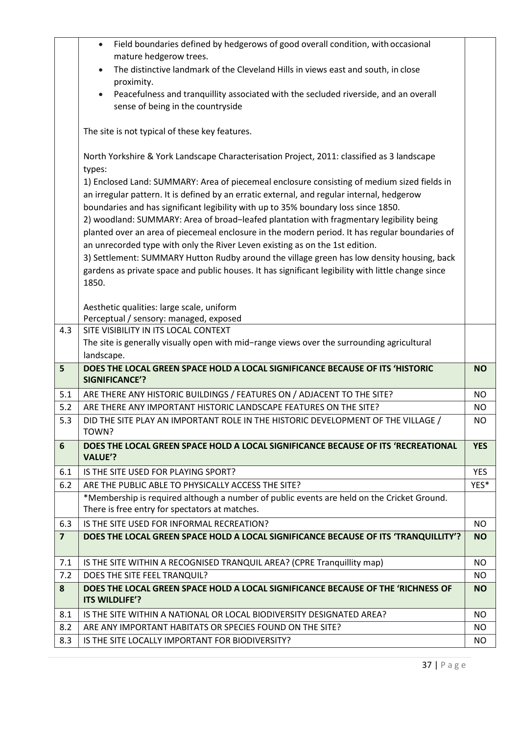| | | |
|---|---|---|
| | • Field boundaries defined by hedgerows of good overall condition, with occasional mature hedgerow trees.<br>• The distinctive landmark of the Cleveland Hills in views east and south, in close proximity.<br>• Peacefulness and tranquillity associated with the secluded riverside, and an overall sense of being in the countryside<br><br>The site is not typical of these key features.<br><br>North Yorkshire & York Landscape Characterisation Project, 2011: classified as 3 landscape types:<br>1) Enclosed Land: SUMMARY: Area of piecemeal enclosure consisting of medium sized fields in an irregular pattern. It is defined by an erratic external, and regular internal, hedgerow boundaries and has significant legibility with up to 35% boundary loss since 1850.<br>2) woodland: SUMMARY: Area of broad−leafed plantation with fragmentary legibility being planted over an area of piecemeal enclosure in the modern period. It has regular boundaries of an unrecorded type with only the River Leven existing as on the 1st edition.<br>3) Settlement: SUMMARY Hutton Rudby around the village green has low density housing, back gardens as private space and public houses. It has significant legibility with little change since 1850.<br><br>Aesthetic qualities: large scale, uniform<br>Perceptual / sensory: managed, exposed | |
| 4.3 | SITE VISIBILITY IN ITS LOCAL CONTEXT<br>The site is generally visually open with mid−range views over the surrounding agricultural landscape. | |
| **5** | **DOES THE LOCAL GREEN SPACE HOLD A LOCAL SIGNIFICANCE BECAUSE OF ITS 'HISTORIC SIGNIFICANCE'?** | **NO** |
| 5.1 | ARE THERE ANY HISTORIC BUILDINGS / FEATURES ON / ADJACENT TO THE SITE? | NO |
| 5.2 | ARE THERE ANY IMPORTANT HISTORIC LANDSCAPE FEATURES ON THE SITE? | NO |
| 5.3 | DID THE SITE PLAY AN IMPORTANT ROLE IN THE HISTORIC DEVELOPMENT OF THE VILLAGE / TOWN? | NO |
| **6** | **DOES THE LOCAL GREEN SPACE HOLD A LOCAL SIGNIFICANCE BECAUSE OF ITS 'RECREATIONAL VALUE'?** | **YES** |
| 6.1 | IS THE SITE USED FOR PLAYING SPORT? | YES |
| 6.2 | ARE THE PUBLIC ABLE TO PHYSICALLY ACCESS THE SITE? | YES* |
| | *Membership is required although a number of public events are held on the Cricket Ground. There is free entry for spectators at matches. | |
| 6.3 | IS THE SITE USED FOR INFORMAL RECREATION? | NO |
| **7** | **DOES THE LOCAL GREEN SPACE HOLD A LOCAL SIGNIFICANCE BECAUSE OF ITS 'TRANQUILLITY'?** | **NO** |
| 7.1 | IS THE SITE WITHIN A RECOGNISED TRANQUIL AREA? (CPRE Tranquillity map) | NO |
| 7.2 | DOES THE SITE FEEL TRANQUIL? | NO |
| **8** | **DOES THE LOCAL GREEN SPACE HOLD A LOCAL SIGNIFICANCE BECAUSE OF THE 'RICHNESS OF ITS WILDLIFE'?** | **NO** |
| 8.1 | IS THE SITE WITHIN A NATIONAL OR LOCAL BIODIVERSITY DESIGNATED AREA? | NO |
| 8.2 | ARE ANY IMPORTANT HABITATS OR SPECIES FOUND ON THE SITE? | NO |
| 8.3 | IS THE SITE LOCALLY IMPORTANT FOR BIODIVERSITY? | NO |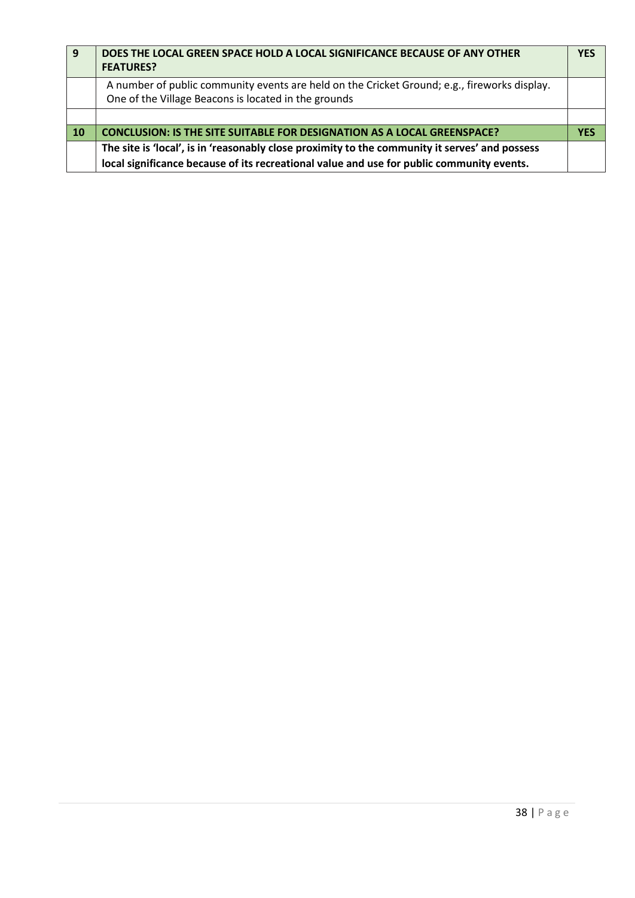| 9 | **DOES THE LOCAL GREEN SPACE HOLD A LOCAL SIGNIFICANCE BECAUSE OF ANY OTHER FEATURES?** | **YES** |
|---|---|---|
| | A number of public community events are held on the Cricket Ground; e.g., fireworks display. One of the Village Beacons is located in the grounds | |
| | | |
| **10** | **CONCLUSION: IS THE SITE SUITABLE FOR DESIGNATION AS A LOCAL GREENSPACE?** | **YES** |
| | **The site is 'local', is in 'reasonably close proximity to the community it serves' and possess local significance because of its recreational value and use for public community events.** | |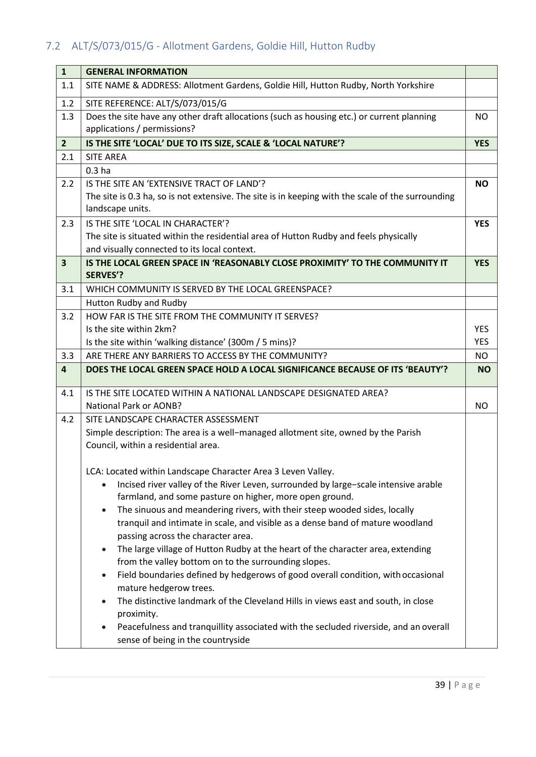## 7.2 ALT/S/073/015/G - Allotment Gardens, Goldie Hill, Hutton Rudby

| | | |
|---|---|---|
| **1** | **GENERAL INFORMATION** | |
| 1.1 | SITE NAME & ADDRESS: Allotment Gardens, Goldie Hill, Hutton Rudby, North Yorkshire | |
| 1.2 | SITE REFERENCE: ALT/S/073/015/G | |
| 1.3 | Does the site have any other draft allocations (such as housing etc.) or current planning applications / permissions? | NO |
| **2** | **IS THE SITE 'LOCAL' DUE TO ITS SIZE, SCALE & 'LOCAL NATURE'?** | **YES** |
| 2.1 | SITE AREA | |
| | 0.3 ha | |
| 2.2 | IS THE SITE AN 'EXTENSIVE TRACT OF LAND'?<br>The site is 0.3 ha, so is not extensive. The site is in keeping with the scale of the surrounding landscape units. | **NO** |
| 2.3 | IS THE SITE 'LOCAL IN CHARACTER'?<br>The site is situated within the residential area of Hutton Rudby and feels physically and visually connected to its local context. | **YES** |
| **3** | **IS THE LOCAL GREEN SPACE IN 'REASONABLY CLOSE PROXIMITY' TO THE COMMUNITY IT SERVES'?** | **YES** |
| 3.1 | WHICH COMMUNITY IS SERVED BY THE LOCAL GREENSPACE? | |
| | Hutton Rudby and Rudby | |
| 3.2 | HOW FAR IS THE SITE FROM THE COMMUNITY IT SERVES?<br>Is the site within 2km?<br>Is the site within 'walking distance' (300m / 5 mins)? | <br>YES<br>YES |
| 3.3 | ARE THERE ANY BARRIERS TO ACCESS BY THE COMMUNITY? | NO |
| **4** | **DOES THE LOCAL GREEN SPACE HOLD A LOCAL SIGNIFICANCE BECAUSE OF ITS 'BEAUTY'?** | **NO** |
| 4.1 | IS THE SITE LOCATED WITHIN A NATIONAL LANDSCAPE DESIGNATED AREA?<br>National Park or AONB? | <br>NO |
| 4.2 | SITE LANDSCAPE CHARACTER ASSESSMENT<br>Simple description: The area is a well−managed allotment site, owned by the Parish Council, within a residential area.<br><br>LCA: Located within Landscape Character Area 3 Leven Valley.<br>• Incised river valley of the River Leven, surrounded by large−scale intensive arable farmland, and some pasture on higher, more open ground.<br>• The sinuous and meandering rivers, with their steep wooded sides, locally tranquil and intimate in scale, and visible as a dense band of mature woodland passing across the character area.<br>• The large village of Hutton Rudby at the heart of the character area, extending from the valley bottom on to the surrounding slopes.<br>• Field boundaries defined by hedgerows of good overall condition, with occasional mature hedgerow trees.<br>• The distinctive landmark of the Cleveland Hills in views east and south, in close proximity.<br>• Peacefulness and tranquillity associated with the secluded riverside, and an overall sense of being in the countryside | |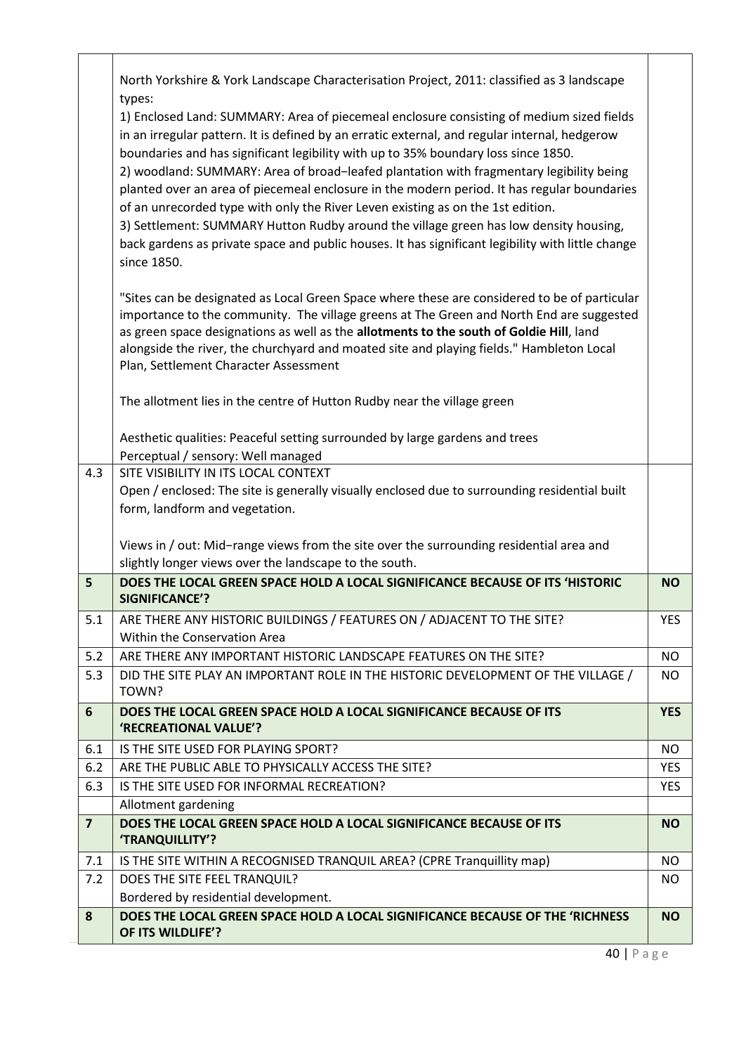| | | |
|---|---|---|
| | North Yorkshire & York Landscape Characterisation Project, 2011: classified as 3 landscape types:<br>1) Enclosed Land: SUMMARY: Area of piecemeal enclosure consisting of medium sized fields in an irregular pattern. It is defined by an erratic external, and regular internal, hedgerow boundaries and has significant legibility with up to 35% boundary loss since 1850.<br>2) woodland: SUMMARY: Area of broad−leafed plantation with fragmentary legibility being planted over an area of piecemeal enclosure in the modern period. It has regular boundaries of an unrecorded type with only the River Leven existing as on the 1st edition.<br>3) Settlement: SUMMARY Hutton Rudby around the village green has low density housing, back gardens as private space and public houses. It has significant legibility with little change since 1850.<br><br>"Sites can be designated as Local Green Space where these are considered to be of particular importance to the community. The village greens at The Green and North End are suggested as green space designations as well as the **allotments to the south of Goldie Hill**, land alongside the river, the churchyard and moated site and playing fields." Hambleton Local Plan, Settlement Character Assessment<br><br>The allotment lies in the centre of Hutton Rudby near the village green<br><br>Aesthetic qualities: Peaceful setting surrounded by large gardens and trees<br>Perceptual / sensory: Well managed | |
| 4.3 | SITE VISIBILITY IN ITS LOCAL CONTEXT<br>Open / enclosed: The site is generally visually enclosed due to surrounding residential built form, landform and vegetation.<br><br>Views in / out: Mid−range views from the site over the surrounding residential area and slightly longer views over the landscape to the south. | |
| **5** | **DOES THE LOCAL GREEN SPACE HOLD A LOCAL SIGNIFICANCE BECAUSE OF ITS 'HISTORIC SIGNIFICANCE'?** | **NO** |
| 5.1 | ARE THERE ANY HISTORIC BUILDINGS / FEATURES ON / ADJACENT TO THE SITE?<br>Within the Conservation Area | YES |
| 5.2 | ARE THERE ANY IMPORTANT HISTORIC LANDSCAPE FEATURES ON THE SITE? | NO |
| 5.3 | DID THE SITE PLAY AN IMPORTANT ROLE IN THE HISTORIC DEVELOPMENT OF THE VILLAGE / TOWN? | NO |
| **6** | **DOES THE LOCAL GREEN SPACE HOLD A LOCAL SIGNIFICANCE BECAUSE OF ITS 'RECREATIONAL VALUE'?** | **YES** |
| 6.1 | IS THE SITE USED FOR PLAYING SPORT? | NO |
| 6.2 | ARE THE PUBLIC ABLE TO PHYSICALLY ACCESS THE SITE? | YES |
| 6.3 | IS THE SITE USED FOR INFORMAL RECREATION? | YES |
| | Allotment gardening | |
| **7** | **DOES THE LOCAL GREEN SPACE HOLD A LOCAL SIGNIFICANCE BECAUSE OF ITS 'TRANQUILLITY'?** | **NO** |
| 7.1 | IS THE SITE WITHIN A RECOGNISED TRANQUIL AREA? (CPRE Tranquillity map) | NO |
| 7.2 | DOES THE SITE FEEL TRANQUIL?<br>Bordered by residential development. | NO |
| **8** | **DOES THE LOCAL GREEN SPACE HOLD A LOCAL SIGNIFICANCE BECAUSE OF THE 'RICHNESS OF ITS WILDLIFE'?** | **NO** |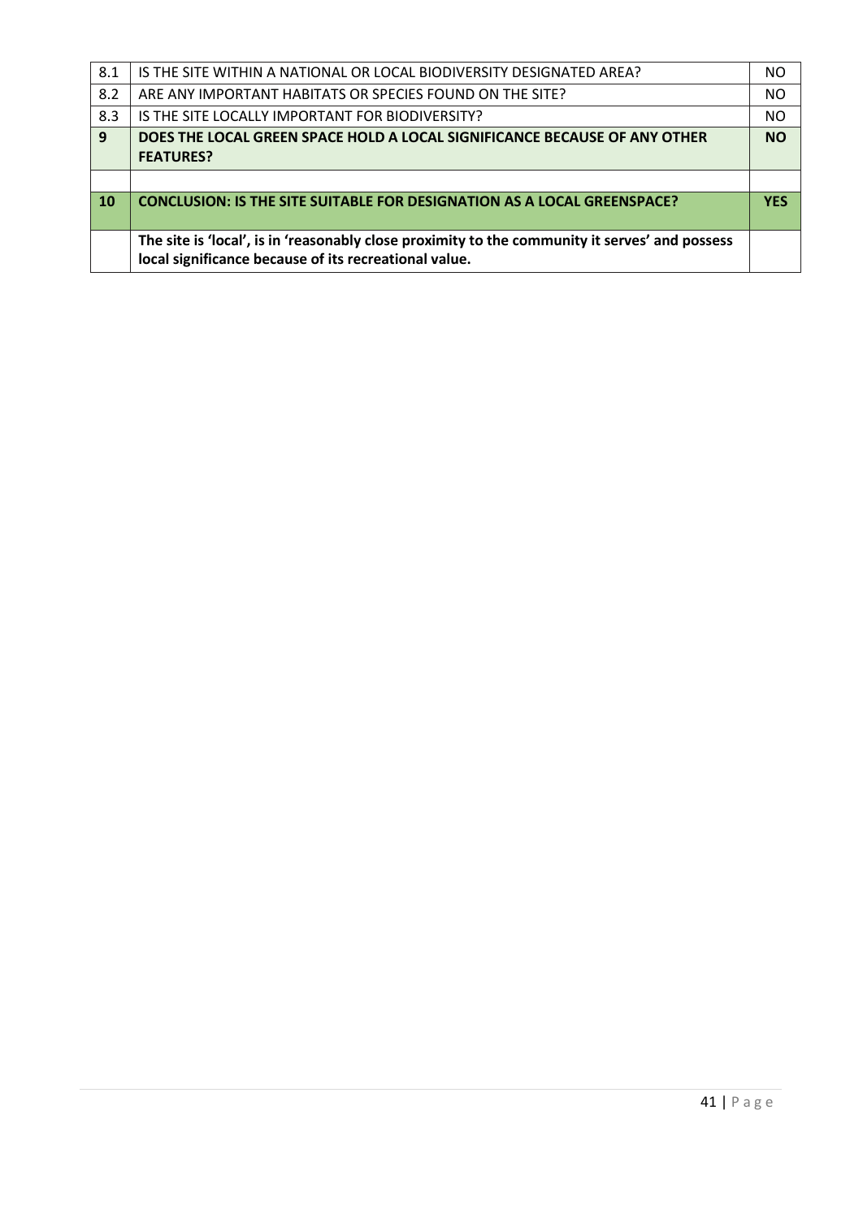| | | |
|---|---|---|
| 8.1 | IS THE SITE WITHIN A NATIONAL OR LOCAL BIODIVERSITY DESIGNATED AREA? | NO |
| 8.2 | ARE ANY IMPORTANT HABITATS OR SPECIES FOUND ON THE SITE? | NO |
| 8.3 | IS THE SITE LOCALLY IMPORTANT FOR BIODIVERSITY? | NO |
| **9** | **DOES THE LOCAL GREEN SPACE HOLD A LOCAL SIGNIFICANCE BECAUSE OF ANY OTHER FEATURES?** | **NO** |
| | | |
| **10** | **CONCLUSION: IS THE SITE SUITABLE FOR DESIGNATION AS A LOCAL GREENSPACE?** | **YES** |
| | **The site is 'local', is in 'reasonably close proximity to the community it serves' and possess local significance because of its recreational value.** | |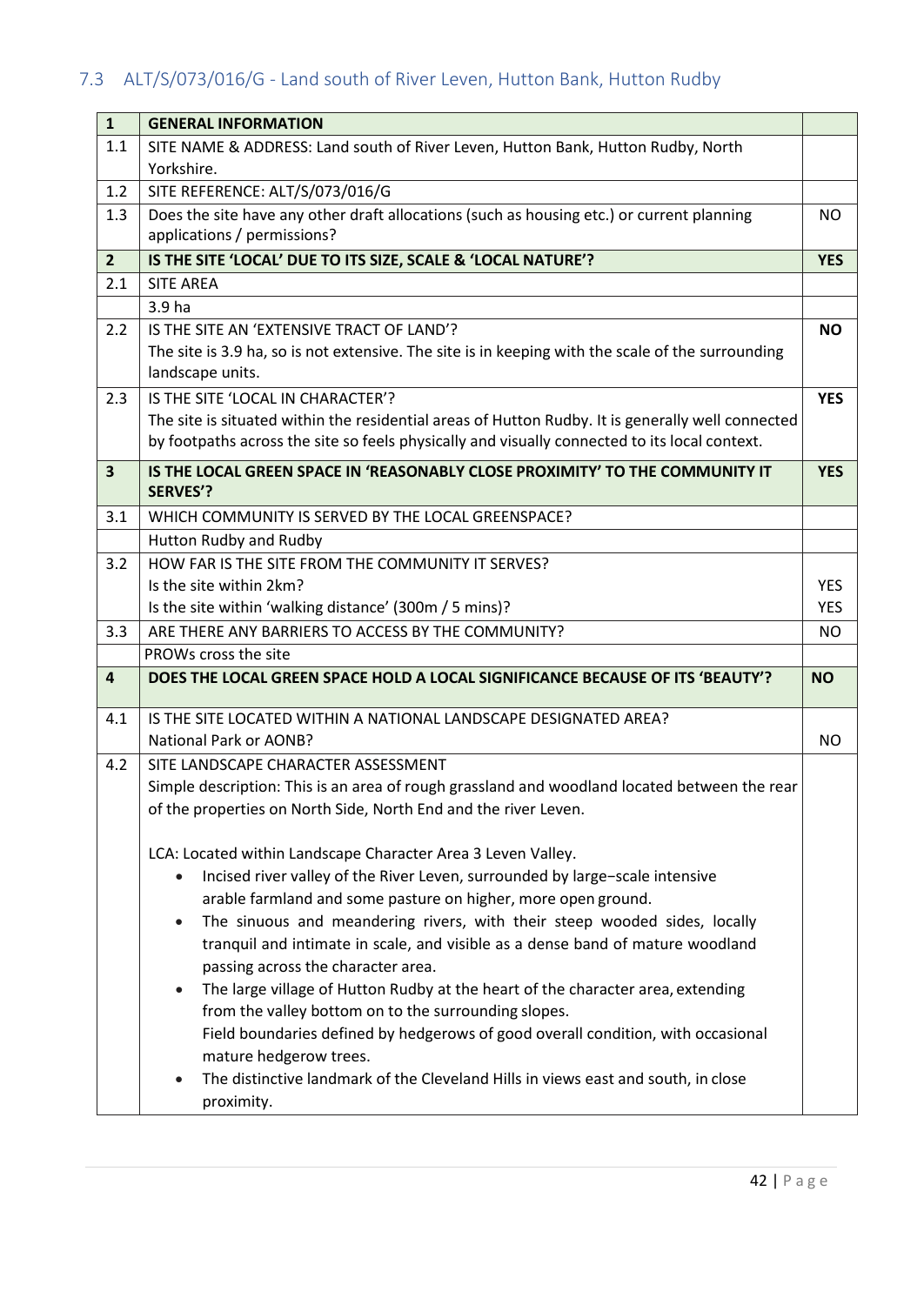## 7.3 ALT/S/073/016/G - Land south of River Leven, Hutton Bank, Hutton Rudby

| | | |
|---|---|---|
| **1** | **GENERAL INFORMATION** | |
| 1.1 | SITE NAME & ADDRESS: Land south of River Leven, Hutton Bank, Hutton Rudby, North Yorkshire. | |
| 1.2 | SITE REFERENCE: ALT/S/073/016/G | |
| 1.3 | Does the site have any other draft allocations (such as housing etc.) or current planning applications / permissions? | NO |
| **2** | **IS THE SITE 'LOCAL' DUE TO ITS SIZE, SCALE & 'LOCAL NATURE'?** | **YES** |
| 2.1 | SITE AREA | |
| | 3.9 ha | |
| 2.2 | IS THE SITE AN 'EXTENSIVE TRACT OF LAND'?<br>The site is 3.9 ha, so is not extensive. The site is in keeping with the scale of the surrounding landscape units. | **NO** |
| 2.3 | IS THE SITE 'LOCAL IN CHARACTER'?<br>The site is situated within the residential areas of Hutton Rudby. It is generally well connected by footpaths across the site so feels physically and visually connected to its local context. | **YES** |
| **3** | **IS THE LOCAL GREEN SPACE IN 'REASONABLY CLOSE PROXIMITY' TO THE COMMUNITY IT SERVES?** | **YES** |
| 3.1 | WHICH COMMUNITY IS SERVED BY THE LOCAL GREENSPACE? | |
| | Hutton Rudby and Rudby | |
| 3.2 | HOW FAR IS THE SITE FROM THE COMMUNITY IT SERVES?<br>Is the site within 2km?<br>Is the site within 'walking distance' (300m / 5 mins)? | <br>YES<br>YES |
| 3.3 | ARE THERE ANY BARRIERS TO ACCESS BY THE COMMUNITY? | NO |
| | PROWs cross the site | |
| **4** | **DOES THE LOCAL GREEN SPACE HOLD A LOCAL SIGNIFICANCE BECAUSE OF ITS 'BEAUTY'?** | **NO** |
| 4.1 | IS THE SITE LOCATED WITHIN A NATIONAL LANDSCAPE DESIGNATED AREA?<br>National Park or AONB? | <br>NO |
| 4.2 | SITE LANDSCAPE CHARACTER ASSESSMENT<br>Simple description: This is an area of rough grassland and woodland located between the rear of the properties on North Side, North End and the river Leven.<br><br>LCA: Located within Landscape Character Area 3 Leven Valley.<br>• Incised river valley of the River Leven, surrounded by large-scale intensive arable farmland and some pasture on higher, more open ground.<br>• The sinuous and meandering rivers, with their steep wooded sides, locally tranquil and intimate in scale, and visible as a dense band of mature woodland passing across the character area.<br>• The large village of Hutton Rudby at the heart of the character area, extending from the valley bottom on to the surrounding slopes.<br>Field boundaries defined by hedgerows of good overall condition, with occasional mature hedgerow trees.<br>• The distinctive landmark of the Cleveland Hills in views east and south, in close proximity. | |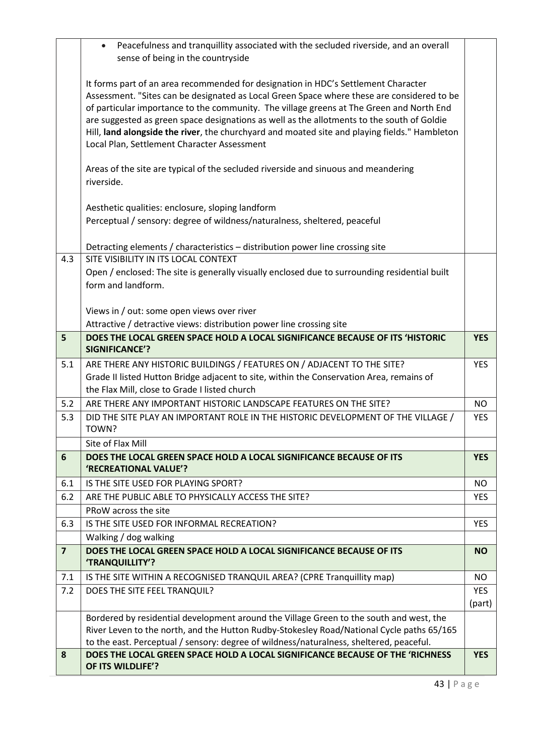| | | |
|---|---|---|
| | • Peacefulness and tranquillity associated with the secluded riverside, and an overall sense of being in the countryside<br><br>It forms part of an area recommended for designation in HDC's Settlement Character Assessment. "Sites can be designated as Local Green Space where these are considered to be of particular importance to the community. The village greens at The Green and North End are suggested as green space designations as well as the allotments to the south of Goldie Hill, **land alongside the river**, the churchyard and moated site and playing fields." Hambleton Local Plan, Settlement Character Assessment<br><br>Areas of the site are typical of the secluded riverside and sinuous and meandering riverside.<br><br>Aesthetic qualities: enclosure, sloping landform<br>Perceptual / sensory: degree of wildness/naturalness, sheltered, peaceful<br><br>Detracting elements / characteristics – distribution power line crossing site | |
| 4.3 | SITE VISIBILITY IN ITS LOCAL CONTEXT<br>Open / enclosed: The site is generally visually enclosed due to surrounding residential built form and landform.<br><br>Views in / out: some open views over river<br>Attractive / detractive views: distribution power line crossing site | |
| **5** | **DOES THE LOCAL GREEN SPACE HOLD A LOCAL SIGNIFICANCE BECAUSE OF ITS 'HISTORIC SIGNIFICANCE'?** | **YES** |
| 5.1 | ARE THERE ANY HISTORIC BUILDINGS / FEATURES ON / ADJACENT TO THE SITE?<br>Grade II listed Hutton Bridge adjacent to site, within the Conservation Area, remains of the Flax Mill, close to Grade I listed church | YES |
| 5.2 | ARE THERE ANY IMPORTANT HISTORIC LANDSCAPE FEATURES ON THE SITE? | NO |
| 5.3 | DID THE SITE PLAY AN IMPORTANT ROLE IN THE HISTORIC DEVELOPMENT OF THE VILLAGE / TOWN? | YES |
| | Site of Flax Mill | |
| **6** | **DOES THE LOCAL GREEN SPACE HOLD A LOCAL SIGNIFICANCE BECAUSE OF ITS 'RECREATIONAL VALUE'?** | **YES** |
| 6.1 | IS THE SITE USED FOR PLAYING SPORT? | NO |
| 6.2 | ARE THE PUBLIC ABLE TO PHYSICALLY ACCESS THE SITE? | YES |
| | PRoW across the site | |
| 6.3 | IS THE SITE USED FOR INFORMAL RECREATION? | YES |
| | Walking / dog walking | |
| **7** | **DOES THE LOCAL GREEN SPACE HOLD A LOCAL SIGNIFICANCE BECAUSE OF ITS 'TRANQUILLITY'?** | **NO** |
| 7.1 | IS THE SITE WITHIN A RECOGNISED TRANQUIL AREA? (CPRE Tranquillity map) | NO |
| 7.2 | DOES THE SITE FEEL TRANQUIL? | YES (part) |
| | Bordered by residential development around the Village Green to the south and west, the River Leven to the north, and the Hutton Rudby-Stokesley Road/National Cycle paths 65/165 to the east. Perceptual / sensory: degree of wildness/naturalness, sheltered, peaceful. | |
| **8** | **DOES THE LOCAL GREEN SPACE HOLD A LOCAL SIGNIFICANCE BECAUSE OF THE 'RICHNESS OF ITS WILDLIFE'?** | **YES** |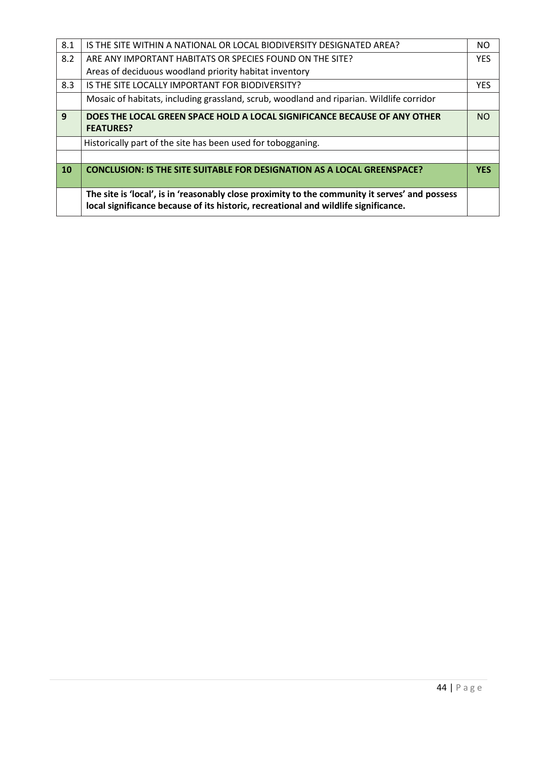| | | |
|---|---|---|
| 8.1 | IS THE SITE WITHIN A NATIONAL OR LOCAL BIODIVERSITY DESIGNATED AREA? | NO |
| 8.2 | ARE ANY IMPORTANT HABITATS OR SPECIES FOUND ON THE SITE? | YES |
| | Areas of deciduous woodland priority habitat inventory | |
| 8.3 | IS THE SITE LOCALLY IMPORTANT FOR BIODIVERSITY? | YES |
| | Mosaic of habitats, including grassland, scrub, woodland and riparian. Wildlife corridor | |
| **9** | **DOES THE LOCAL GREEN SPACE HOLD A LOCAL SIGNIFICANCE BECAUSE OF ANY OTHER FEATURES?** | NO |
| | Historically part of the site has been used for tobogganing. | |
| | | |
| **10** | **CONCLUSION: IS THE SITE SUITABLE FOR DESIGNATION AS A LOCAL GREENSPACE?** | **YES** |
| | **The site is 'local', is in 'reasonably close proximity to the community it serves' and possess local significance because of its historic, recreational and wildlife significance.** | |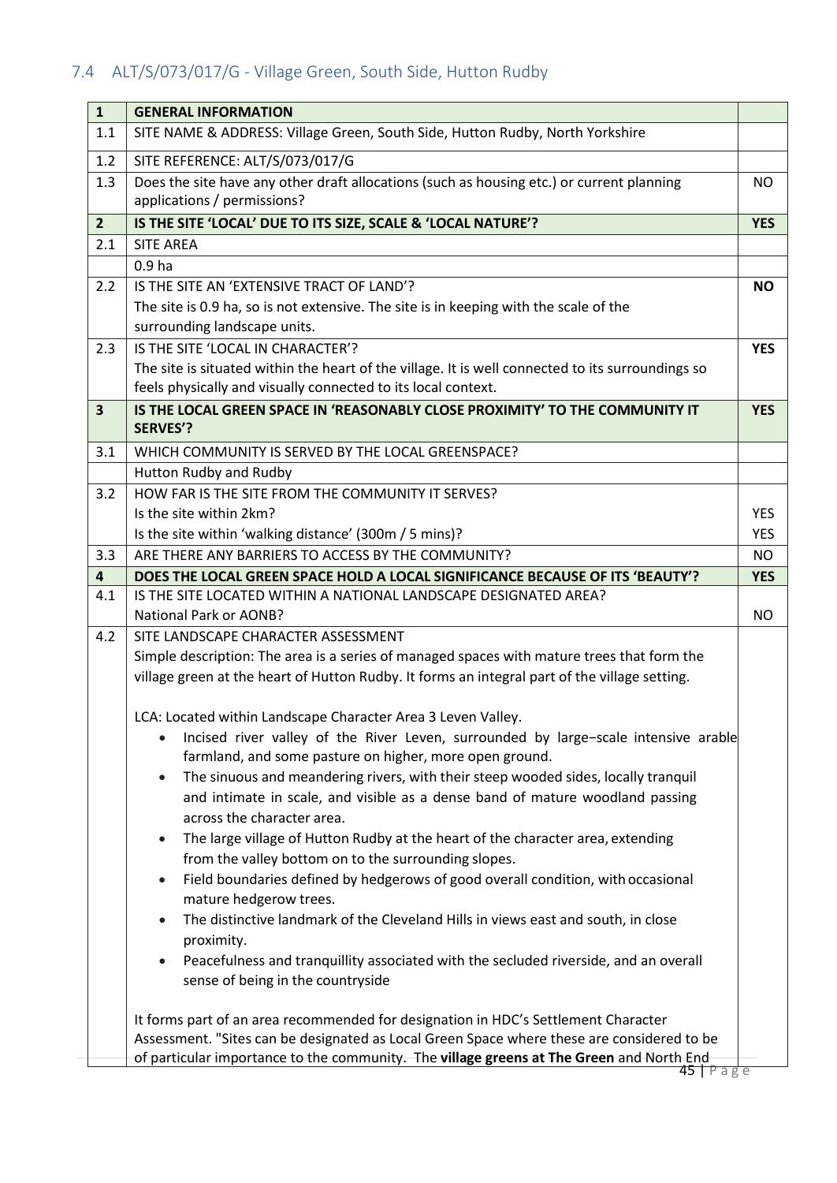## 7.4 ALT/S/073/017/G - Village Green, South Side, Hutton Rudby

| 1 | **GENERAL INFORMATION** | |
|---|---|---|
| 1.1 | SITE NAME & ADDRESS: Village Green, South Side, Hutton Rudby, North Yorkshire | |
| 1.2 | SITE REFERENCE: ALT/S/073/017/G | |
| 1.3 | Does the site have any other draft allocations (such as housing etc.) or current planning applications / permissions? | NO |
| **2** | **IS THE SITE 'LOCAL' DUE TO ITS SIZE, SCALE & 'LOCAL NATURE'?** | **YES** |
| 2.1 | SITE AREA | |
| | 0.9 ha | |
| 2.2 | IS THE SITE AN 'EXTENSIVE TRACT OF LAND'?<br>The site is 0.9 ha, so is not extensive. The site is in keeping with the scale of the surrounding landscape units. | **NO** |
| 2.3 | IS THE SITE 'LOCAL IN CHARACTER'?<br>The site is situated within the heart of the village. It is well connected to its surroundings so feels physically and visually connected to its local context. | **YES** |
| **3** | **IS THE LOCAL GREEN SPACE IN 'REASONABLY CLOSE PROXIMITY' TO THE COMMUNITY IT SERVES'?** | **YES** |
| 3.1 | WHICH COMMUNITY IS SERVED BY THE LOCAL GREENSPACE? | |
| | Hutton Rudby and Rudby | |
| 3.2 | HOW FAR IS THE SITE FROM THE COMMUNITY IT SERVES?<br>Is the site within 2km?<br>Is the site within 'walking distance' (300m / 5 mins)? | <br>YES<br>YES |
| 3.3 | ARE THERE ANY BARRIERS TO ACCESS BY THE COMMUNITY? | NO |
| **4** | **DOES THE LOCAL GREEN SPACE HOLD A LOCAL SIGNIFICANCE BECAUSE OF ITS 'BEAUTY'?** | **YES** |
| 4.1 | IS THE SITE LOCATED WITHIN A NATIONAL LANDSCAPE DESIGNATED AREA?<br>National Park or AONB? | NO |
| 4.2 | SITE LANDSCAPE CHARACTER ASSESSMENT<br>Simple description: The area is a series of managed spaces with mature trees that form the village green at the heart of Hutton Rudby. It forms an integral part of the village setting.<br><br>LCA: Located within Landscape Character Area 3 Leven Valley.<br>• Incised river valley of the River Leven, surrounded by large-scale intensive arable farmland, and some pasture on higher, more open ground.<br>• The sinuous and meandering rivers, with their steep wooded sides, locally tranquil and intimate in scale, and visible as a dense band of mature woodland passing across the character area.<br>• The large village of Hutton Rudby at the heart of the character area, extending from the valley bottom on to the surrounding slopes.<br>• Field boundaries defined by hedgerows of good overall condition, with occasional mature hedgerow trees.<br>• The distinctive landmark of the Cleveland Hills in views east and south, in close proximity.<br>• Peacefulness and tranquillity associated with the secluded riverside, and an overall sense of being in the countryside<br><br>It forms part of an area recommended for designation in HDC's Settlement Character Assessment. "Sites can be designated as Local Green Space where these are considered to be of particular importance to the community. The **village greens at The Green** and North End | |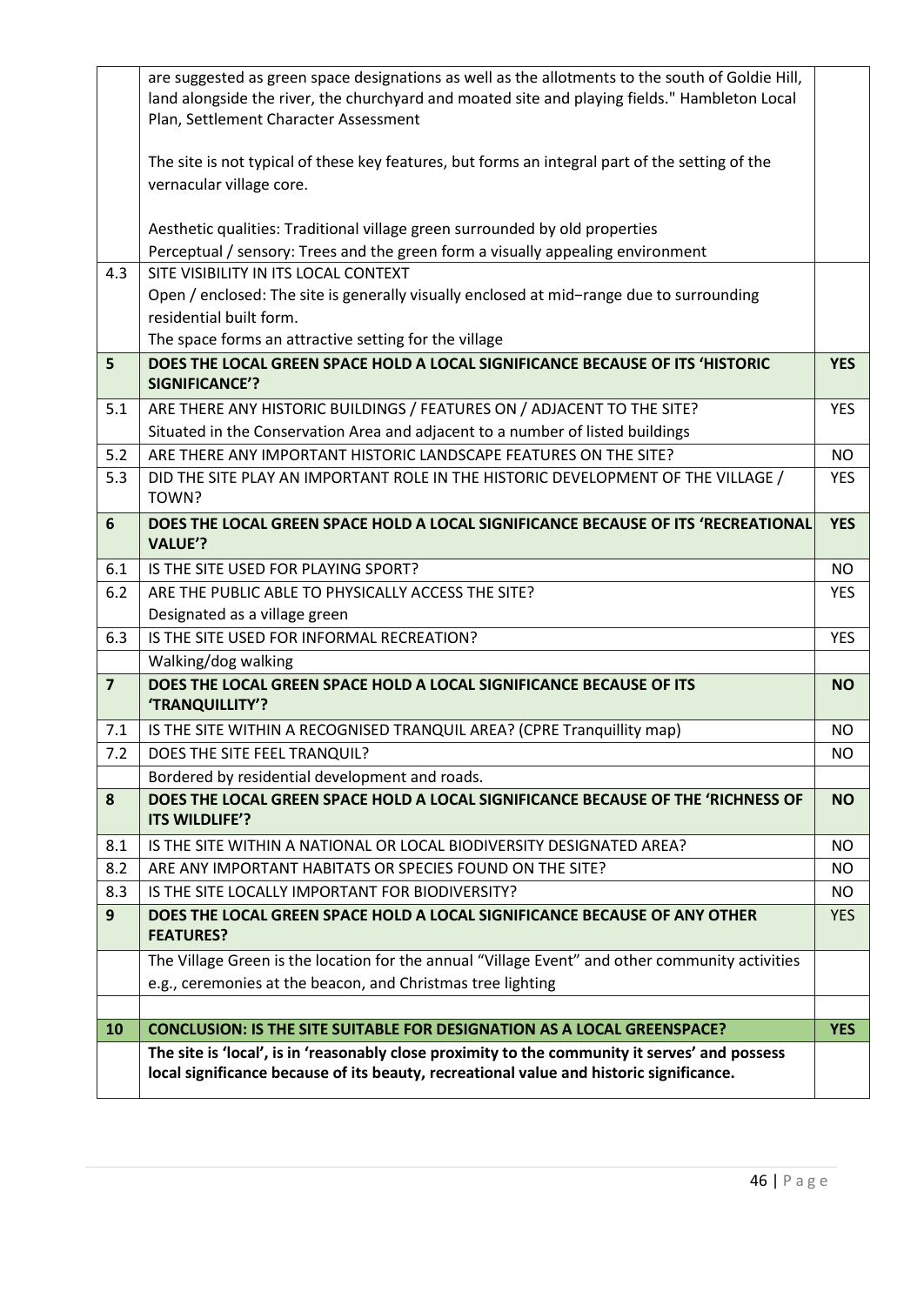| | | |
|---|---|---|
| | are suggested as green space designations as well as the allotments to the south of Goldie Hill, land alongside the river, the churchyard and moated site and playing fields." Hambleton Local Plan, Settlement Character Assessment<br><br>The site is not typical of these key features, but forms an integral part of the setting of the vernacular village core.<br><br>Aesthetic qualities: Traditional village green surrounded by old properties<br>Perceptual / sensory: Trees and the green form a visually appealing environment | |
| 4.3 | SITE VISIBILITY IN ITS LOCAL CONTEXT<br>Open / enclosed: The site is generally visually enclosed at mid−range due to surrounding residential built form.<br>The space forms an attractive setting for the village | |
| **5** | **DOES THE LOCAL GREEN SPACE HOLD A LOCAL SIGNIFICANCE BECAUSE OF ITS 'HISTORIC SIGNIFICANCE'?** | **YES** |
| 5.1 | ARE THERE ANY HISTORIC BUILDINGS / FEATURES ON / ADJACENT TO THE SITE?<br>Situated in the Conservation Area and adjacent to a number of listed buildings | YES |
| 5.2 | ARE THERE ANY IMPORTANT HISTORIC LANDSCAPE FEATURES ON THE SITE? | NO |
| 5.3 | DID THE SITE PLAY AN IMPORTANT ROLE IN THE HISTORIC DEVELOPMENT OF THE VILLAGE / TOWN? | YES |
| **6** | **DOES THE LOCAL GREEN SPACE HOLD A LOCAL SIGNIFICANCE BECAUSE OF ITS 'RECREATIONAL VALUE'?** | **YES** |
| 6.1 | IS THE SITE USED FOR PLAYING SPORT? | NO |
| 6.2 | ARE THE PUBLIC ABLE TO PHYSICALLY ACCESS THE SITE?<br>Designated as a village green | YES |
| 6.3 | IS THE SITE USED FOR INFORMAL RECREATION? | YES |
| | Walking/dog walking | |
| **7** | **DOES THE LOCAL GREEN SPACE HOLD A LOCAL SIGNIFICANCE BECAUSE OF ITS 'TRANQUILLITY'?** | **NO** |
| 7.1 | IS THE SITE WITHIN A RECOGNISED TRANQUIL AREA? (CPRE Tranquillity map) | NO |
| 7.2 | DOES THE SITE FEEL TRANQUIL? | NO |
| | Bordered by residential development and roads. | |
| **8** | **DOES THE LOCAL GREEN SPACE HOLD A LOCAL SIGNIFICANCE BECAUSE OF THE 'RICHNESS OF ITS WILDLIFE'?** | **NO** |
| 8.1 | IS THE SITE WITHIN A NATIONAL OR LOCAL BIODIVERSITY DESIGNATED AREA? | NO |
| 8.2 | ARE ANY IMPORTANT HABITATS OR SPECIES FOUND ON THE SITE? | NO |
| 8.3 | IS THE SITE LOCALLY IMPORTANT FOR BIODIVERSITY? | NO |
| **9** | **DOES THE LOCAL GREEN SPACE HOLD A LOCAL SIGNIFICANCE BECAUSE OF ANY OTHER FEATURES?** | YES |
| | The Village Green is the location for the annual "Village Event" and other community activities e.g., ceremonies at the beacon, and Christmas tree lighting | |
| | | |
| **10** | **CONCLUSION: IS THE SITE SUITABLE FOR DESIGNATION AS A LOCAL GREENSPACE?** | **YES** |
| | **The site is 'local', is in 'reasonably close proximity to the community it serves' and possess local significance because of its beauty, recreational value and historic significance.** | |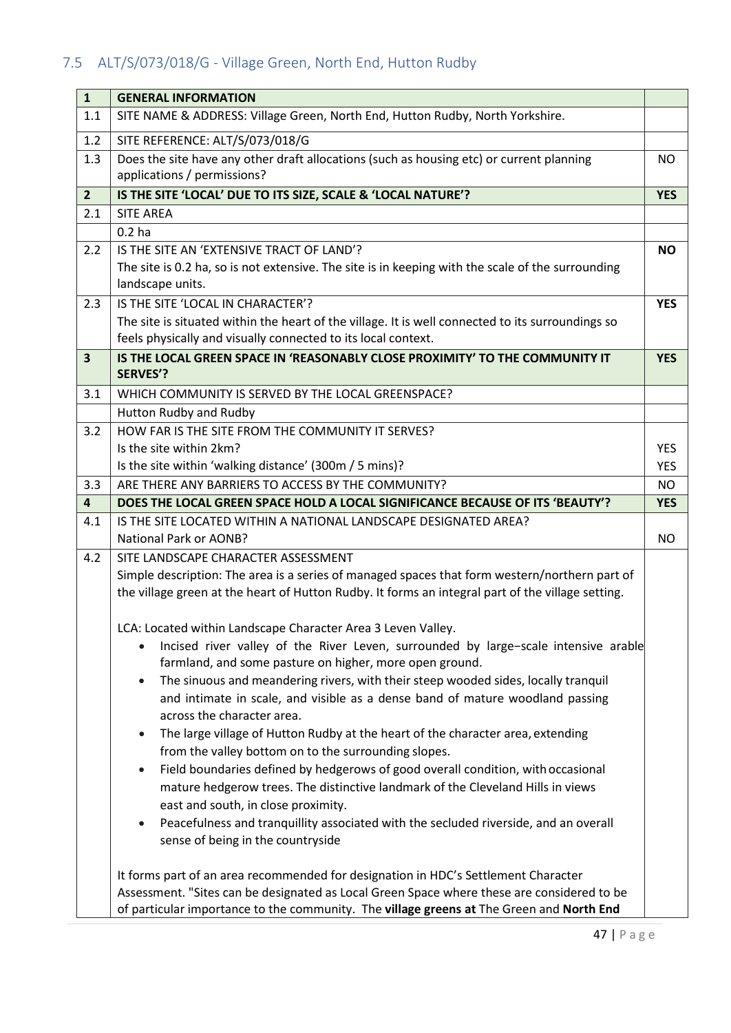## 7.5 ALT/S/073/018/G - Village Green, North End, Hutton Rudby

| 1 | GENERAL INFORMATION | |
|---|---|---|
| 1.1 | SITE NAME & ADDRESS: Village Green, North End, Hutton Rudby, North Yorkshire. | |
| 1.2 | SITE REFERENCE: ALT/S/073/018/G | |
| 1.3 | Does the site have any other draft allocations (such as housing etc) or current planning applications / permissions? | NO |
| **2** | **IS THE SITE 'LOCAL' DUE TO ITS SIZE, SCALE & 'LOCAL NATURE'?** | **YES** |
| 2.1 | SITE AREA | |
| | 0.2 ha | |
| 2.2 | IS THE SITE AN 'EXTENSIVE TRACT OF LAND'?<br>The site is 0.2 ha, so is not extensive. The site is in keeping with the scale of the surrounding landscape units. | **NO** |
| 2.3 | IS THE SITE 'LOCAL IN CHARACTER'?<br>The site is situated within the heart of the village. It is well connected to its surroundings so feels physically and visually connected to its local context. | **YES** |
| **3** | **IS THE LOCAL GREEN SPACE IN 'REASONABLY CLOSE PROXIMITY' TO THE COMMUNITY IT SERVES'?** | **YES** |
| 3.1 | WHICH COMMUNITY IS SERVED BY THE LOCAL GREENSPACE? | |
| | Hutton Rudby and Rudby | |
| 3.2 | HOW FAR IS THE SITE FROM THE COMMUNITY IT SERVES?<br>Is the site within 2km?<br>Is the site within 'walking distance' (300m / 5 mins)? | <br>YES<br>YES |
| 3.3 | ARE THERE ANY BARRIERS TO ACCESS BY THE COMMUNITY? | NO |
| **4** | **DOES THE LOCAL GREEN SPACE HOLD A LOCAL SIGNIFICANCE BECAUSE OF ITS 'BEAUTY'?** | **YES** |
| 4.1 | IS THE SITE LOCATED WITHIN A NATIONAL LANDSCAPE DESIGNATED AREA?<br>National Park or AONB? | <br>NO |
| 4.2 | SITE LANDSCAPE CHARACTER ASSESSMENT<br>Simple description: The area is a series of managed spaces that form western/northern part of the village green at the heart of Hutton Rudby. It forms an integral part of the village setting.<br><br>LCA: Located within Landscape Character Area 3 Leven Valley.<br>• Incised river valley of the River Leven, surrounded by large−scale intensive arable farmland, and some pasture on higher, more open ground.<br>• The sinuous and meandering rivers, with their steep wooded sides, locally tranquil and intimate in scale, and visible as a dense band of mature woodland passing across the character area.<br>• The large village of Hutton Rudby at the heart of the character area, extending from the valley bottom on to the surrounding slopes.<br>• Field boundaries defined by hedgerows of good overall condition, with occasional mature hedgerow trees. The distinctive landmark of the Cleveland Hills in views east and south, in close proximity.<br>• Peacefulness and tranquillity associated with the secluded riverside, and an overall sense of being in the countryside<br><br>It forms part of an area recommended for designation in HDC's Settlement Character Assessment. "Sites can be designated as Local Green Space where these are considered to be of particular importance to the community. The **village greens at** The Green and **North End** | |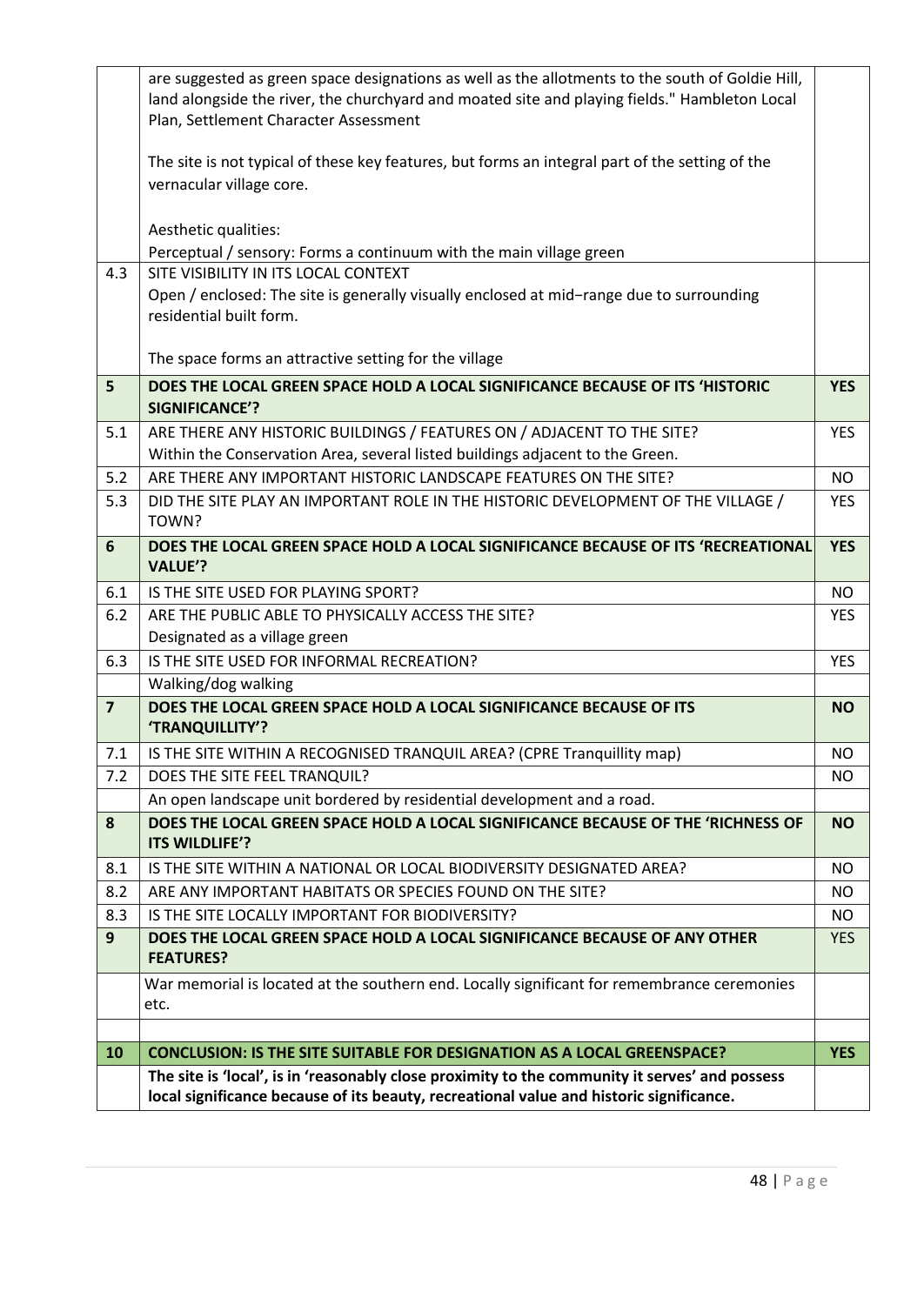| | | |
|---|---|---|
| | are suggested as green space designations as well as the allotments to the south of Goldie Hill, land alongside the river, the churchyard and moated site and playing fields." Hambleton Local Plan, Settlement Character Assessment<br><br>The site is not typical of these key features, but forms an integral part of the setting of the vernacular village core.<br><br>Aesthetic qualities:<br>Perceptual / sensory: Forms a continuum with the main village green | |
| 4.3 | SITE VISIBILITY IN ITS LOCAL CONTEXT<br>Open / enclosed: The site is generally visually enclosed at mid-range due to surrounding residential built form.<br><br>The space forms an attractive setting for the village | |
| **5** | **DOES THE LOCAL GREEN SPACE HOLD A LOCAL SIGNIFICANCE BECAUSE OF ITS 'HISTORIC SIGNIFICANCE'?** | **YES** |
| 5.1 | ARE THERE ANY HISTORIC BUILDINGS / FEATURES ON / ADJACENT TO THE SITE?<br>Within the Conservation Area, several listed buildings adjacent to the Green. | YES |
| 5.2 | ARE THERE ANY IMPORTANT HISTORIC LANDSCAPE FEATURES ON THE SITE? | NO |
| 5.3 | DID THE SITE PLAY AN IMPORTANT ROLE IN THE HISTORIC DEVELOPMENT OF THE VILLAGE / TOWN? | YES |
| **6** | **DOES THE LOCAL GREEN SPACE HOLD A LOCAL SIGNIFICANCE BECAUSE OF ITS 'RECREATIONAL VALUE'?** | **YES** |
| 6.1 | IS THE SITE USED FOR PLAYING SPORT? | NO |
| 6.2 | ARE THE PUBLIC ABLE TO PHYSICALLY ACCESS THE SITE?<br>Designated as a village green | YES |
| 6.3 | IS THE SITE USED FOR INFORMAL RECREATION? | YES |
| | Walking/dog walking | |
| **7** | **DOES THE LOCAL GREEN SPACE HOLD A LOCAL SIGNIFICANCE BECAUSE OF ITS 'TRANQUILLITY'?** | **NO** |
| 7.1 | IS THE SITE WITHIN A RECOGNISED TRANQUIL AREA? (CPRE Tranquillity map) | NO |
| 7.2 | DOES THE SITE FEEL TRANQUIL? | NO |
| | An open landscape unit bordered by residential development and a road. | |
| **8** | **DOES THE LOCAL GREEN SPACE HOLD A LOCAL SIGNIFICANCE BECAUSE OF THE 'RICHNESS OF ITS WILDLIFE'?** | **NO** |
| 8.1 | IS THE SITE WITHIN A NATIONAL OR LOCAL BIODIVERSITY DESIGNATED AREA? | NO |
| 8.2 | ARE ANY IMPORTANT HABITATS OR SPECIES FOUND ON THE SITE? | NO |
| 8.3 | IS THE SITE LOCALLY IMPORTANT FOR BIODIVERSITY? | NO |
| **9** | **DOES THE LOCAL GREEN SPACE HOLD A LOCAL SIGNIFICANCE BECAUSE OF ANY OTHER FEATURES?** | YES |
| | War memorial is located at the southern end. Locally significant for remembrance ceremonies etc. | |
| | | |
| **10** | **CONCLUSION: IS THE SITE SUITABLE FOR DESIGNATION AS A LOCAL GREENSPACE?** | **YES** |
| | **The site is 'local', is in 'reasonably close proximity to the community it serves' and possess local significance because of its beauty, recreational value and historic significance.** | |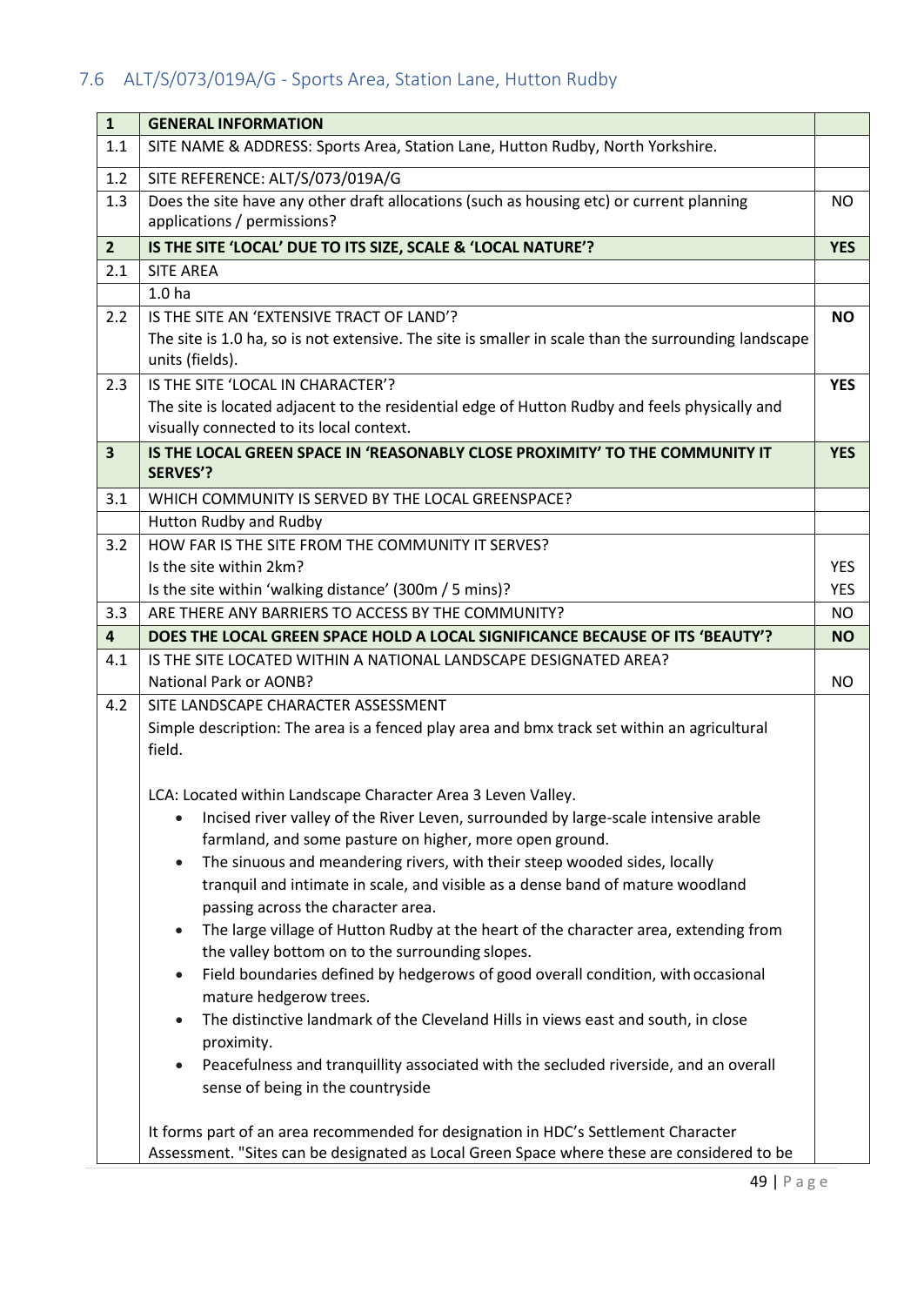## 7.6 ALT/S/073/019A/G - Sports Area, Station Lane, Hutton Rudby

| 1 | GENERAL INFORMATION | |
|---|---|---|
| 1.1 | SITE NAME & ADDRESS: Sports Area, Station Lane, Hutton Rudby, North Yorkshire. | |
| 1.2 | SITE REFERENCE: ALT/S/073/019A/G | |
| 1.3 | Does the site have any other draft allocations (such as housing etc) or current planning applications / permissions? | NO |
| **2** | **IS THE SITE 'LOCAL' DUE TO ITS SIZE, SCALE & 'LOCAL NATURE'?** | **YES** |
| 2.1 | SITE AREA | |
| | 1.0 ha | |
| 2.2 | IS THE SITE AN 'EXTENSIVE TRACT OF LAND'?<br>The site is 1.0 ha, so is not extensive. The site is smaller in scale than the surrounding landscape units (fields). | **NO** |
| 2.3 | IS THE SITE 'LOCAL IN CHARACTER'?<br>The site is located adjacent to the residential edge of Hutton Rudby and feels physically and visually connected to its local context. | **YES** |
| **3** | **IS THE LOCAL GREEN SPACE IN 'REASONABLY CLOSE PROXIMITY' TO THE COMMUNITY IT SERVES'?** | **YES** |
| 3.1 | WHICH COMMUNITY IS SERVED BY THE LOCAL GREENSPACE? | |
| | Hutton Rudby and Rudby | |
| 3.2 | HOW FAR IS THE SITE FROM THE COMMUNITY IT SERVES?<br>Is the site within 2km?<br>Is the site within 'walking distance' (300m / 5 mins)? | <br>YES<br>YES |
| 3.3 | ARE THERE ANY BARRIERS TO ACCESS BY THE COMMUNITY? | NO |
| **4** | **DOES THE LOCAL GREEN SPACE HOLD A LOCAL SIGNIFICANCE BECAUSE OF ITS 'BEAUTY'?** | **NO** |
| 4.1 | IS THE SITE LOCATED WITHIN A NATIONAL LANDSCAPE DESIGNATED AREA?<br>National Park or AONB? | <br>NO |
| 4.2 | SITE LANDSCAPE CHARACTER ASSESSMENT<br>Simple description: The area is a fenced play area and bmx track set within an agricultural field.<br><br>LCA: Located within Landscape Character Area 3 Leven Valley.<br>• Incised river valley of the River Leven, surrounded by large-scale intensive arable farmland, and some pasture on higher, more open ground.<br>• The sinuous and meandering rivers, with their steep wooded sides, locally tranquil and intimate in scale, and visible as a dense band of mature woodland passing across the character area.<br>• The large village of Hutton Rudby at the heart of the character area, extending from the valley bottom on to the surrounding slopes.<br>• Field boundaries defined by hedgerows of good overall condition, with occasional mature hedgerow trees.<br>• The distinctive landmark of the Cleveland Hills in views east and south, in close proximity.<br>• Peacefulness and tranquillity associated with the secluded riverside, and an overall sense of being in the countryside<br><br>It forms part of an area recommended for designation in HDC's Settlement Character Assessment. "Sites can be designated as Local Green Space where these are considered to be | |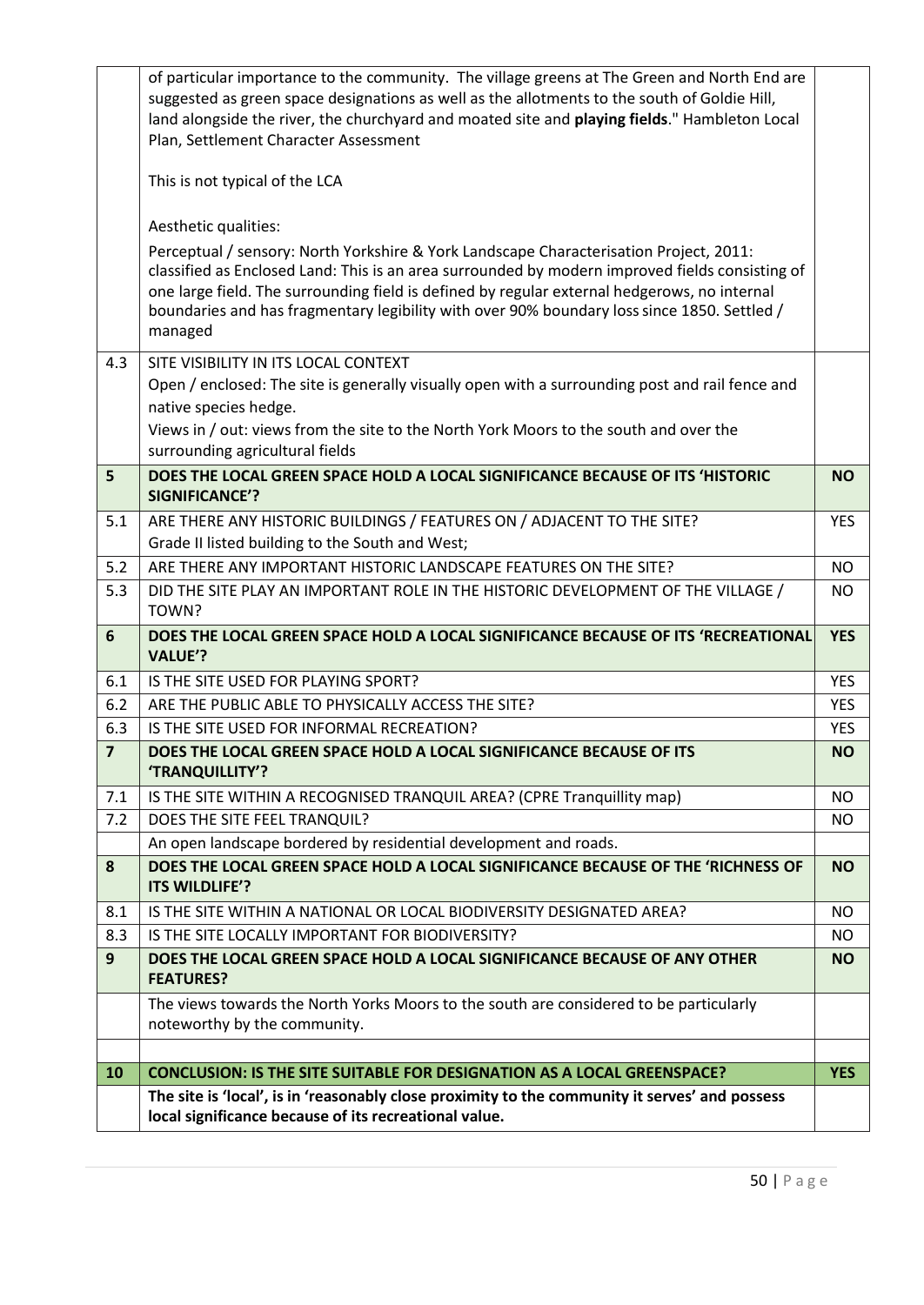| | | |
|---|---|---|
| | of particular importance to the community. The village greens at The Green and North End are suggested as green space designations as well as the allotments to the south of Goldie Hill, land alongside the river, the churchyard and moated site and **playing fields**." Hambleton Local Plan, Settlement Character Assessment<br><br>This is not typical of the LCA<br><br>Aesthetic qualities:<br>Perceptual / sensory: North Yorkshire & York Landscape Characterisation Project, 2011: classified as Enclosed Land: This is an area surrounded by modern improved fields consisting of one large field. The surrounding field is defined by regular external hedgerows, no internal boundaries and has fragmentary legibility with over 90% boundary loss since 1850. Settled / managed | |
| 4.3 | SITE VISIBILITY IN ITS LOCAL CONTEXT<br>Open / enclosed: The site is generally visually open with a surrounding post and rail fence and native species hedge.<br>Views in / out: views from the site to the North York Moors to the south and over the surrounding agricultural fields | |
| **5** | **DOES THE LOCAL GREEN SPACE HOLD A LOCAL SIGNIFICANCE BECAUSE OF ITS 'HISTORIC SIGNIFICANCE'?** | **NO** |
| 5.1 | ARE THERE ANY HISTORIC BUILDINGS / FEATURES ON / ADJACENT TO THE SITE?<br>Grade II listed building to the South and West; | YES |
| 5.2 | ARE THERE ANY IMPORTANT HISTORIC LANDSCAPE FEATURES ON THE SITE? | NO |
| 5.3 | DID THE SITE PLAY AN IMPORTANT ROLE IN THE HISTORIC DEVELOPMENT OF THE VILLAGE / TOWN? | NO |
| **6** | **DOES THE LOCAL GREEN SPACE HOLD A LOCAL SIGNIFICANCE BECAUSE OF ITS 'RECREATIONAL VALUE'?** | **YES** |
| 6.1 | IS THE SITE USED FOR PLAYING SPORT? | YES |
| 6.2 | ARE THE PUBLIC ABLE TO PHYSICALLY ACCESS THE SITE? | YES |
| 6.3 | IS THE SITE USED FOR INFORMAL RECREATION? | YES |
| **7** | **DOES THE LOCAL GREEN SPACE HOLD A LOCAL SIGNIFICANCE BECAUSE OF ITS 'TRANQUILLITY'?** | **NO** |
| 7.1 | IS THE SITE WITHIN A RECOGNISED TRANQUIL AREA? (CPRE Tranquillity map) | NO |
| 7.2 | DOES THE SITE FEEL TRANQUIL? | NO |
| | An open landscape bordered by residential development and roads. | |
| **8** | **DOES THE LOCAL GREEN SPACE HOLD A LOCAL SIGNIFICANCE BECAUSE OF THE 'RICHNESS OF ITS WILDLIFE'?** | **NO** |
| 8.1 | IS THE SITE WITHIN A NATIONAL OR LOCAL BIODIVERSITY DESIGNATED AREA? | NO |
| 8.3 | IS THE SITE LOCALLY IMPORTANT FOR BIODIVERSITY? | NO |
| **9** | **DOES THE LOCAL GREEN SPACE HOLD A LOCAL SIGNIFICANCE BECAUSE OF ANY OTHER FEATURES?** | **NO** |
| | The views towards the North Yorks Moors to the south are considered to be particularly noteworthy by the community. | |
| | | |
| **10** | **CONCLUSION: IS THE SITE SUITABLE FOR DESIGNATION AS A LOCAL GREENSPACE?** | **YES** |
| | **The site is 'local', is in 'reasonably close proximity to the community it serves' and possess local significance because of its recreational value.** | |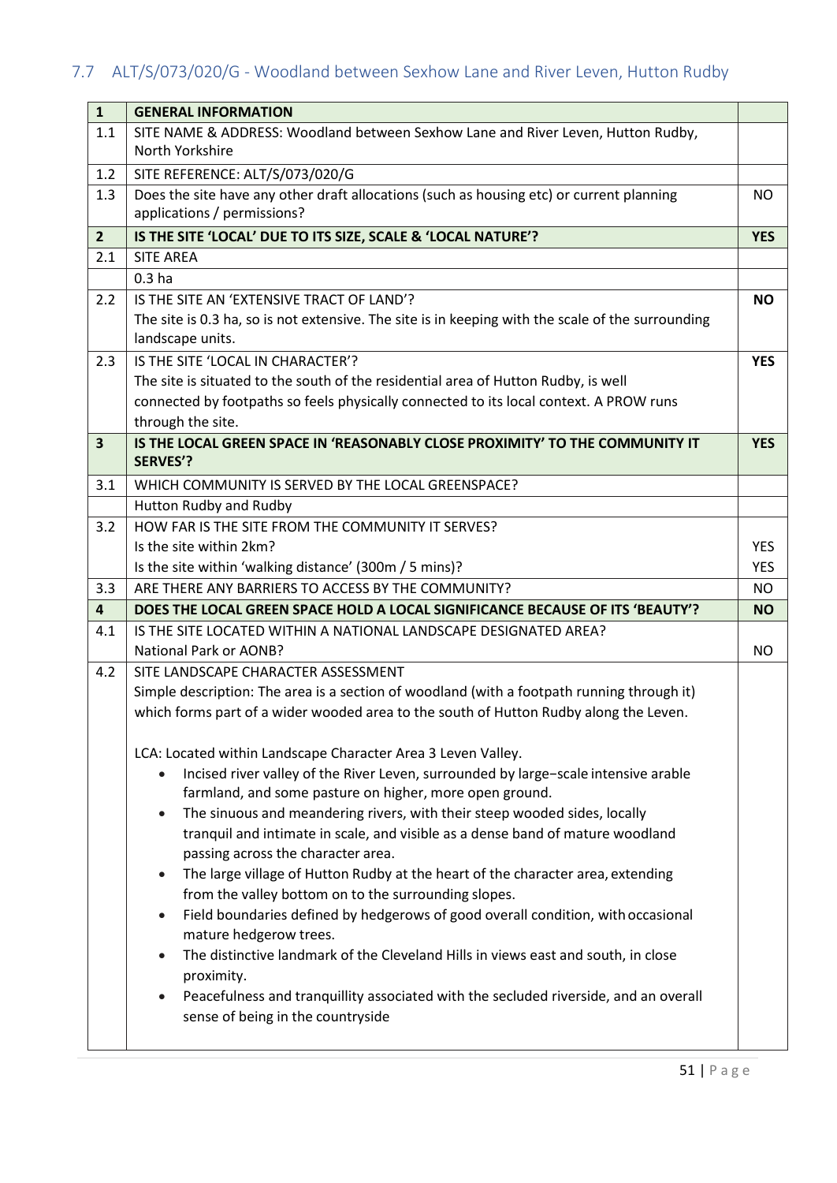## 7.7 ALT/S/073/020/G - Woodland between Sexhow Lane and River Leven, Hutton Rudby

| 1 | GENERAL INFORMATION | |
|---|---|---|
| 1.1 | SITE NAME & ADDRESS: Woodland between Sexhow Lane and River Leven, Hutton Rudby, North Yorkshire | |
| 1.2 | SITE REFERENCE: ALT/S/073/020/G | |
| 1.3 | Does the site have any other draft allocations (such as housing etc) or current planning applications / permissions? | NO |
| **2** | **IS THE SITE 'LOCAL' DUE TO ITS SIZE, SCALE & 'LOCAL NATURE'?** | **YES** |
| 2.1 | SITE AREA | |
| | 0.3 ha | |
| 2.2 | IS THE SITE AN 'EXTENSIVE TRACT OF LAND'?<br>The site is 0.3 ha, so is not extensive. The site is in keeping with the scale of the surrounding landscape units. | **NO** |
| 2.3 | IS THE SITE 'LOCAL IN CHARACTER'?<br>The site is situated to the south of the residential area of Hutton Rudby, is well connected by footpaths so feels physically connected to its local context. A PROW runs through the site. | **YES** |
| **3** | **IS THE LOCAL GREEN SPACE IN 'REASONABLY CLOSE PROXIMITY' TO THE COMMUNITY IT SERVES'?** | **YES** |
| 3.1 | WHICH COMMUNITY IS SERVED BY THE LOCAL GREENSPACE? | |
| | Hutton Rudby and Rudby | |
| 3.2 | HOW FAR IS THE SITE FROM THE COMMUNITY IT SERVES?<br>Is the site within 2km?<br>Is the site within 'walking distance' (300m / 5 mins)? | <br>YES<br>YES |
| 3.3 | ARE THERE ANY BARRIERS TO ACCESS BY THE COMMUNITY? | NO |
| **4** | **DOES THE LOCAL GREEN SPACE HOLD A LOCAL SIGNIFICANCE BECAUSE OF ITS 'BEAUTY'?** | **NO** |
| 4.1 | IS THE SITE LOCATED WITHIN A NATIONAL LANDSCAPE DESIGNATED AREA?<br>National Park or AONB? | NO |
| 4.2 | SITE LANDSCAPE CHARACTER ASSESSMENT<br>Simple description: The area is a section of woodland (with a footpath running through it) which forms part of a wider wooded area to the south of Hutton Rudby along the Leven.<br><br>LCA: Located within Landscape Character Area 3 Leven Valley.<br>• Incised river valley of the River Leven, surrounded by large-scale intensive arable farmland, and some pasture on higher, more open ground.<br>• The sinuous and meandering rivers, with their steep wooded sides, locally tranquil and intimate in scale, and visible as a dense band of mature woodland passing across the character area.<br>• The large village of Hutton Rudby at the heart of the character area, extending from the valley bottom on to the surrounding slopes.<br>• Field boundaries defined by hedgerows of good overall condition, with occasional mature hedgerow trees.<br>• The distinctive landmark of the Cleveland Hills in views east and south, in close proximity.<br>• Peacefulness and tranquillity associated with the secluded riverside, and an overall sense of being in the countryside | |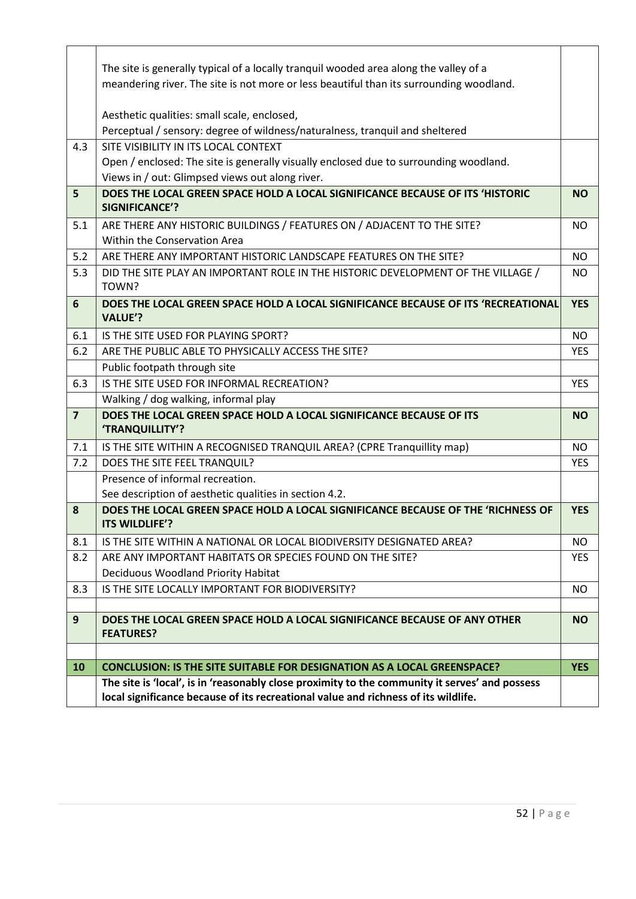|  |  |  |
|---|---|---|
|  | The site is generally typical of a locally tranquil wooded area along the valley of a meandering river. The site is not more or less beautiful than its surrounding woodland.<br><br>Aesthetic qualities: small scale, enclosed,<br>Perceptual / sensory: degree of wildness/naturalness, tranquil and sheltered |  |
| 4.3 | SITE VISIBILITY IN ITS LOCAL CONTEXT<br>Open / enclosed: The site is generally visually enclosed due to surrounding woodland.<br>Views in / out: Glimpsed views out along river. |  |
| **5** | **DOES THE LOCAL GREEN SPACE HOLD A LOCAL SIGNIFICANCE BECAUSE OF ITS 'HISTORIC SIGNIFICANCE'?** | **NO** |
| 5.1 | ARE THERE ANY HISTORIC BUILDINGS / FEATURES ON / ADJACENT TO THE SITE?<br>Within the Conservation Area | NO |
| 5.2 | ARE THERE ANY IMPORTANT HISTORIC LANDSCAPE FEATURES ON THE SITE? | NO |
| 5.3 | DID THE SITE PLAY AN IMPORTANT ROLE IN THE HISTORIC DEVELOPMENT OF THE VILLAGE / TOWN? | NO |
| **6** | **DOES THE LOCAL GREEN SPACE HOLD A LOCAL SIGNIFICANCE BECAUSE OF ITS 'RECREATIONAL VALUE'?** | **YES** |
| 6.1 | IS THE SITE USED FOR PLAYING SPORT? | NO |
| 6.2 | ARE THE PUBLIC ABLE TO PHYSICALLY ACCESS THE SITE? | YES |
|  | Public footpath through site |  |
| 6.3 | IS THE SITE USED FOR INFORMAL RECREATION? | YES |
|  | Walking / dog walking, informal play |  |
| **7** | **DOES THE LOCAL GREEN SPACE HOLD A LOCAL SIGNIFICANCE BECAUSE OF ITS 'TRANQUILLITY'?** | **NO** |
| 7.1 | IS THE SITE WITHIN A RECOGNISED TRANQUIL AREA? (CPRE Tranquillity map) | NO |
| 7.2 | DOES THE SITE FEEL TRANQUIL? | YES |
|  | Presence of informal recreation.<br>See description of aesthetic qualities in section 4.2. |  |
| **8** | **DOES THE LOCAL GREEN SPACE HOLD A LOCAL SIGNIFICANCE BECAUSE OF THE 'RICHNESS OF ITS WILDLIFE'?** | **YES** |
| 8.1 | IS THE SITE WITHIN A NATIONAL OR LOCAL BIODIVERSITY DESIGNATED AREA? | NO |
| 8.2 | ARE ANY IMPORTANT HABITATS OR SPECIES FOUND ON THE SITE? | YES |
|  | Deciduous Woodland Priority Habitat |  |
| 8.3 | IS THE SITE LOCALLY IMPORTANT FOR BIODIVERSITY? | NO |
|  |  |  |
| **9** | **DOES THE LOCAL GREEN SPACE HOLD A LOCAL SIGNIFICANCE BECAUSE OF ANY OTHER FEATURES?** | **NO** |
|  |  |  |
| **10** | **CONCLUSION: IS THE SITE SUITABLE FOR DESIGNATION AS A LOCAL GREENSPACE?** | **YES** |
|  | **The site is 'local', is in 'reasonably close proximity to the community it serves' and possess local significance because of its recreational value and richness of its wildlife.** |  |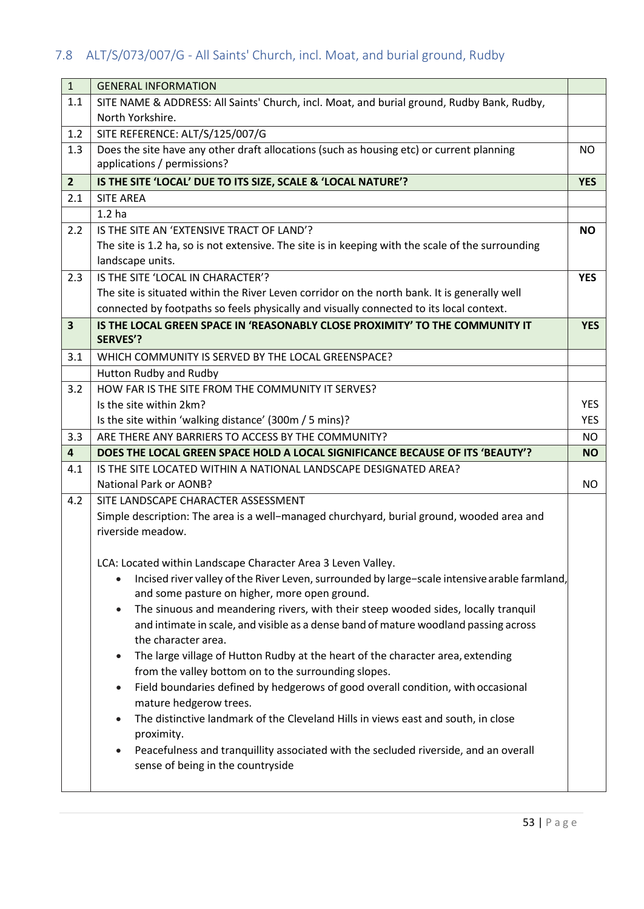## 7.8 ALT/S/073/007/G - All Saints' Church, incl. Moat, and burial ground, Rudby

| 1 | GENERAL INFORMATION | |
|---|---|---|
| 1.1 | SITE NAME & ADDRESS: All Saints' Church, incl. Moat, and burial ground, Rudby Bank, Rudby, North Yorkshire. | |
| 1.2 | SITE REFERENCE: ALT/S/125/007/G | |
| 1.3 | Does the site have any other draft allocations (such as housing etc) or current planning applications / permissions? | NO |
| **2** | **IS THE SITE 'LOCAL' DUE TO ITS SIZE, SCALE & 'LOCAL NATURE'?** | **YES** |
| 2.1 | SITE AREA | |
| | 1.2 ha | |
| 2.2 | IS THE SITE AN 'EXTENSIVE TRACT OF LAND'?<br>The site is 1.2 ha, so is not extensive. The site is in keeping with the scale of the surrounding landscape units. | **NO** |
| 2.3 | IS THE SITE 'LOCAL IN CHARACTER'?<br>The site is situated within the River Leven corridor on the north bank. It is generally well connected by footpaths so feels physically and visually connected to its local context. | **YES** |
| **3** | **IS THE LOCAL GREEN SPACE IN 'REASONABLY CLOSE PROXIMITY' TO THE COMMUNITY IT SERVES'?** | **YES** |
| 3.1 | WHICH COMMUNITY IS SERVED BY THE LOCAL GREENSPACE? | |
| | Hutton Rudby and Rudby | |
| 3.2 | HOW FAR IS THE SITE FROM THE COMMUNITY IT SERVES?<br>Is the site within 2km?<br>Is the site within 'walking distance' (300m / 5 mins)? | <br>YES<br>YES |
| 3.3 | ARE THERE ANY BARRIERS TO ACCESS BY THE COMMUNITY? | NO |
| **4** | **DOES THE LOCAL GREEN SPACE HOLD A LOCAL SIGNIFICANCE BECAUSE OF ITS 'BEAUTY'?** | **NO** |
| 4.1 | IS THE SITE LOCATED WITHIN A NATIONAL LANDSCAPE DESIGNATED AREA?<br>National Park or AONB? | <br>NO |
| 4.2 | SITE LANDSCAPE CHARACTER ASSESSMENT<br>Simple description: The area is a well-managed churchyard, burial ground, wooded area and riverside meadow.<br><br>LCA: Located within Landscape Character Area 3 Leven Valley.<br>• Incised river valley of the River Leven, surrounded by large-scale intensive arable farmland, and some pasture on higher, more open ground.<br>• The sinuous and meandering rivers, with their steep wooded sides, locally tranquil and intimate in scale, and visible as a dense band of mature woodland passing across the character area.<br>• The large village of Hutton Rudby at the heart of the character area, extending from the valley bottom on to the surrounding slopes.<br>• Field boundaries defined by hedgerows of good overall condition, with occasional mature hedgerow trees.<br>• The distinctive landmark of the Cleveland Hills in views east and south, in close proximity.<br>• Peacefulness and tranquillity associated with the secluded riverside, and an overall sense of being in the countryside | |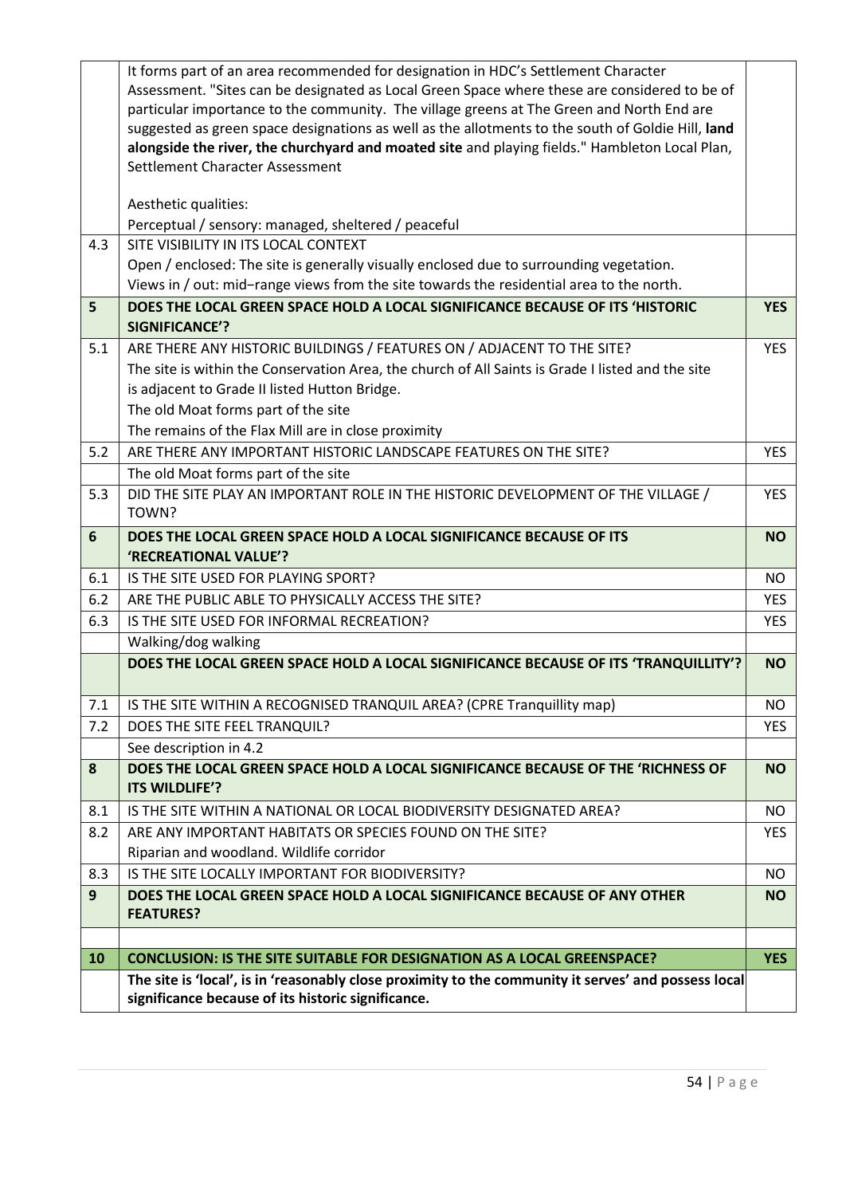|  |  |  |
|---|---|---|
|  | It forms part of an area recommended for designation in HDC's Settlement Character Assessment. "Sites can be designated as Local Green Space where these are considered to be of particular importance to the community. The village greens at The Green and North End are suggested as green space designations as well as the allotments to the south of Goldie Hill, **land alongside the river, the churchyard and moated site** and playing fields." Hambleton Local Plan, Settlement Character Assessment<br><br>Aesthetic qualities:<br>Perceptual / sensory: managed, sheltered / peaceful |  |
| 4.3 | SITE VISIBILITY IN ITS LOCAL CONTEXT<br>Open / enclosed: The site is generally visually enclosed due to surrounding vegetation.<br>Views in / out: mid–range views from the site towards the residential area to the north. |  |
| **5** | **DOES THE LOCAL GREEN SPACE HOLD A LOCAL SIGNIFICANCE BECAUSE OF ITS 'HISTORIC SIGNIFICANCE'?** | **YES** |
| 5.1 | ARE THERE ANY HISTORIC BUILDINGS / FEATURES ON / ADJACENT TO THE SITE?<br>The site is within the Conservation Area, the church of All Saints is Grade I listed and the site is adjacent to Grade II listed Hutton Bridge.<br>The old Moat forms part of the site<br>The remains of the Flax Mill are in close proximity | YES |
| 5.2 | ARE THERE ANY IMPORTANT HISTORIC LANDSCAPE FEATURES ON THE SITE? | YES |
|  | The old Moat forms part of the site |  |
| 5.3 | DID THE SITE PLAY AN IMPORTANT ROLE IN THE HISTORIC DEVELOPMENT OF THE VILLAGE / TOWN? | YES |
| **6** | **DOES THE LOCAL GREEN SPACE HOLD A LOCAL SIGNIFICANCE BECAUSE OF ITS 'RECREATIONAL VALUE'?** | **NO** |
| 6.1 | IS THE SITE USED FOR PLAYING SPORT? | NO |
| 6.2 | ARE THE PUBLIC ABLE TO PHYSICALLY ACCESS THE SITE? | YES |
| 6.3 | IS THE SITE USED FOR INFORMAL RECREATION? | YES |
|  | Walking/dog walking |  |
|  | **DOES THE LOCAL GREEN SPACE HOLD A LOCAL SIGNIFICANCE BECAUSE OF ITS 'TRANQUILLITY'?** | **NO** |
| 7.1 | IS THE SITE WITHIN A RECOGNISED TRANQUIL AREA? (CPRE Tranquillity map) | NO |
| 7.2 | DOES THE SITE FEEL TRANQUIL? | YES |
|  | See description in 4.2 |  |
| **8** | **DOES THE LOCAL GREEN SPACE HOLD A LOCAL SIGNIFICANCE BECAUSE OF THE 'RICHNESS OF ITS WILDLIFE'?** | **NO** |
| 8.1 | IS THE SITE WITHIN A NATIONAL OR LOCAL BIODIVERSITY DESIGNATED AREA? | NO |
| 8.2 | ARE ANY IMPORTANT HABITATS OR SPECIES FOUND ON THE SITE? | YES |
|  | Riparian and woodland. Wildlife corridor |  |
| 8.3 | IS THE SITE LOCALLY IMPORTANT FOR BIODIVERSITY? | NO |
| **9** | **DOES THE LOCAL GREEN SPACE HOLD A LOCAL SIGNIFICANCE BECAUSE OF ANY OTHER FEATURES?** | **NO** |
|  |  |  |
| **10** | **CONCLUSION: IS THE SITE SUITABLE FOR DESIGNATION AS A LOCAL GREENSPACE?** | **YES** |
|  | **The site is 'local', is in 'reasonably close proximity to the community it serves' and possess local significance because of its historic significance.** |  |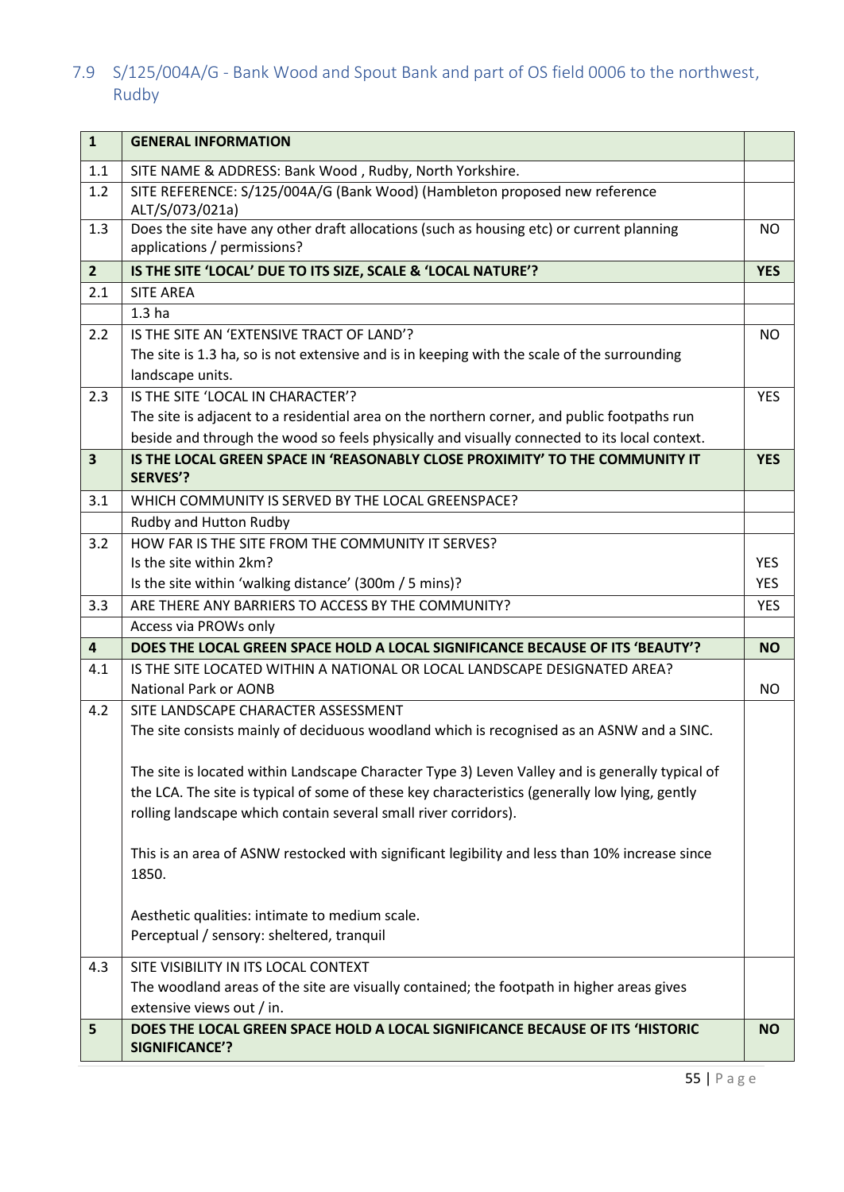## 7.9 S/125/004A/G - Bank Wood and Spout Bank and part of OS field 0006 to the northwest, Rudby

| 1 | GENERAL INFORMATION | |
|---|---|---|
| 1.1 | SITE NAME & ADDRESS: Bank Wood , Rudby, North Yorkshire. | |
| 1.2 | SITE REFERENCE: S/125/004A/G (Bank Wood) (Hambleton proposed new reference ALT/S/073/021a) | |
| 1.3 | Does the site have any other draft allocations (such as housing etc) or current planning applications / permissions? | NO |
| **2** | **IS THE SITE 'LOCAL' DUE TO ITS SIZE, SCALE & 'LOCAL NATURE'?** | **YES** |
| 2.1 | SITE AREA | |
| | 1.3 ha | |
| 2.2 | IS THE SITE AN 'EXTENSIVE TRACT OF LAND'?<br>The site is 1.3 ha, so is not extensive and is in keeping with the scale of the surrounding landscape units. | NO |
| 2.3 | IS THE SITE 'LOCAL IN CHARACTER'?<br>The site is adjacent to a residential area on the northern corner, and public footpaths run beside and through the wood so feels physically and visually connected to its local context. | YES |
| **3** | **IS THE LOCAL GREEN SPACE IN 'REASONABLY CLOSE PROXIMITY' TO THE COMMUNITY IT SERVES'?** | **YES** |
| 3.1 | WHICH COMMUNITY IS SERVED BY THE LOCAL GREENSPACE? | |
| | Rudby and Hutton Rudby | |
| 3.2 | HOW FAR IS THE SITE FROM THE COMMUNITY IT SERVES?<br>Is the site within 2km?<br>Is the site within 'walking distance' (300m / 5 mins)? | <br>YES<br>YES |
| 3.3 | ARE THERE ANY BARRIERS TO ACCESS BY THE COMMUNITY? | YES |
| | Access via PROWs only | |
| **4** | **DOES THE LOCAL GREEN SPACE HOLD A LOCAL SIGNIFICANCE BECAUSE OF ITS 'BEAUTY'?** | **NO** |
| 4.1 | IS THE SITE LOCATED WITHIN A NATIONAL OR LOCAL LANDSCAPE DESIGNATED AREA?<br>National Park or AONB | NO |
| 4.2 | SITE LANDSCAPE CHARACTER ASSESSMENT<br>The site consists mainly of deciduous woodland which is recognised as an ASNW and a SINC.<br><br>The site is located within Landscape Character Type 3) Leven Valley and is generally typical of the LCA. The site is typical of some of these key characteristics (generally low lying, gently rolling landscape which contain several small river corridors).<br><br>This is an area of ASNW restocked with significant legibility and less than 10% increase since 1850.<br><br>Aesthetic qualities: intimate to medium scale.<br>Perceptual / sensory: sheltered, tranquil | |
| 4.3 | SITE VISIBILITY IN ITS LOCAL CONTEXT<br>The woodland areas of the site are visually contained; the footpath in higher areas gives extensive views out / in. | |
| **5** | **DOES THE LOCAL GREEN SPACE HOLD A LOCAL SIGNIFICANCE BECAUSE OF ITS 'HISTORIC SIGNIFICANCE'?** | **NO** |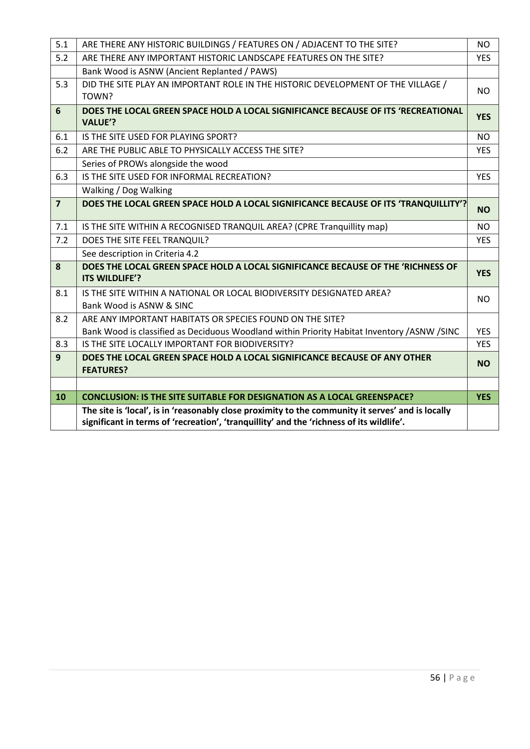| | | |
|---|---|---|
| 5.1 | ARE THERE ANY HISTORIC BUILDINGS / FEATURES ON / ADJACENT TO THE SITE? | NO |
| 5.2 | ARE THERE ANY IMPORTANT HISTORIC LANDSCAPE FEATURES ON THE SITE? | YES |
| | Bank Wood is ASNW (Ancient Replanted / PAWS) | |
| 5.3 | DID THE SITE PLAY AN IMPORTANT ROLE IN THE HISTORIC DEVELOPMENT OF THE VILLAGE / TOWN? | NO |
| **6** | **DOES THE LOCAL GREEN SPACE HOLD A LOCAL SIGNIFICANCE BECAUSE OF ITS 'RECREATIONAL VALUE'?** | **YES** |
| 6.1 | IS THE SITE USED FOR PLAYING SPORT? | NO |
| 6.2 | ARE THE PUBLIC ABLE TO PHYSICALLY ACCESS THE SITE? | YES |
| | Series of PROWs alongside the wood | |
| 6.3 | IS THE SITE USED FOR INFORMAL RECREATION? | YES |
| | Walking / Dog Walking | |
| **7** | **DOES THE LOCAL GREEN SPACE HOLD A LOCAL SIGNIFICANCE BECAUSE OF ITS 'TRANQUILLITY'?** | **NO** |
| 7.1 | IS THE SITE WITHIN A RECOGNISED TRANQUIL AREA? (CPRE Tranquillity map) | NO |
| 7.2 | DOES THE SITE FEEL TRANQUIL? | YES |
| | See description in Criteria 4.2 | |
| **8** | **DOES THE LOCAL GREEN SPACE HOLD A LOCAL SIGNIFICANCE BECAUSE OF THE 'RICHNESS OF ITS WILDLIFE'?** | **YES** |
| 8.1 | IS THE SITE WITHIN A NATIONAL OR LOCAL BIODIVERSITY DESIGNATED AREA? Bank Wood is ASNW & SINC | NO |
| 8.2 | ARE ANY IMPORTANT HABITATS OR SPECIES FOUND ON THE SITE? Bank Wood is classified as Deciduous Woodland within Priority Habitat Inventory /ASNW /SINC | YES |
| 8.3 | IS THE SITE LOCALLY IMPORTANT FOR BIODIVERSITY? | YES |
| **9** | **DOES THE LOCAL GREEN SPACE HOLD A LOCAL SIGNIFICANCE BECAUSE OF ANY OTHER FEATURES?** | **NO** |
| | | |
| **10** | **CONCLUSION: IS THE SITE SUITABLE FOR DESIGNATION AS A LOCAL GREENSPACE?** | **YES** |
| | **The site is 'local', is in 'reasonably close proximity to the community it serves' and is locally significant in terms of 'recreation', 'tranquillity' and the 'richness of its wildlife'.** | |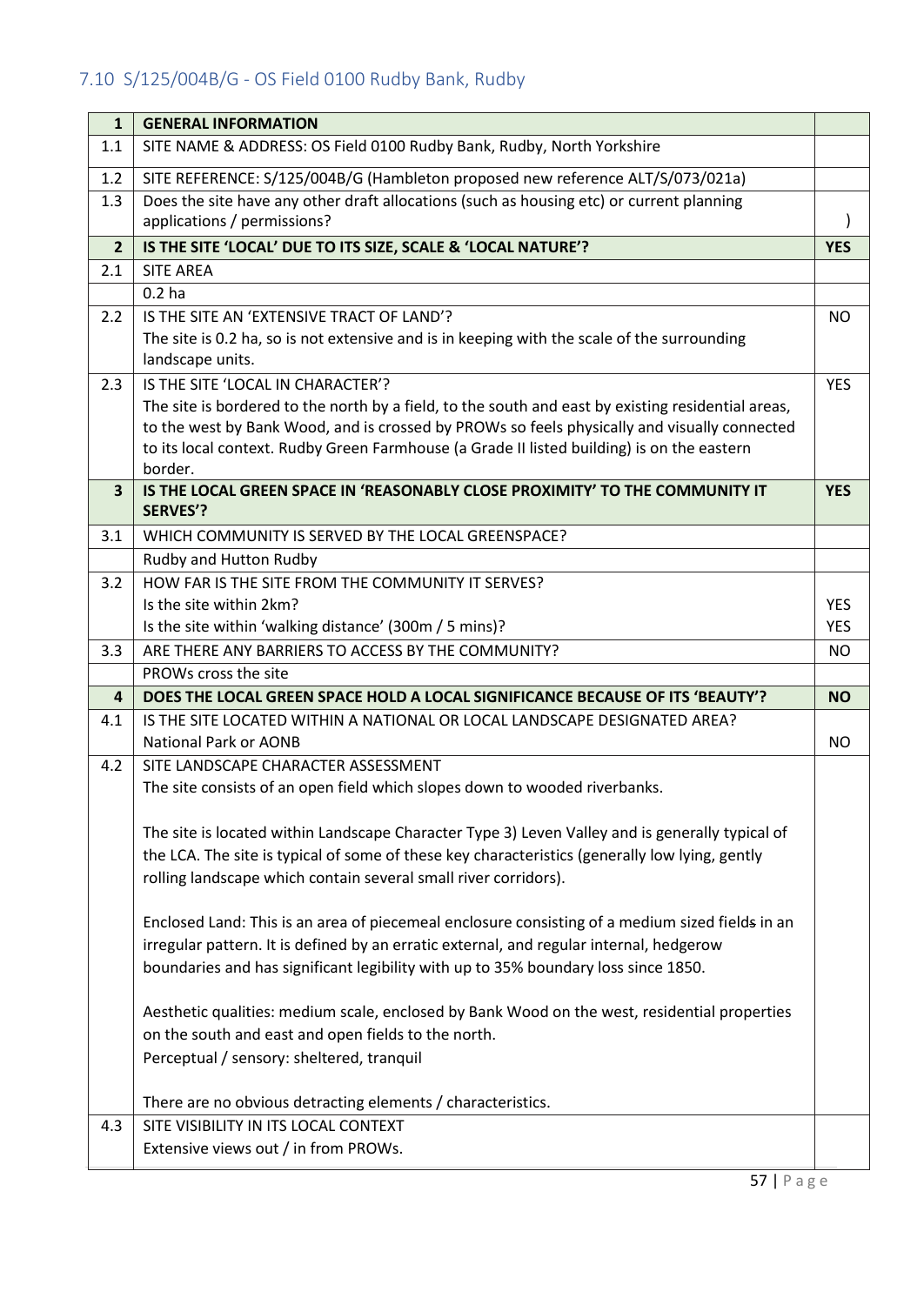## 7.10 S/125/004B/G - OS Field 0100 Rudby Bank, Rudby

| 1 | GENERAL INFORMATION | |
|---|---|---|
| 1.1 | SITE NAME & ADDRESS: OS Field 0100 Rudby Bank, Rudby, North Yorkshire | |
| 1.2 | SITE REFERENCE: S/125/004B/G (Hambleton proposed new reference ALT/S/073/021a) | |
| 1.3 | Does the site have any other draft allocations (such as housing etc) or current planning applications / permissions? | ) |
| **2** | **IS THE SITE 'LOCAL' DUE TO ITS SIZE, SCALE & 'LOCAL NATURE'?** | **YES** |
| 2.1 | SITE AREA | |
| | 0.2 ha | |
| 2.2 | IS THE SITE AN 'EXTENSIVE TRACT OF LAND'?<br>The site is 0.2 ha, so is not extensive and is in keeping with the scale of the surrounding landscape units. | NO |
| 2.3 | IS THE SITE 'LOCAL IN CHARACTER'?<br>The site is bordered to the north by a field, to the south and east by existing residential areas, to the west by Bank Wood, and is crossed by PROWs so feels physically and visually connected to its local context. Rudby Green Farmhouse (a Grade II listed building) is on the eastern border. | YES |
| **3** | **IS THE LOCAL GREEN SPACE IN 'REASONABLY CLOSE PROXIMITY' TO THE COMMUNITY IT SERVES'?** | **YES** |
| 3.1 | WHICH COMMUNITY IS SERVED BY THE LOCAL GREENSPACE? | |
| | Rudby and Hutton Rudby | |
| 3.2 | HOW FAR IS THE SITE FROM THE COMMUNITY IT SERVES?<br>Is the site within 2km?<br>Is the site within 'walking distance' (300m / 5 mins)? | <br>YES<br>YES |
| 3.3 | ARE THERE ANY BARRIERS TO ACCESS BY THE COMMUNITY? | NO |
| | PROWs cross the site | |
| **4** | **DOES THE LOCAL GREEN SPACE HOLD A LOCAL SIGNIFICANCE BECAUSE OF ITS 'BEAUTY'?** | **NO** |
| 4.1 | IS THE SITE LOCATED WITHIN A NATIONAL OR LOCAL LANDSCAPE DESIGNATED AREA?<br>National Park or AONB | <br>NO |
| 4.2 | SITE LANDSCAPE CHARACTER ASSESSMENT<br>The site consists of an open field which slopes down to wooded riverbanks.<br><br>The site is located within Landscape Character Type 3) Leven Valley and is generally typical of the LCA. The site is typical of some of these key characteristics (generally low lying, gently rolling landscape which contain several small river corridors).<br><br>Enclosed Land: This is an area of piecemeal enclosure consisting of a medium sized fields in an irregular pattern. It is defined by an erratic external, and regular internal, hedgerow boundaries and has significant legibility with up to 35% boundary loss since 1850.<br><br>Aesthetic qualities: medium scale, enclosed by Bank Wood on the west, residential properties on the south and east and open fields to the north.<br>Perceptual / sensory: sheltered, tranquil<br><br>There are no obvious detracting elements / characteristics. | |
| 4.3 | SITE VISIBILITY IN ITS LOCAL CONTEXT<br>Extensive views out / in from PROWs. | |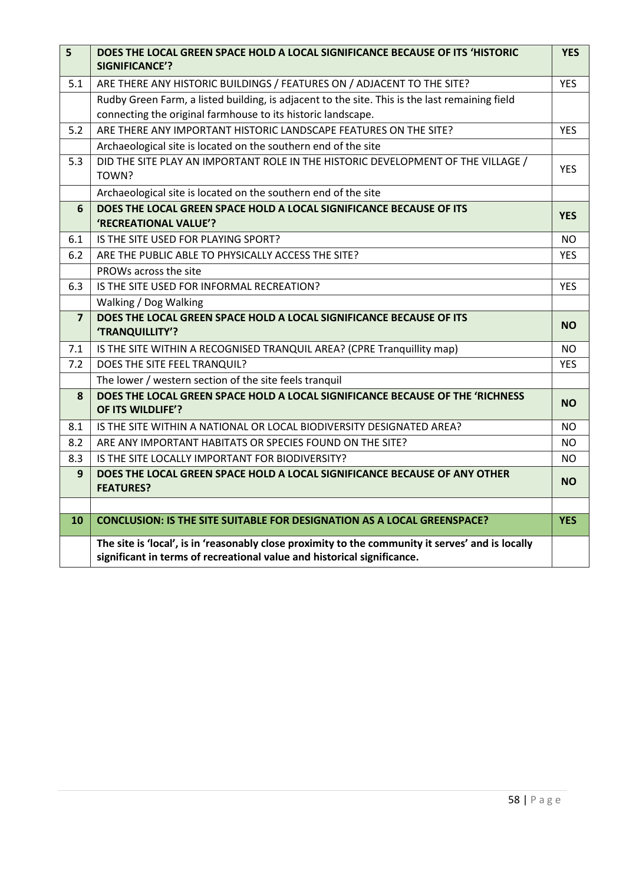| | | |
|---|---|---|
| **5** | **DOES THE LOCAL GREEN SPACE HOLD A LOCAL SIGNIFICANCE BECAUSE OF ITS 'HISTORIC SIGNIFICANCE'?** | **YES** |
| 5.1 | ARE THERE ANY HISTORIC BUILDINGS / FEATURES ON / ADJACENT TO THE SITE? | YES |
| | Rudby Green Farm, a listed building, is adjacent to the site. This is the last remaining field connecting the original farmhouse to its historic landscape. | |
| 5.2 | ARE THERE ANY IMPORTANT HISTORIC LANDSCAPE FEATURES ON THE SITE? | YES |
| | Archaeological site is located on the southern end of the site | |
| 5.3 | DID THE SITE PLAY AN IMPORTANT ROLE IN THE HISTORIC DEVELOPMENT OF THE VILLAGE / TOWN? | YES |
| | Archaeological site is located on the southern end of the site | |
| **6** | **DOES THE LOCAL GREEN SPACE HOLD A LOCAL SIGNIFICANCE BECAUSE OF ITS 'RECREATIONAL VALUE'?** | **YES** |
| 6.1 | IS THE SITE USED FOR PLAYING SPORT? | NO |
| 6.2 | ARE THE PUBLIC ABLE TO PHYSICALLY ACCESS THE SITE? | YES |
| | PROWs across the site | |
| 6.3 | IS THE SITE USED FOR INFORMAL RECREATION? | YES |
| | Walking / Dog Walking | |
| **7** | **DOES THE LOCAL GREEN SPACE HOLD A LOCAL SIGNIFICANCE BECAUSE OF ITS 'TRANQUILLITY'?** | **NO** |
| 7.1 | IS THE SITE WITHIN A RECOGNISED TRANQUIL AREA? (CPRE Tranquillity map) | NO |
| 7.2 | DOES THE SITE FEEL TRANQUIL? | YES |
| | The lower / western section of the site feels tranquil | |
| **8** | **DOES THE LOCAL GREEN SPACE HOLD A LOCAL SIGNIFICANCE BECAUSE OF THE 'RICHNESS OF ITS WILDLIFE'?** | **NO** |
| 8.1 | IS THE SITE WITHIN A NATIONAL OR LOCAL BIODIVERSITY DESIGNATED AREA? | NO |
| 8.2 | ARE ANY IMPORTANT HABITATS OR SPECIES FOUND ON THE SITE? | NO |
| 8.3 | IS THE SITE LOCALLY IMPORTANT FOR BIODIVERSITY? | NO |
| **9** | **DOES THE LOCAL GREEN SPACE HOLD A LOCAL SIGNIFICANCE BECAUSE OF ANY OTHER FEATURES?** | **NO** |
| | | |
| **10** | **CONCLUSION: IS THE SITE SUITABLE FOR DESIGNATION AS A LOCAL GREENSPACE?** | **YES** |
| | **The site is 'local', is in 'reasonably close proximity to the community it serves' and is locally significant in terms of recreational value and historical significance.** | |